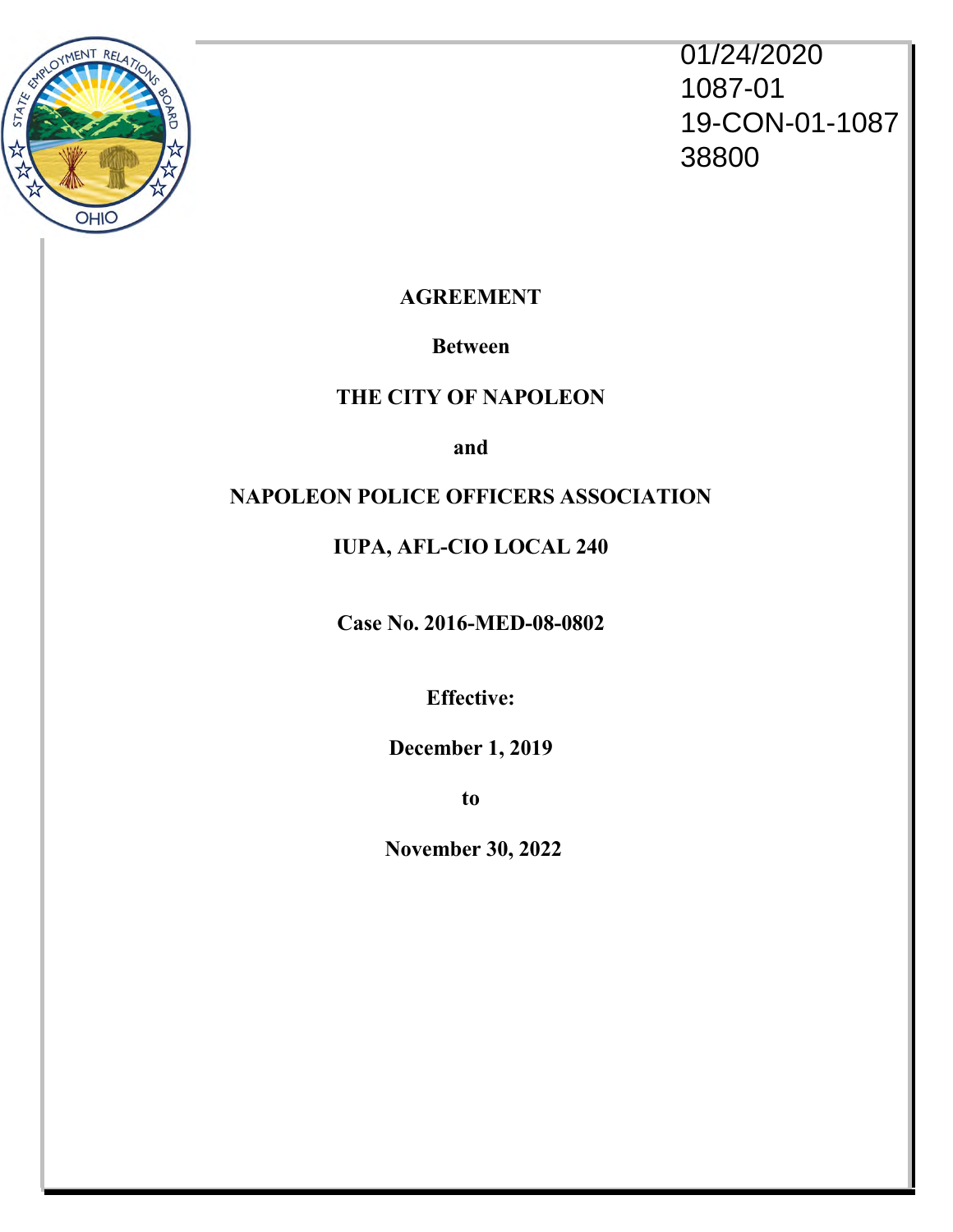01/24/2020
1087-01
19-CON-01-1087
38800

**AGREEMENT**

**Between**

**THE CITY OF NAPOLEON**

**and**

**NAPOLEON POLICE OFFICERS ASSOCIATION**

**IUPA, AFL-CIO LOCAL 240**

**Case No. 2016-MED-08-0802**

**Effective:**

**December 1, 2019**

**to**

**November 30, 2022**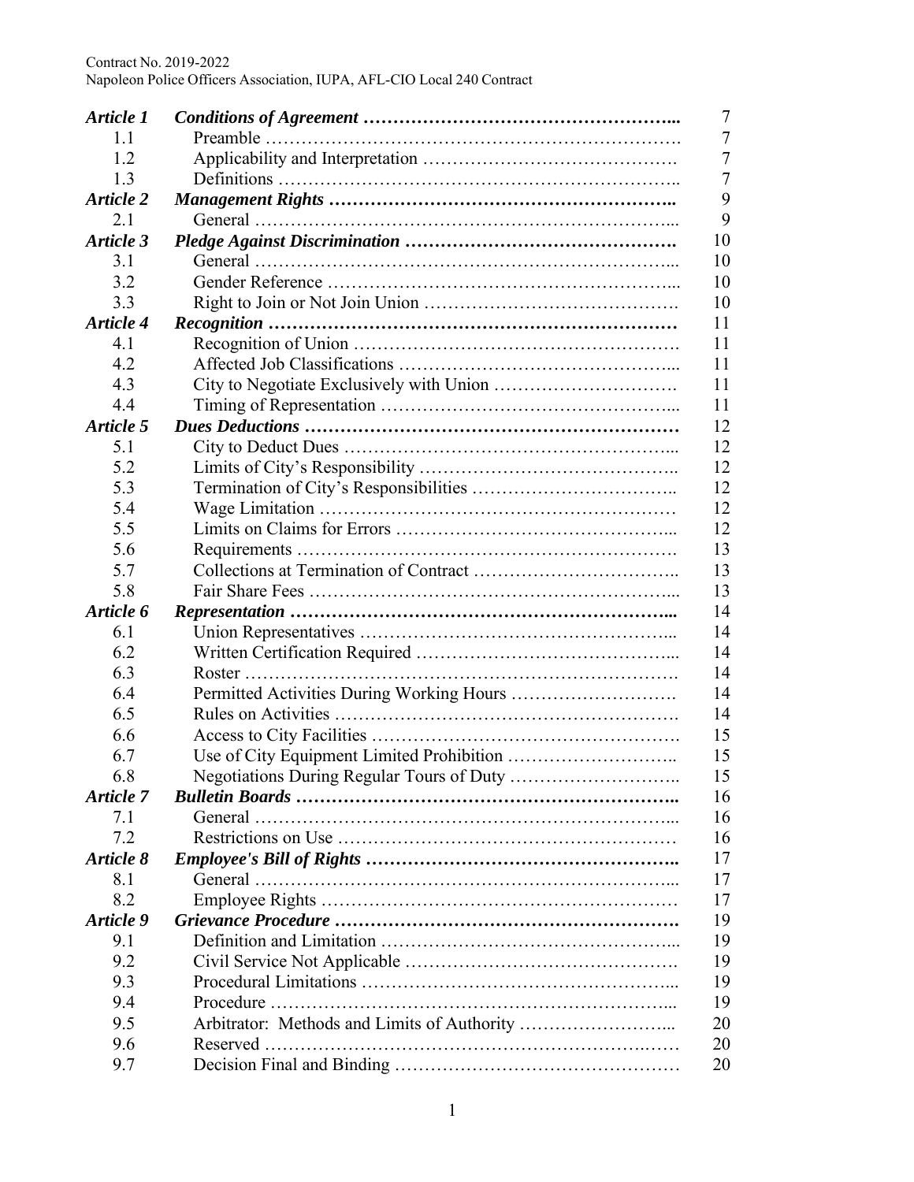| | | |
|---|---|---|
| ***Article 1*** | ***Conditions of Agreement*** | 7 |
| 1.1 | Preamble | 7 |
| 1.2 | Applicability and Interpretation | 7 |
| 1.3 | Definitions | 7 |
| ***Article 2*** | ***Management Rights*** | 9 |
| 2.1 | General | 9 |
| ***Article 3*** | ***Pledge Against Discrimination*** | 10 |
| 3.1 | General | 10 |
| 3.2 | Gender Reference | 10 |
| 3.3 | Right to Join or Not Join Union | 10 |
| ***Article 4*** | ***Recognition*** | 11 |
| 4.1 | Recognition of Union | 11 |
| 4.2 | Affected Job Classifications | 11 |
| 4.3 | City to Negotiate Exclusively with Union | 11 |
| 4.4 | Timing of Representation | 11 |
| ***Article 5*** | ***Dues Deductions*** | 12 |
| 5.1 | City to Deduct Dues | 12 |
| 5.2 | Limits of City's Responsibility | 12 |
| 5.3 | Termination of City's Responsibilities | 12 |
| 5.4 | Wage Limitation | 12 |
| 5.5 | Limits on Claims for Errors | 12 |
| 5.6 | Requirements | 13 |
| 5.7 | Collections at Termination of Contract | 13 |
| 5.8 | Fair Share Fees | 13 |
| ***Article 6*** | ***Representation*** | 14 |
| 6.1 | Union Representatives | 14 |
| 6.2 | Written Certification Required | 14 |
| 6.3 | Roster | 14 |
| 6.4 | Permitted Activities During Working Hours | 14 |
| 6.5 | Rules on Activities | 14 |
| 6.6 | Access to City Facilities | 15 |
| 6.7 | Use of City Equipment Limited Prohibition | 15 |
| 6.8 | Negotiations During Regular Tours of Duty | 15 |
| ***Article 7*** | ***Bulletin Boards*** | 16 |
| 7.1 | General | 16 |
| 7.2 | Restrictions on Use | 16 |
| ***Article 8*** | ***Employee's Bill of Rights*** | 17 |
| 8.1 | General | 17 |
| 8.2 | Employee Rights | 17 |
| ***Article 9*** | ***Grievance Procedure*** | 19 |
| 9.1 | Definition and Limitation | 19 |
| 9.2 | Civil Service Not Applicable | 19 |
| 9.3 | Procedural Limitations | 19 |
| 9.4 | Procedure | 19 |
| 9.5 | Arbitrator: Methods and Limits of Authority | 20 |
| 9.6 | Reserved | 20 |
| 9.7 | Decision Final and Binding | 20 |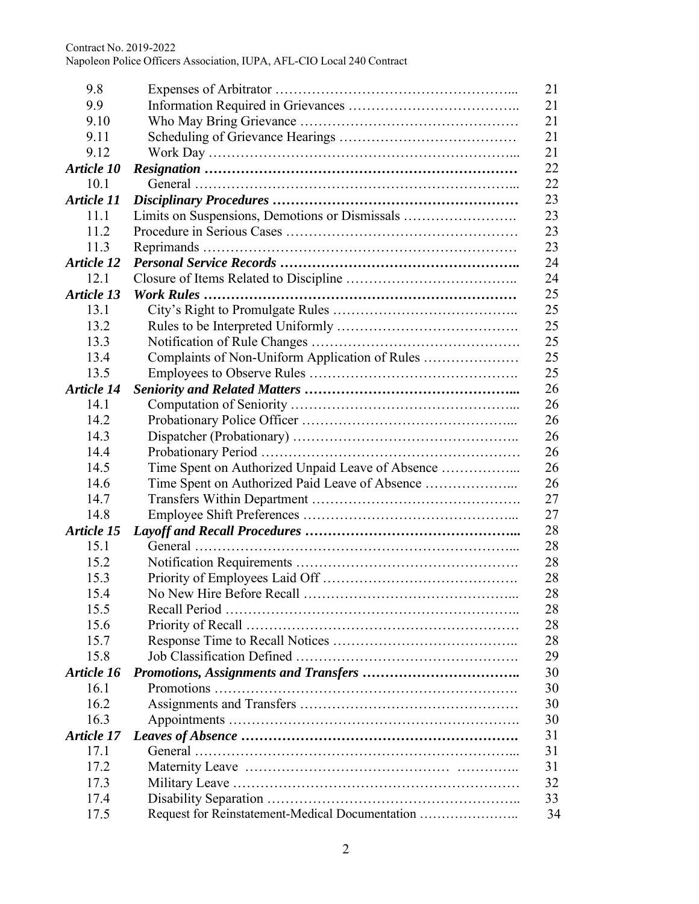| | | |
|---|---|---|
| 9.8 | Expenses of Arbitrator | 21 |
| 9.9 | Information Required in Grievances | 21 |
| 9.10 | Who May Bring Grievance | 21 |
| 9.11 | Scheduling of Grievance Hearings | 21 |
| 9.12 | Work Day | 21 |
| ***Article 10*** | ***Resignation*** | 22 |
| 10.1 | General | 22 |
| ***Article 11*** | ***Disciplinary Procedures*** | 23 |
| 11.1 | Limits on Suspensions, Demotions or Dismissals | 23 |
| 11.2 | Procedure in Serious Cases | 23 |
| 11.3 | Reprimands | 23 |
| ***Article 12*** | ***Personal Service Records*** | 24 |
| 12.1 | Closure of Items Related to Discipline | 24 |
| ***Article 13*** | ***Work Rules*** | 25 |
| 13.1 | City's Right to Promulgate Rules | 25 |
| 13.2 | Rules to be Interpreted Uniformly | 25 |
| 13.3 | Notification of Rule Changes | 25 |
| 13.4 | Complaints of Non-Uniform Application of Rules | 25 |
| 13.5 | Employees to Observe Rules | 25 |
| ***Article 14*** | ***Seniority and Related Matters*** | 26 |
| 14.1 | Computation of Seniority | 26 |
| 14.2 | Probationary Police Officer | 26 |
| 14.3 | Dispatcher (Probationary) | 26 |
| 14.4 | Probationary Period | 26 |
| 14.5 | Time Spent on Authorized Unpaid Leave of Absence | 26 |
| 14.6 | Time Spent on Authorized Paid Leave of Absence | 26 |
| 14.7 | Transfers Within Department | 27 |
| 14.8 | Employee Shift Preferences | 27 |
| ***Article 15*** | ***Layoff and Recall Procedures*** | 28 |
| 15.1 | General | 28 |
| 15.2 | Notification Requirements | 28 |
| 15.3 | Priority of Employees Laid Off | 28 |
| 15.4 | No New Hire Before Recall | 28 |
| 15.5 | Recall Period | 28 |
| 15.6 | Priority of Recall | 28 |
| 15.7 | Response Time to Recall Notices | 28 |
| 15.8 | Job Classification Defined | 29 |
| ***Article 16*** | ***Promotions, Assignments and Transfers*** | 30 |
| 16.1 | Promotions | 30 |
| 16.2 | Assignments and Transfers | 30 |
| 16.3 | Appointments | 30 |
| ***Article 17*** | ***Leaves of Absence*** | 31 |
| 17.1 | General | 31 |
| 17.2 | Maternity Leave | 31 |
| 17.3 | Military Leave | 32 |
| 17.4 | Disability Separation | 33 |
| 17.5 | Request for Reinstatement-Medical Documentation | 34 |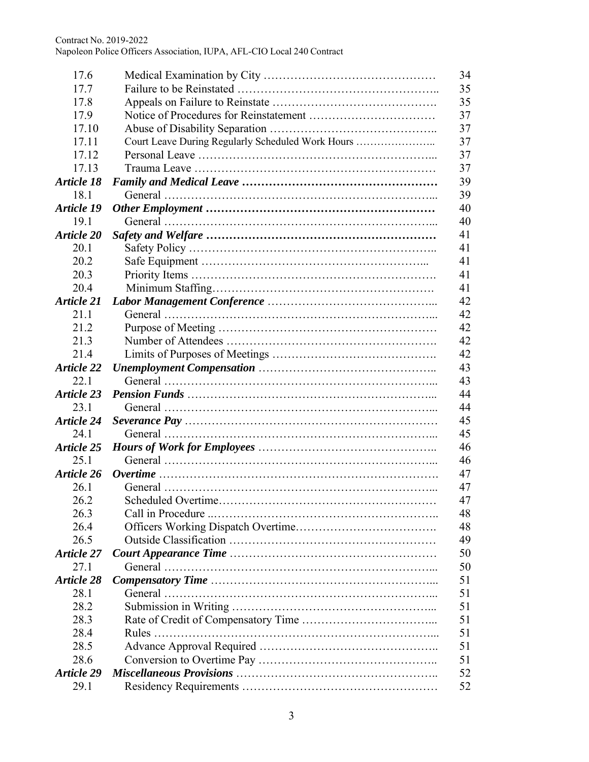| | | |
|---|---|---|
| 17.6 | Medical Examination by City | 34 |
| 17.7 | Failure to be Reinstated | 35 |
| 17.8 | Appeals on Failure to Reinstate | 35 |
| 17.9 | Notice of Procedures for Reinstatement | 37 |
| 17.10 | Abuse of Disability Separation | 37 |
| 17.11 | Court Leave During Regularly Scheduled Work Hours | 37 |
| 17.12 | Personal Leave | 37 |
| 17.13 | Trauma Leave | 37 |
| ***Article 18*** | ***Family and Medical Leave*** | 39 |
| 18.1 | General | 39 |
| ***Article 19*** | ***Other Employment*** | 40 |
| 19.1 | General | 40 |
| ***Article 20*** | ***Safety and Welfare*** | 41 |
| 20.1 | Safety Policy | 41 |
| 20.2 | Safe Equipment | 41 |
| 20.3 | Priority Items | 41 |
| 20.4 | Minimum Staffing | 41 |
| ***Article 21*** | ***Labor Management Conference*** | 42 |
| 21.1 | General | 42 |
| 21.2 | Purpose of Meeting | 42 |
| 21.3 | Number of Attendees | 42 |
| 21.4 | Limits of Purposes of Meetings | 42 |
| ***Article 22*** | ***Unemployment Compensation*** | 43 |
| 22.1 | General | 43 |
| ***Article 23*** | ***Pension Funds*** | 44 |
| 23.1 | General | 44 |
| ***Article 24*** | ***Severance Pay*** | 45 |
| 24.1 | General | 45 |
| ***Article 25*** | ***Hours of Work for Employees*** | 46 |
| 25.1 | General | 46 |
| ***Article 26*** | ***Overtime*** | 47 |
| 26.1 | General | 47 |
| 26.2 | Scheduled Overtime | 47 |
| 26.3 | Call in Procedure | 48 |
| 26.4 | Officers Working Dispatch Overtime | 48 |
| 26.5 | Outside Classification | 49 |
| ***Article 27*** | ***Court Appearance Time*** | 50 |
| 27.1 | General | 50 |
| ***Article 28*** | ***Compensatory Time*** | 51 |
| 28.1 | General | 51 |
| 28.2 | Submission in Writing | 51 |
| 28.3 | Rate of Credit of Compensatory Time | 51 |
| 28.4 | Rules | 51 |
| 28.5 | Advance Approval Required | 51 |
| 28.6 | Conversion to Overtime Pay | 51 |
| ***Article 29*** | ***Miscellaneous Provisions*** | 52 |
| 29.1 | Residency Requirements | 52 |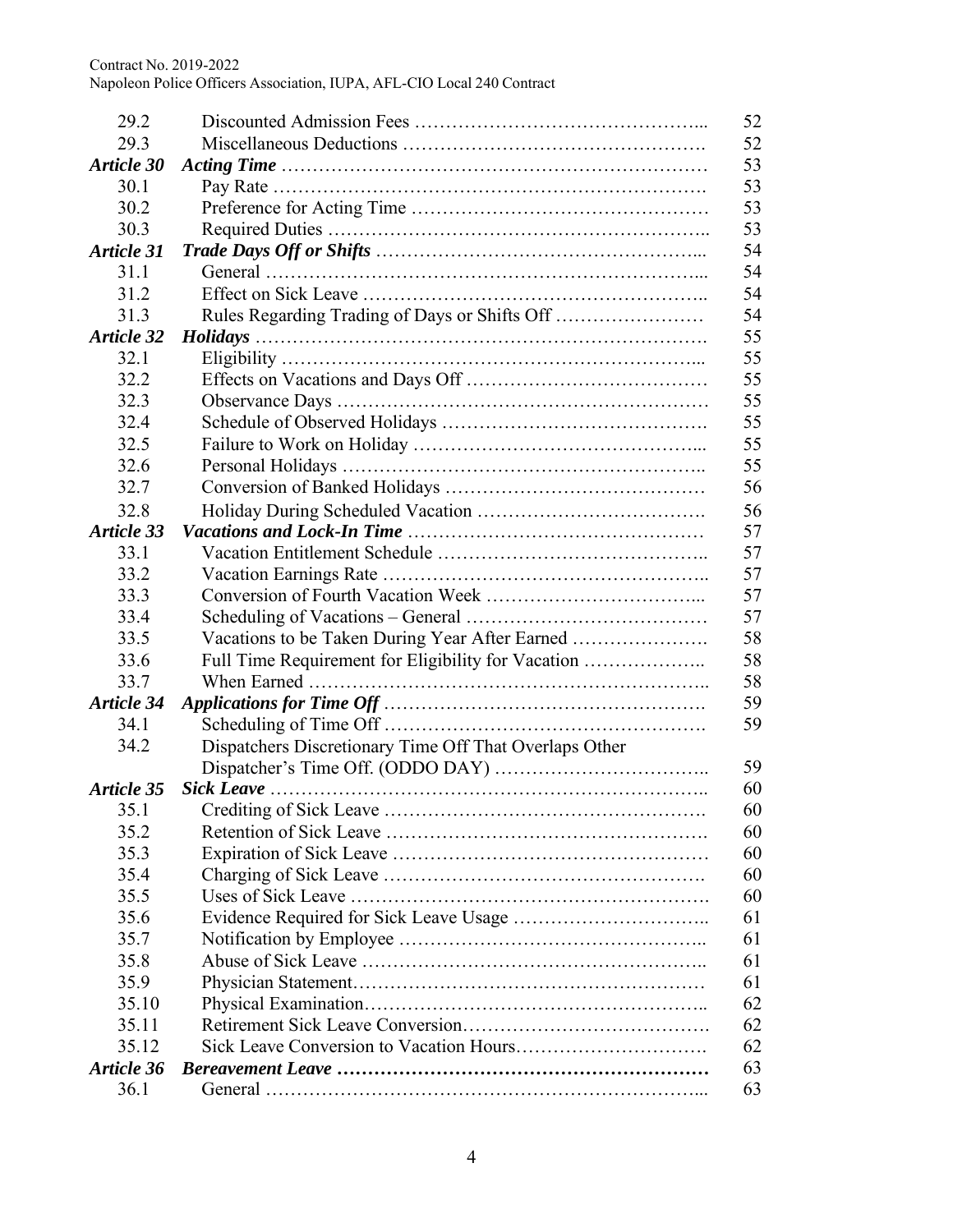| | | |
|---|---|---|
| 29.2 | Discounted Admission Fees ……………………………………... | 52 |
| 29.3 | Miscellaneous Deductions …………………………………………. | 52 |
| ***Article 30*** | ***Acting Time*** ………………………………………………………… | 53 |
| 30.1 | Pay Rate ……………………………………………………………. | 53 |
| 30.2 | Preference for Acting Time ………………………………………… | 53 |
| 30.3 | Required Duties …………………………………………………….. | 53 |
| ***Article 31*** | ***Trade Days Off or Shifts*** ……………………………………………... | 54 |
| 31.1 | General ……………………………………………………………... | 54 |
| 31.2 | Effect on Sick Leave ……………………………………………….. | 54 |
| 31.3 | Rules Regarding Trading of Days or Shifts Off …………………… | 54 |
| ***Article 32*** | ***Holidays*** ……………………………………………………………. | 55 |
| 32.1 | Eligibility …………………………………………………………... | 55 |
| 32.2 | Effects on Vacations and Days Off ………………………………… | 55 |
| 32.3 | Observance Days …………………………………………………… | 55 |
| 32.4 | Schedule of Observed Holidays ……………………………………. | 55 |
| 32.5 | Failure to Work on Holiday ……………………………………….... | 55 |
| 32.6 | Personal Holidays ………………………………………………….. | 55 |
| 32.7 | Conversion of Banked Holidays …………………………………… | 56 |
| 32.8 | Holiday During Scheduled Vacation ………………………………. | 56 |
| ***Article 33*** | ***Vacations and Lock-In Time*** ………………………………………… | 57 |
| 33.1 | Vacation Entitlement Schedule …………………………………….. | 57 |
| 33.2 | Vacation Earnings Rate …………………………………………….. | 57 |
| 33.3 | Conversion of Fourth Vacation Week ……………………………... | 57 |
| 33.4 | Scheduling of Vacations – General ………………………………… | 57 |
| 33.5 | Vacations to be Taken During Year After Earned …………………. | 58 |
| 33.6 | Full Time Requirement for Eligibility for Vacation ……………….. | 58 |
| 33.7 | When Earned ……………………………………………………….. | 58 |
| ***Article 34*** | ***Applications for Time Off*** ……………………………………………. | 59 |
| 34.1 | Scheduling of Time Off ……………………………………………. | 59 |
| 34.2 | Dispatchers Discretionary Time Off That Overlaps Other Dispatcher's Time Off. (ODDO DAY) …………………………….. | 59 |
| ***Article 35*** | ***Sick Leave*** …………………………………………………………….. | 60 |
| 35.1 | Crediting of Sick Leave ……………………………………………. | 60 |
| 35.2 | Retention of Sick Leave ……………………………………………. | 60 |
| 35.3 | Expiration of Sick Leave …………………………………………… | 60 |
| 35.4 | Charging of Sick Leave ……………………………………………. | 60 |
| 35.5 | Uses of Sick Leave …………………………………………………. | 60 |
| 35.6 | Evidence Required for Sick Leave Usage ………………………….. | 61 |
| 35.7 | Notification by Employee ………………………………………….. | 61 |
| 35.8 | Abuse of Sick Leave ……………………………………………….. | 61 |
| 35.9 | Physician Statement………………………………………………… | 61 |
| 35.10 | Physical Examination……………………………………………….. | 62 |
| 35.11 | Retirement Sick Leave Conversion…………………………………. | 62 |
| 35.12 | Sick Leave Conversion to Vacation Hours…………………………. | 62 |
| ***Article 36*** | ***Bereavement Leave*** **……………………………………………………** | 63 |
| 36.1 | General ……………………………………………………………... | 63 |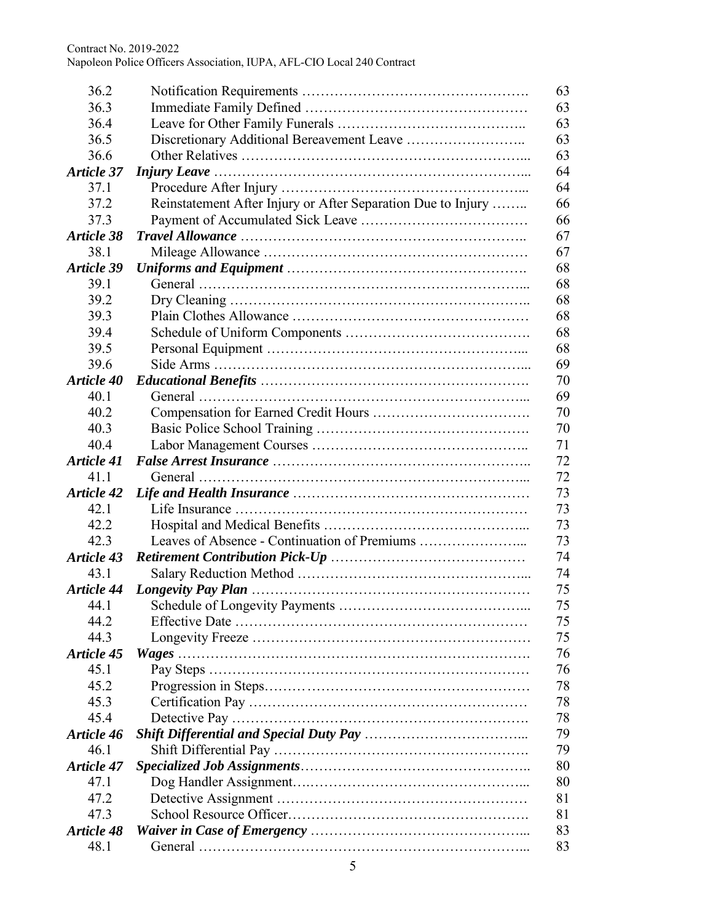| | | |
|---|---|---|
| 36.2 | Notification Requirements ………………………………………… | 63 |
| 36.3 | Immediate Family Defined ………………………………………… | 63 |
| 36.4 | Leave for Other Family Funerals ……………………………….. | 63 |
| 36.5 | Discretionary Additional Bereavement Leave …………………….. | 63 |
| 36.6 | Other Relatives …………………………………………………... | 63 |
| ***Article 37*** | ***Injury Leave*** …………………………………………………... | 64 |
| 37.1 | Procedure After Injury …………………………………………... | 64 |
| 37.2 | Reinstatement After Injury or After Separation Due to Injury …….. | 66 |
| 37.3 | Payment of Accumulated Sick Leave …………………………… | 66 |
| ***Article 38*** | ***Travel Allowance*** …………………………………………………….. | 67 |
| 38.1 | Mileage Allowance ……………………………………………… | 67 |
| ***Article 39*** | ***Uniforms and Equipment*** …………………………………………. | 68 |
| 39.1 | General …………………………………………………………... | 68 |
| 39.2 | Dry Cleaning …………………………………………………….. | 68 |
| 39.3 | Plain Clothes Allowance ………………………………………… | 68 |
| 39.4 | Schedule of Uniform Components ………………………………. | 68 |
| 39.5 | Personal Equipment ……………………………………………... | 68 |
| 39.6 | Side Arms ………………………………………………………... | 69 |
| ***Article 40*** | ***Educational Benefits*** ………………………………………………. | 70 |
| 40.1 | General …………………………………………………………... | 69 |
| 40.2 | Compensation for Earned Credit Hours …………………………. | 70 |
| 40.3 | Basic Police School Training ……………………………………. | 70 |
| 40.4 | Labor Management Courses …………………………………….. | 71 |
| ***Article 41*** | ***False Arrest Insurance*** ……………………………………………….. | 72 |
| 41.1 | General …………………………………………………………... | 72 |
| ***Article 42*** | ***Life and Health Insurance*** …………………………………………… | 73 |
| 42.1 | Life Insurance …………………………………………………… | 73 |
| 42.2 | Hospital and Medical Benefits …………………………………... | 73 |
| 42.3 | Leaves of Absence - Continuation of Premiums …………………... | 73 |
| ***Article 43*** | ***Retirement Contribution Pick-Up*** ………………………………… | 74 |
| 43.1 | Salary Reduction Method ………………………………………... | 74 |
| ***Article 44*** | ***Longevity Pay Plan*** …………………………………………………… | 75 |
| 44.1 | Schedule of Longevity Payments ………………………………... | 75 |
| 44.2 | Effective Date …………………………………………………… | 75 |
| 44.3 | Longevity Freeze ………………………………………………… | 75 |
| ***Article 45*** | ***Wages*** ………………………………………………………………. | 76 |
| 45.1 | Pay Steps ………………………………………………………… | 76 |
| 45.2 | Progression in Steps……………………………………………… | 78 |
| 45.3 | Certification Pay ………………………………………………… | 78 |
| 45.4 | Detective Pay ……………………………………………………. | 78 |
| ***Article 46*** | ***Shift Differential and Special Duty Pay*** ……………………………... | 79 |
| 46.1 | Shift Differential Pay ……………………………………………. | 79 |
| ***Article 47*** | ***Specialized Job Assignments***……………………………………….. | 80 |
| 47.1 | Dog Handler Assignment………………………………………... | 80 |
| 47.2 | Detective Assignment …………………………………………… | 81 |
| 47.3 | School Resource Officer…………………………………………. | 81 |
| ***Article 48*** | ***Waiver in Case of Emergency*** ……………………………………... | 83 |
| 48.1 | General …………………………………………………………... | 83 |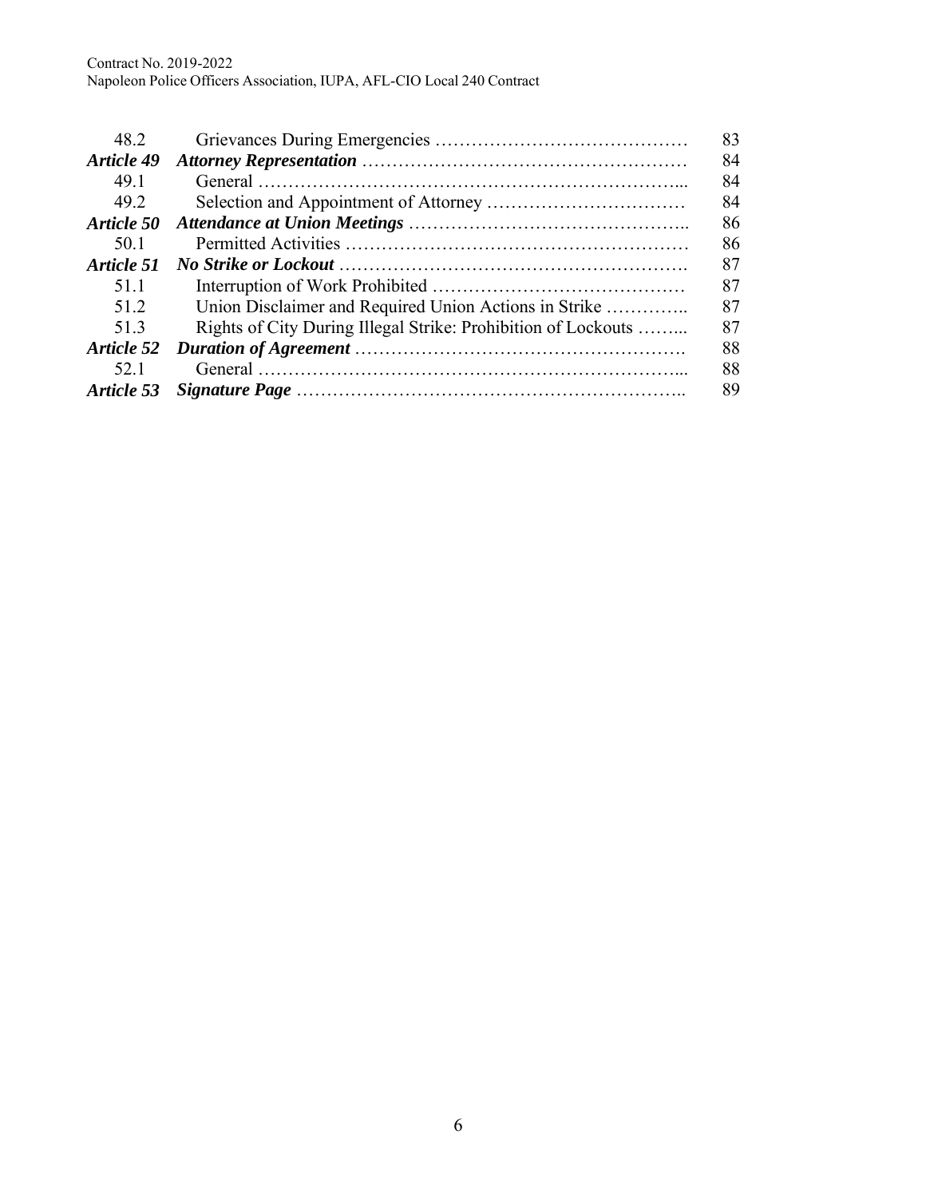| | | |
|---|---|---|
| 48.2 | Grievances During Emergencies | 83 |
| ***Article 49*** | ***Attorney Representation*** | 84 |
| 49.1 | General | 84 |
| 49.2 | Selection and Appointment of Attorney | 84 |
| ***Article 50*** | ***Attendance at Union Meetings*** | 86 |
| 50.1 | Permitted Activities | 86 |
| ***Article 51*** | ***No Strike or Lockout*** | 87 |
| 51.1 | Interruption of Work Prohibited | 87 |
| 51.2 | Union Disclaimer and Required Union Actions in Strike | 87 |
| 51.3 | Rights of City During Illegal Strike: Prohibition of Lockouts | 87 |
| ***Article 52*** | ***Duration of Agreement*** | 88 |
| 52.1 | General | 88 |
| ***Article 53*** | ***Signature Page*** | 89 |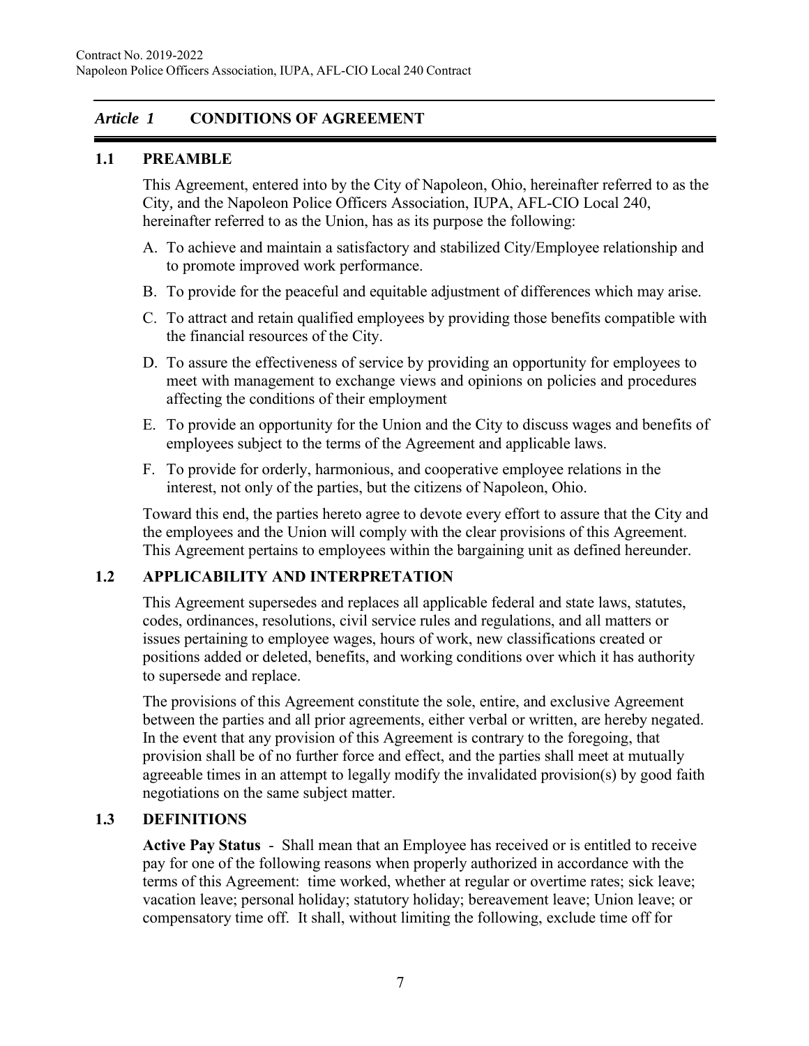## *Article 1* CONDITIONS OF AGREEMENT

### 1.1 PREAMBLE

This Agreement, entered into by the City of Napoleon, Ohio, hereinafter referred to as the City, and the Napoleon Police Officers Association, IUPA, AFL-CIO Local 240, hereinafter referred to as the Union, has as its purpose the following:

A. To achieve and maintain a satisfactory and stabilized City/Employee relationship and to promote improved work performance.

B. To provide for the peaceful and equitable adjustment of differences which may arise.

C. To attract and retain qualified employees by providing those benefits compatible with the financial resources of the City.

D. To assure the effectiveness of service by providing an opportunity for employees to meet with management to exchange views and opinions on policies and procedures affecting the conditions of their employment

E. To provide an opportunity for the Union and the City to discuss wages and benefits of employees subject to the terms of the Agreement and applicable laws.

F. To provide for orderly, harmonious, and cooperative employee relations in the interest, not only of the parties, but the citizens of Napoleon, Ohio.

Toward this end, the parties hereto agree to devote every effort to assure that the City and the employees and the Union will comply with the clear provisions of this Agreement. This Agreement pertains to employees within the bargaining unit as defined hereunder.

### 1.2 APPLICABILITY AND INTERPRETATION

This Agreement supersedes and replaces all applicable federal and state laws, statutes, codes, ordinances, resolutions, civil service rules and regulations, and all matters or issues pertaining to employee wages, hours of work, new classifications created or positions added or deleted, benefits, and working conditions over which it has authority to supersede and replace.

The provisions of this Agreement constitute the sole, entire, and exclusive Agreement between the parties and all prior agreements, either verbal or written, are hereby negated. In the event that any provision of this Agreement is contrary to the foregoing, that provision shall be of no further force and effect, and the parties shall meet at mutually agreeable times in an attempt to legally modify the invalidated provision(s) by good faith negotiations on the same subject matter.

### 1.3 DEFINITIONS

**Active Pay Status** - Shall mean that an Employee has received or is entitled to receive pay for one of the following reasons when properly authorized in accordance with the terms of this Agreement: time worked, whether at regular or overtime rates; sick leave; vacation leave; personal holiday; statutory holiday; bereavement leave; Union leave; or compensatory time off. It shall, without limiting the following, exclude time off for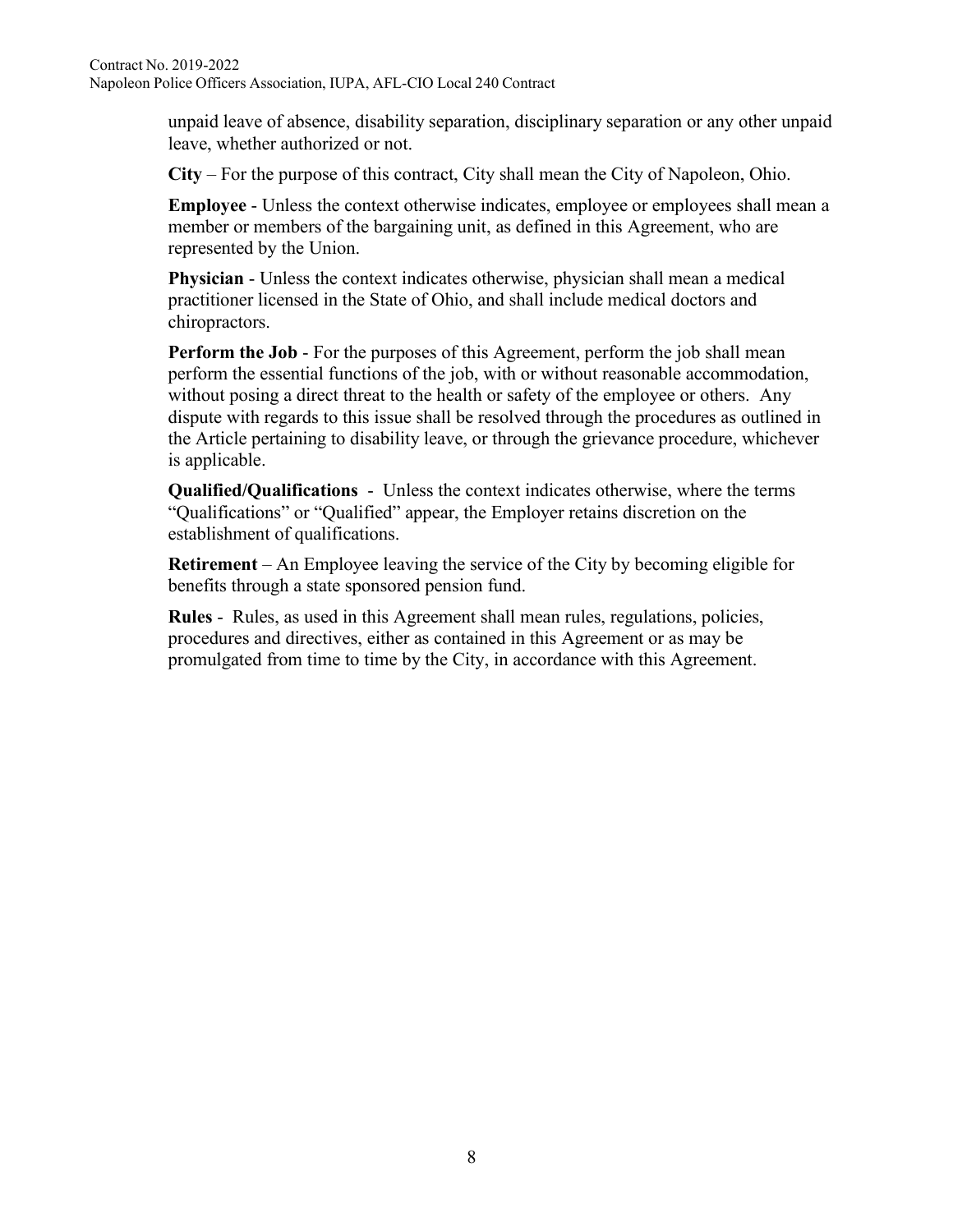unpaid leave of absence, disability separation, disciplinary separation or any other unpaid leave, whether authorized or not.

**City** – For the purpose of this contract, City shall mean the City of Napoleon, Ohio.

**Employee** - Unless the context otherwise indicates, employee or employees shall mean a member or members of the bargaining unit, as defined in this Agreement, who are represented by the Union.

**Physician** - Unless the context indicates otherwise, physician shall mean a medical practitioner licensed in the State of Ohio, and shall include medical doctors and chiropractors.

**Perform the Job** - For the purposes of this Agreement, perform the job shall mean perform the essential functions of the job, with or without reasonable accommodation, without posing a direct threat to the health or safety of the employee or others. Any dispute with regards to this issue shall be resolved through the procedures as outlined in the Article pertaining to disability leave, or through the grievance procedure, whichever is applicable.

**Qualified/Qualifications** - Unless the context indicates otherwise, where the terms "Qualifications" or "Qualified" appear, the Employer retains discretion on the establishment of qualifications.

**Retirement** – An Employee leaving the service of the City by becoming eligible for benefits through a state sponsored pension fund.

**Rules** - Rules, as used in this Agreement shall mean rules, regulations, policies, procedures and directives, either as contained in this Agreement or as may be promulgated from time to time by the City, in accordance with this Agreement.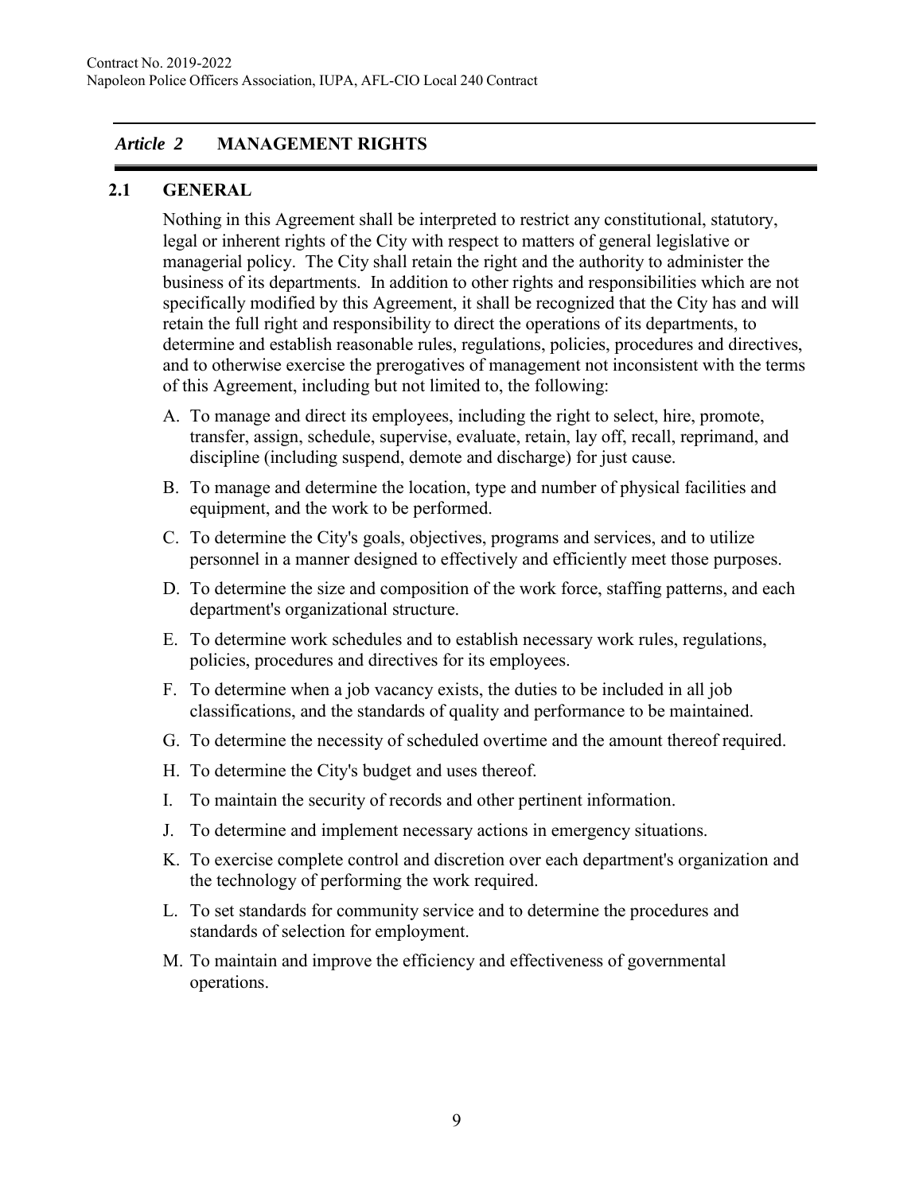## *Article 2* MANAGEMENT RIGHTS

### 2.1 GENERAL

Nothing in this Agreement shall be interpreted to restrict any constitutional, statutory, legal or inherent rights of the City with respect to matters of general legislative or managerial policy. The City shall retain the right and the authority to administer the business of its departments. In addition to other rights and responsibilities which are not specifically modified by this Agreement, it shall be recognized that the City has and will retain the full right and responsibility to direct the operations of its departments, to determine and establish reasonable rules, regulations, policies, procedures and directives, and to otherwise exercise the prerogatives of management not inconsistent with the terms of this Agreement, including but not limited to, the following:

A. To manage and direct its employees, including the right to select, hire, promote, transfer, assign, schedule, supervise, evaluate, retain, lay off, recall, reprimand, and discipline (including suspend, demote and discharge) for just cause.

B. To manage and determine the location, type and number of physical facilities and equipment, and the work to be performed.

C. To determine the City's goals, objectives, programs and services, and to utilize personnel in a manner designed to effectively and efficiently meet those purposes.

D. To determine the size and composition of the work force, staffing patterns, and each department's organizational structure.

E. To determine work schedules and to establish necessary work rules, regulations, policies, procedures and directives for its employees.

F. To determine when a job vacancy exists, the duties to be included in all job classifications, and the standards of quality and performance to be maintained.

G. To determine the necessity of scheduled overtime and the amount thereof required.

H. To determine the City's budget and uses thereof.

I. To maintain the security of records and other pertinent information.

J. To determine and implement necessary actions in emergency situations.

K. To exercise complete control and discretion over each department's organization and the technology of performing the work required.

L. To set standards for community service and to determine the procedures and standards of selection for employment.

M. To maintain and improve the efficiency and effectiveness of governmental operations.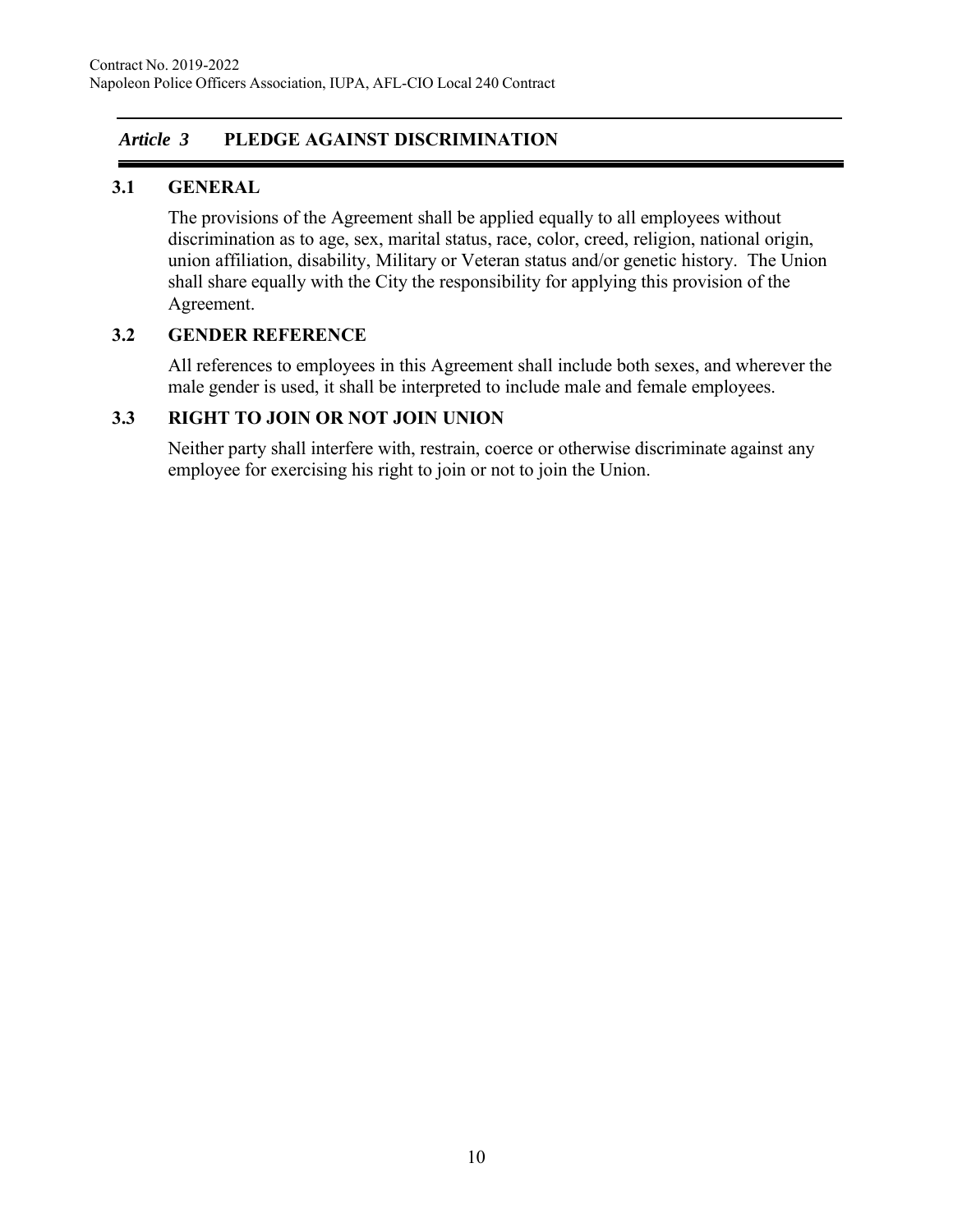## *Article 3* PLEDGE AGAINST DISCRIMINATION

### 3.1 GENERAL

The provisions of the Agreement shall be applied equally to all employees without discrimination as to age, sex, marital status, race, color, creed, religion, national origin, union affiliation, disability, Military or Veteran status and/or genetic history. The Union shall share equally with the City the responsibility for applying this provision of the Agreement.

### 3.2 GENDER REFERENCE

All references to employees in this Agreement shall include both sexes, and wherever the male gender is used, it shall be interpreted to include male and female employees.

### 3.3 RIGHT TO JOIN OR NOT JOIN UNION

Neither party shall interfere with, restrain, coerce or otherwise discriminate against any employee for exercising his right to join or not to join the Union.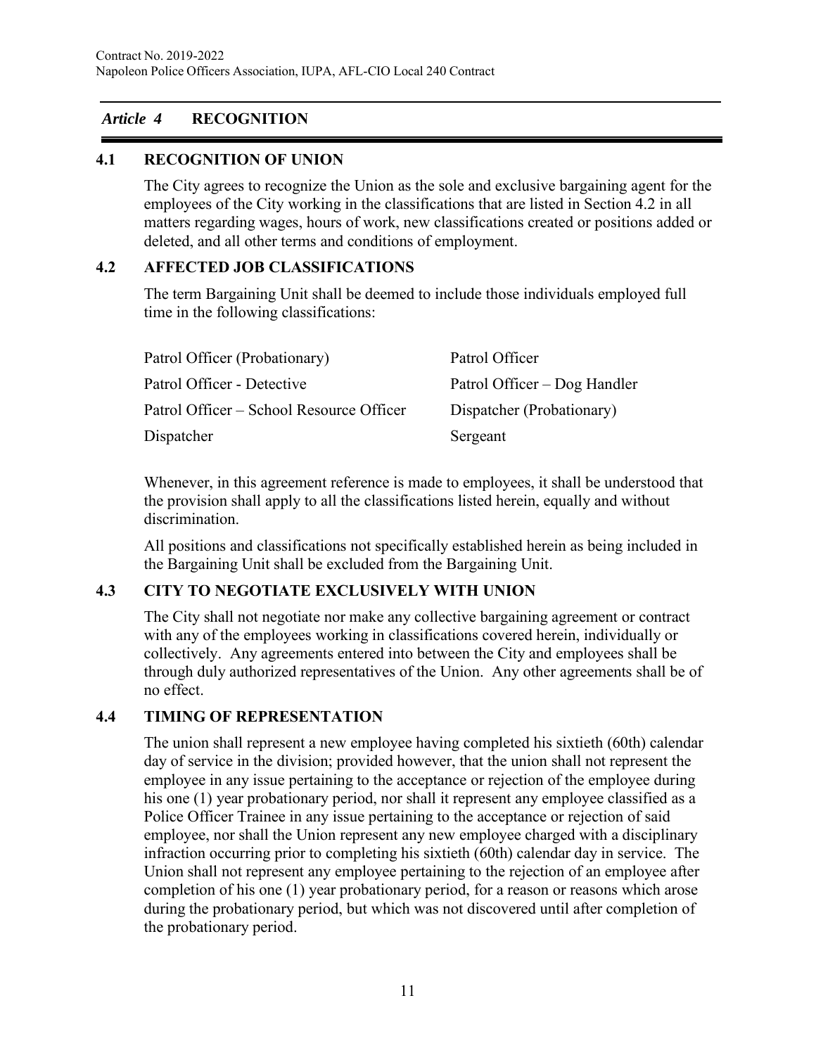## *Article 4* RECOGNITION

### 4.1 RECOGNITION OF UNION

The City agrees to recognize the Union as the sole and exclusive bargaining agent for the employees of the City working in the classifications that are listed in Section 4.2 in all matters regarding wages, hours of work, new classifications created or positions added or deleted, and all other terms and conditions of employment.

### 4.2 AFFECTED JOB CLASSIFICATIONS

The term Bargaining Unit shall be deemed to include those individuals employed full time in the following classifications:

| | |
|---|---|
| Patrol Officer (Probationary) | Patrol Officer |
| Patrol Officer - Detective | Patrol Officer – Dog Handler |
| Patrol Officer – School Resource Officer | Dispatcher (Probationary) |
| Dispatcher | Sergeant |

Whenever, in this agreement reference is made to employees, it shall be understood that the provision shall apply to all the classifications listed herein, equally and without discrimination.

All positions and classifications not specifically established herein as being included in the Bargaining Unit shall be excluded from the Bargaining Unit.

### 4.3 CITY TO NEGOTIATE EXCLUSIVELY WITH UNION

The City shall not negotiate nor make any collective bargaining agreement or contract with any of the employees working in classifications covered herein, individually or collectively. Any agreements entered into between the City and employees shall be through duly authorized representatives of the Union. Any other agreements shall be of no effect.

### 4.4 TIMING OF REPRESENTATION

The union shall represent a new employee having completed his sixtieth (60th) calendar day of service in the division; provided however, that the union shall not represent the employee in any issue pertaining to the acceptance or rejection of the employee during his one (1) year probationary period, nor shall it represent any employee classified as a Police Officer Trainee in any issue pertaining to the acceptance or rejection of said employee, nor shall the Union represent any new employee charged with a disciplinary infraction occurring prior to completing his sixtieth (60th) calendar day in service. The Union shall not represent any employee pertaining to the rejection of an employee after completion of his one (1) year probationary period, for a reason or reasons which arose during the probationary period, but which was not discovered until after completion of the probationary period.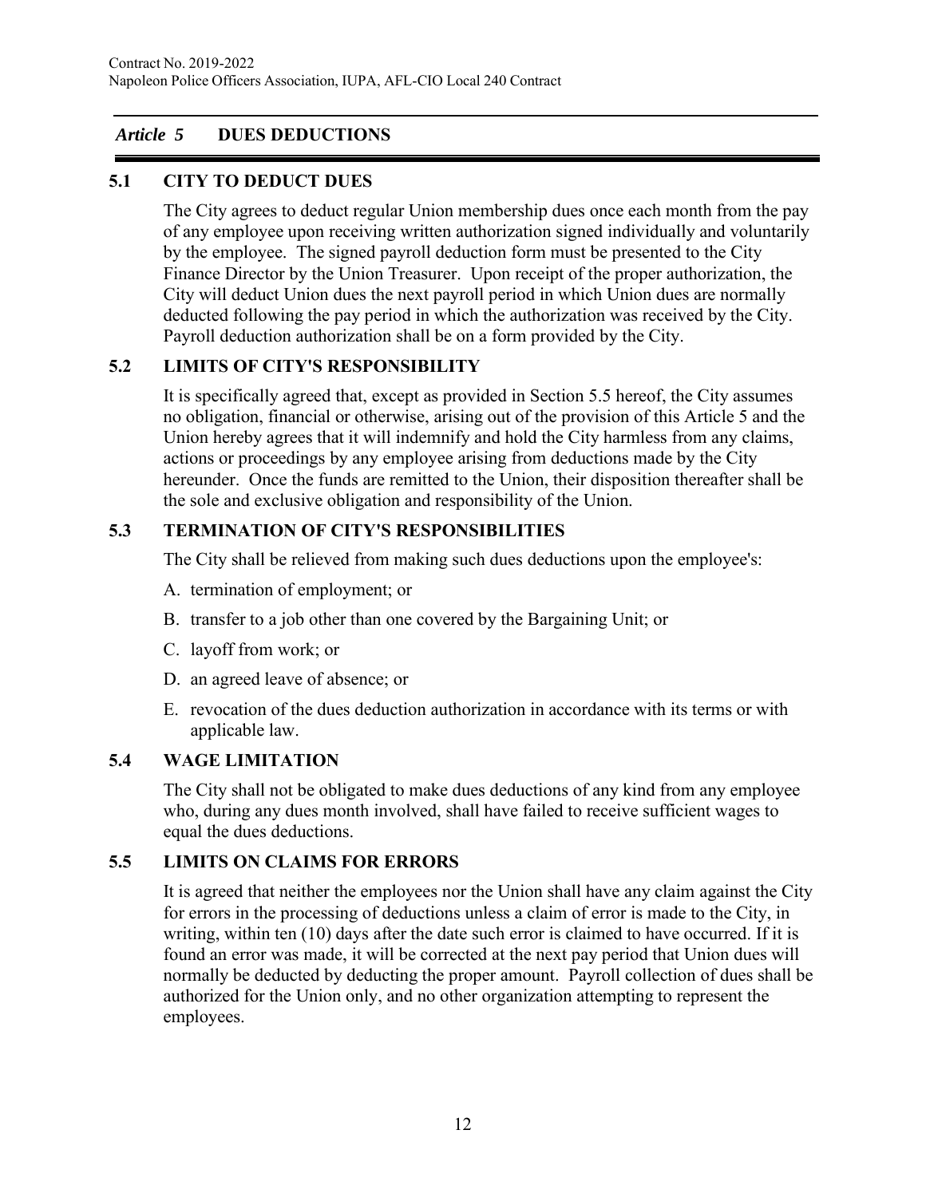## *Article 5* DUES DEDUCTIONS

### 5.1 CITY TO DEDUCT DUES

The City agrees to deduct regular Union membership dues once each month from the pay of any employee upon receiving written authorization signed individually and voluntarily by the employee. The signed payroll deduction form must be presented to the City Finance Director by the Union Treasurer. Upon receipt of the proper authorization, the City will deduct Union dues the next payroll period in which Union dues are normally deducted following the pay period in which the authorization was received by the City. Payroll deduction authorization shall be on a form provided by the City.

### 5.2 LIMITS OF CITY'S RESPONSIBILITY

It is specifically agreed that, except as provided in Section 5.5 hereof, the City assumes no obligation, financial or otherwise, arising out of the provision of this Article 5 and the Union hereby agrees that it will indemnify and hold the City harmless from any claims, actions or proceedings by any employee arising from deductions made by the City hereunder. Once the funds are remitted to the Union, their disposition thereafter shall be the sole and exclusive obligation and responsibility of the Union.

### 5.3 TERMINATION OF CITY'S RESPONSIBILITIES

The City shall be relieved from making such dues deductions upon the employee's:

A. termination of employment; or
B. transfer to a job other than one covered by the Bargaining Unit; or
C. layoff from work; or
D. an agreed leave of absence; or
E. revocation of the dues deduction authorization in accordance with its terms or with applicable law.

### 5.4 WAGE LIMITATION

The City shall not be obligated to make dues deductions of any kind from any employee who, during any dues month involved, shall have failed to receive sufficient wages to equal the dues deductions.

### 5.5 LIMITS ON CLAIMS FOR ERRORS

It is agreed that neither the employees nor the Union shall have any claim against the City for errors in the processing of deductions unless a claim of error is made to the City, in writing, within ten (10) days after the date such error is claimed to have occurred. If it is found an error was made, it will be corrected at the next pay period that Union dues will normally be deducted by deducting the proper amount. Payroll collection of dues shall be authorized for the Union only, and no other organization attempting to represent the employees.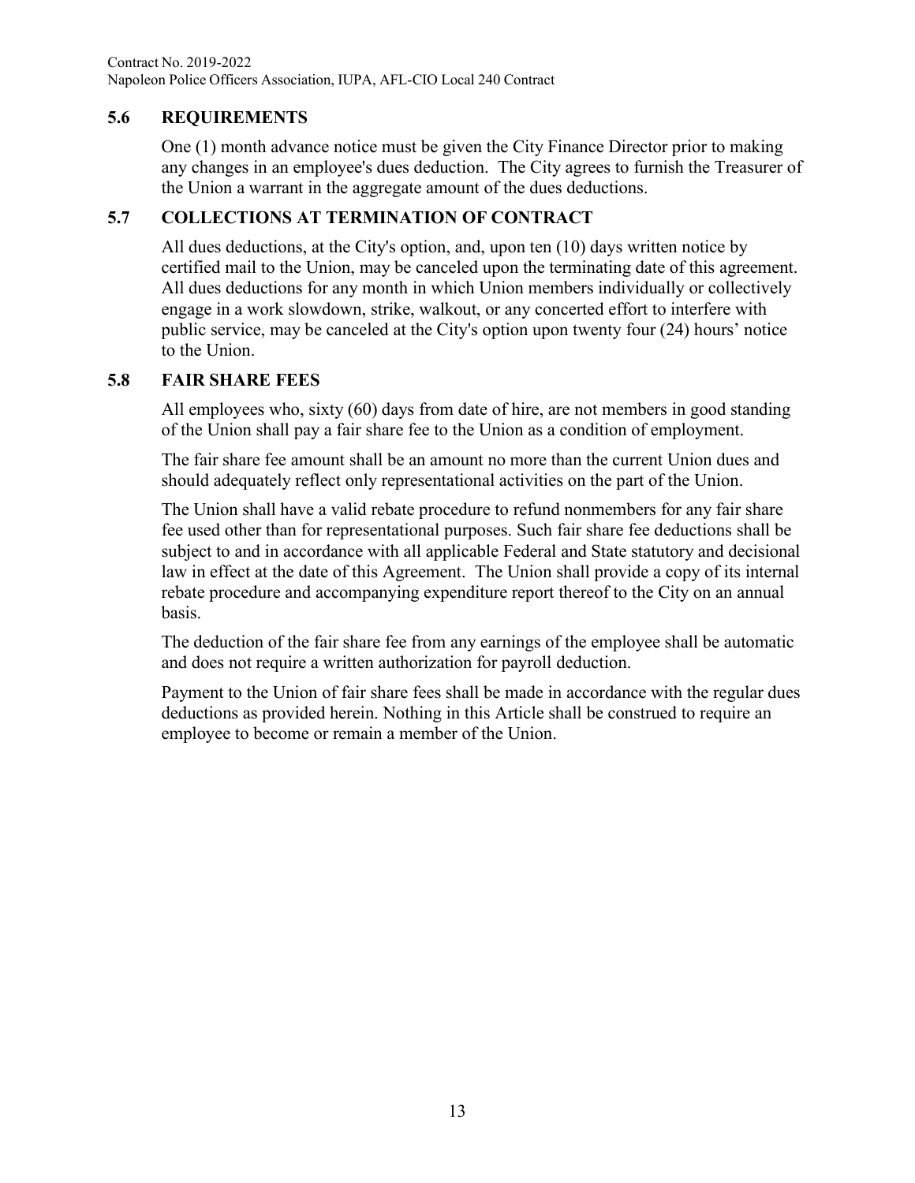### 5.6 REQUIREMENTS

One (1) month advance notice must be given the City Finance Director prior to making any changes in an employee's dues deduction. The City agrees to furnish the Treasurer of the Union a warrant in the aggregate amount of the dues deductions.

### 5.7 COLLECTIONS AT TERMINATION OF CONTRACT

All dues deductions, at the City's option, and, upon ten (10) days written notice by certified mail to the Union, may be canceled upon the terminating date of this agreement. All dues deductions for any month in which Union members individually or collectively engage in a work slowdown, strike, walkout, or any concerted effort to interfere with public service, may be canceled at the City's option upon twenty four (24) hours' notice to the Union.

### 5.8 FAIR SHARE FEES

All employees who, sixty (60) days from date of hire, are not members in good standing of the Union shall pay a fair share fee to the Union as a condition of employment.

The fair share fee amount shall be an amount no more than the current Union dues and should adequately reflect only representational activities on the part of the Union.

The Union shall have a valid rebate procedure to refund nonmembers for any fair share fee used other than for representational purposes. Such fair share fee deductions shall be subject to and in accordance with all applicable Federal and State statutory and decisional law in effect at the date of this Agreement. The Union shall provide a copy of its internal rebate procedure and accompanying expenditure report thereof to the City on an annual basis.

The deduction of the fair share fee from any earnings of the employee shall be automatic and does not require a written authorization for payroll deduction.

Payment to the Union of fair share fees shall be made in accordance with the regular dues deductions as provided herein. Nothing in this Article shall be construed to require an employee to become or remain a member of the Union.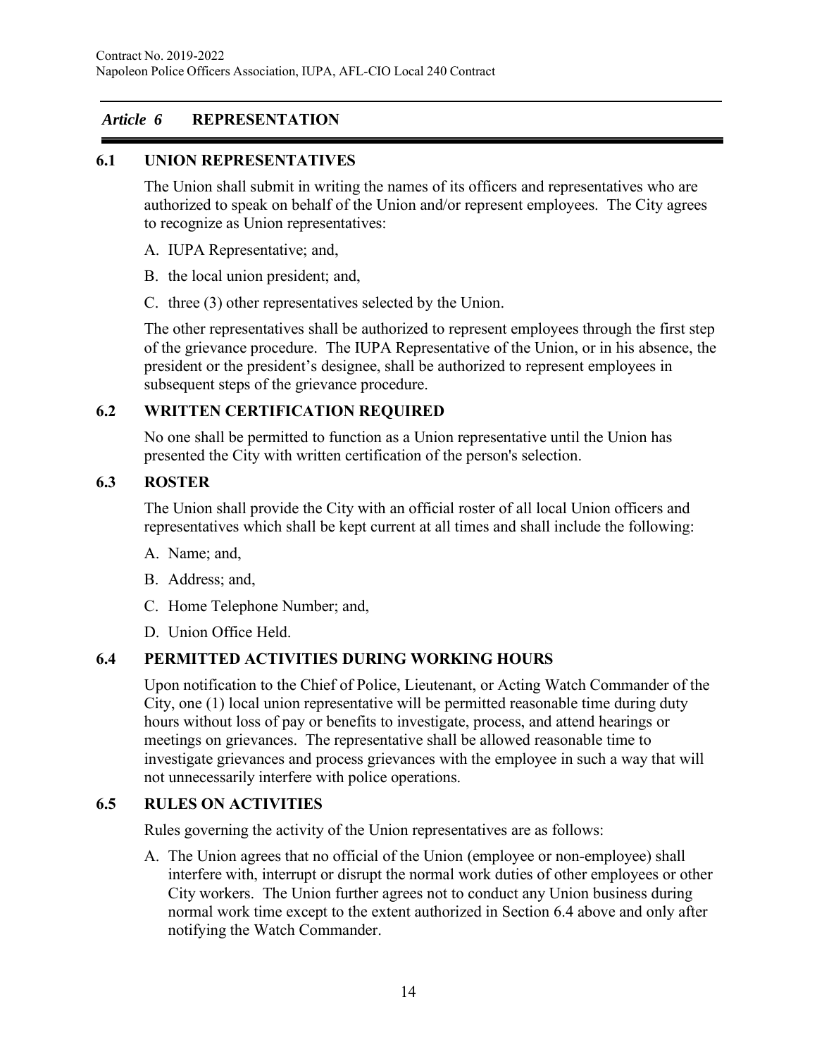## *Article 6* REPRESENTATION

### 6.1 UNION REPRESENTATIVES

The Union shall submit in writing the names of its officers and representatives who are authorized to speak on behalf of the Union and/or represent employees. The City agrees to recognize as Union representatives:

A. IUPA Representative; and,

B. the local union president; and,

C. three (3) other representatives selected by the Union.

The other representatives shall be authorized to represent employees through the first step of the grievance procedure. The IUPA Representative of the Union, or in his absence, the president or the president's designee, shall be authorized to represent employees in subsequent steps of the grievance procedure.

### 6.2 WRITTEN CERTIFICATION REQUIRED

No one shall be permitted to function as a Union representative until the Union has presented the City with written certification of the person's selection.

### 6.3 ROSTER

The Union shall provide the City with an official roster of all local Union officers and representatives which shall be kept current at all times and shall include the following:

A. Name; and,

B. Address; and,

C. Home Telephone Number; and,

D. Union Office Held.

### 6.4 PERMITTED ACTIVITIES DURING WORKING HOURS

Upon notification to the Chief of Police, Lieutenant, or Acting Watch Commander of the City, one (1) local union representative will be permitted reasonable time during duty hours without loss of pay or benefits to investigate, process, and attend hearings or meetings on grievances. The representative shall be allowed reasonable time to investigate grievances and process grievances with the employee in such a way that will not unnecessarily interfere with police operations.

### 6.5 RULES ON ACTIVITIES

Rules governing the activity of the Union representatives are as follows:

A. The Union agrees that no official of the Union (employee or non-employee) shall interfere with, interrupt or disrupt the normal work duties of other employees or other City workers. The Union further agrees not to conduct any Union business during normal work time except to the extent authorized in Section 6.4 above and only after notifying the Watch Commander.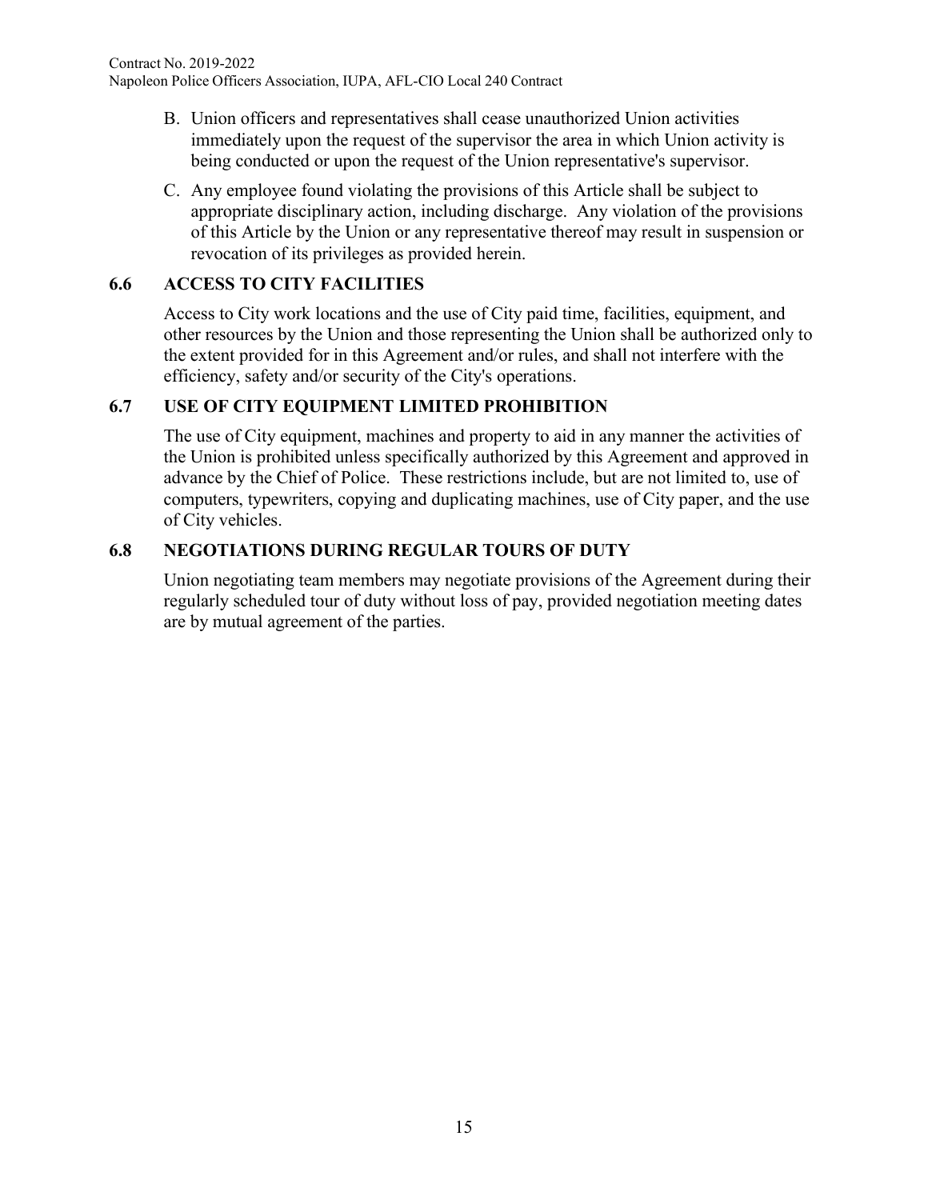B. Union officers and representatives shall cease unauthorized Union activities immediately upon the request of the supervisor the area in which Union activity is being conducted or upon the request of the Union representative's supervisor.

C. Any employee found violating the provisions of this Article shall be subject to appropriate disciplinary action, including discharge. Any violation of the provisions of this Article by the Union or any representative thereof may result in suspension or revocation of its privileges as provided herein.

### 6.6 ACCESS TO CITY FACILITIES

Access to City work locations and the use of City paid time, facilities, equipment, and other resources by the Union and those representing the Union shall be authorized only to the extent provided for in this Agreement and/or rules, and shall not interfere with the efficiency, safety and/or security of the City's operations.

### 6.7 USE OF CITY EQUIPMENT LIMITED PROHIBITION

The use of City equipment, machines and property to aid in any manner the activities of the Union is prohibited unless specifically authorized by this Agreement and approved in advance by the Chief of Police. These restrictions include, but are not limited to, use of computers, typewriters, copying and duplicating machines, use of City paper, and the use of City vehicles.

### 6.8 NEGOTIATIONS DURING REGULAR TOURS OF DUTY

Union negotiating team members may negotiate provisions of the Agreement during their regularly scheduled tour of duty without loss of pay, provided negotiation meeting dates are by mutual agreement of the parties.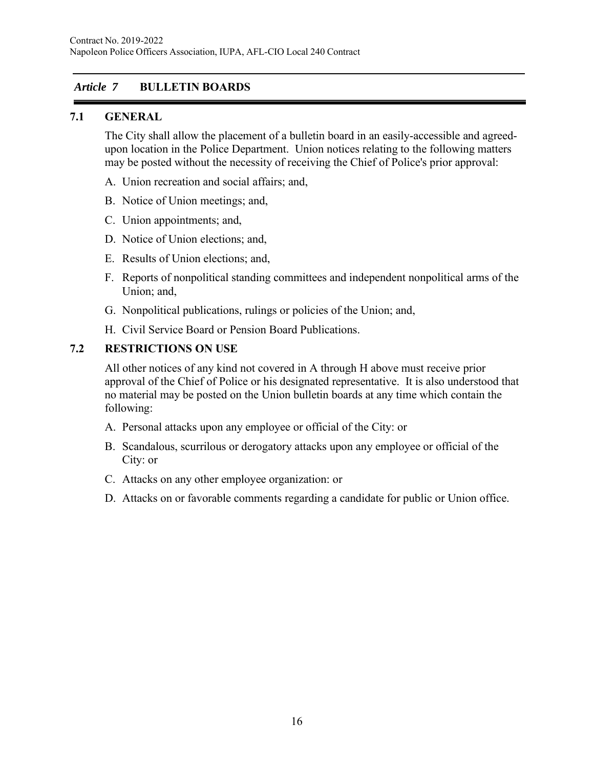## *Article 7* BULLETIN BOARDS

### 7.1 GENERAL

The City shall allow the placement of a bulletin board in an easily-accessible and agreed-upon location in the Police Department. Union notices relating to the following matters may be posted without the necessity of receiving the Chief of Police's prior approval:

A. Union recreation and social affairs; and,

B. Notice of Union meetings; and,

C. Union appointments; and,

D. Notice of Union elections; and,

E. Results of Union elections; and,

F. Reports of nonpolitical standing committees and independent nonpolitical arms of the Union; and,

G. Nonpolitical publications, rulings or policies of the Union; and,

H. Civil Service Board or Pension Board Publications.

### 7.2 RESTRICTIONS ON USE

All other notices of any kind not covered in A through H above must receive prior approval of the Chief of Police or his designated representative. It is also understood that no material may be posted on the Union bulletin boards at any time which contain the following:

A. Personal attacks upon any employee or official of the City: or

B. Scandalous, scurrilous or derogatory attacks upon any employee or official of the City: or

C. Attacks on any other employee organization: or

D. Attacks on or favorable comments regarding a candidate for public or Union office.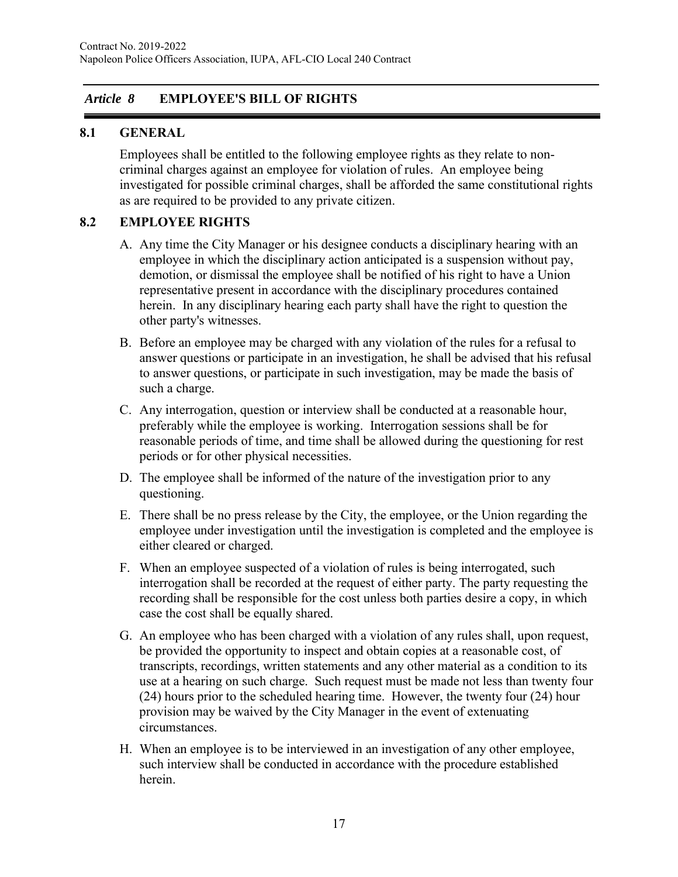## *Article 8* EMPLOYEE'S BILL OF RIGHTS

### 8.1 GENERAL

Employees shall be entitled to the following employee rights as they relate to non-criminal charges against an employee for violation of rules. An employee being investigated for possible criminal charges, shall be afforded the same constitutional rights as are required to be provided to any private citizen.

### 8.2 EMPLOYEE RIGHTS

A. Any time the City Manager or his designee conducts a disciplinary hearing with an employee in which the disciplinary action anticipated is a suspension without pay, demotion, or dismissal the employee shall be notified of his right to have a Union representative present in accordance with the disciplinary procedures contained herein. In any disciplinary hearing each party shall have the right to question the other party's witnesses.

B. Before an employee may be charged with any violation of the rules for a refusal to answer questions or participate in an investigation, he shall be advised that his refusal to answer questions, or participate in such investigation, may be made the basis of such a charge.

C. Any interrogation, question or interview shall be conducted at a reasonable hour, preferably while the employee is working. Interrogation sessions shall be for reasonable periods of time, and time shall be allowed during the questioning for rest periods or for other physical necessities.

D. The employee shall be informed of the nature of the investigation prior to any questioning.

E. There shall be no press release by the City, the employee, or the Union regarding the employee under investigation until the investigation is completed and the employee is either cleared or charged.

F. When an employee suspected of a violation of rules is being interrogated, such interrogation shall be recorded at the request of either party. The party requesting the recording shall be responsible for the cost unless both parties desire a copy, in which case the cost shall be equally shared.

G. An employee who has been charged with a violation of any rules shall, upon request, be provided the opportunity to inspect and obtain copies at a reasonable cost, of transcripts, recordings, written statements and any other material as a condition to its use at a hearing on such charge. Such request must be made not less than twenty four (24) hours prior to the scheduled hearing time. However, the twenty four (24) hour provision may be waived by the City Manager in the event of extenuating circumstances.

H. When an employee is to be interviewed in an investigation of any other employee, such interview shall be conducted in accordance with the procedure established herein.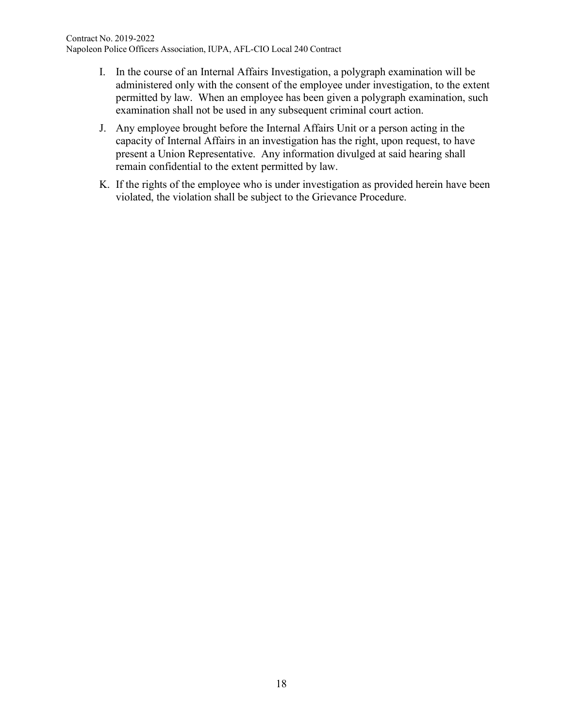I. In the course of an Internal Affairs Investigation, a polygraph examination will be administered only with the consent of the employee under investigation, to the extent permitted by law. When an employee has been given a polygraph examination, such examination shall not be used in any subsequent criminal court action.

J. Any employee brought before the Internal Affairs Unit or a person acting in the capacity of Internal Affairs in an investigation has the right, upon request, to have present a Union Representative. Any information divulged at said hearing shall remain confidential to the extent permitted by law.

K. If the rights of the employee who is under investigation as provided herein have been violated, the violation shall be subject to the Grievance Procedure.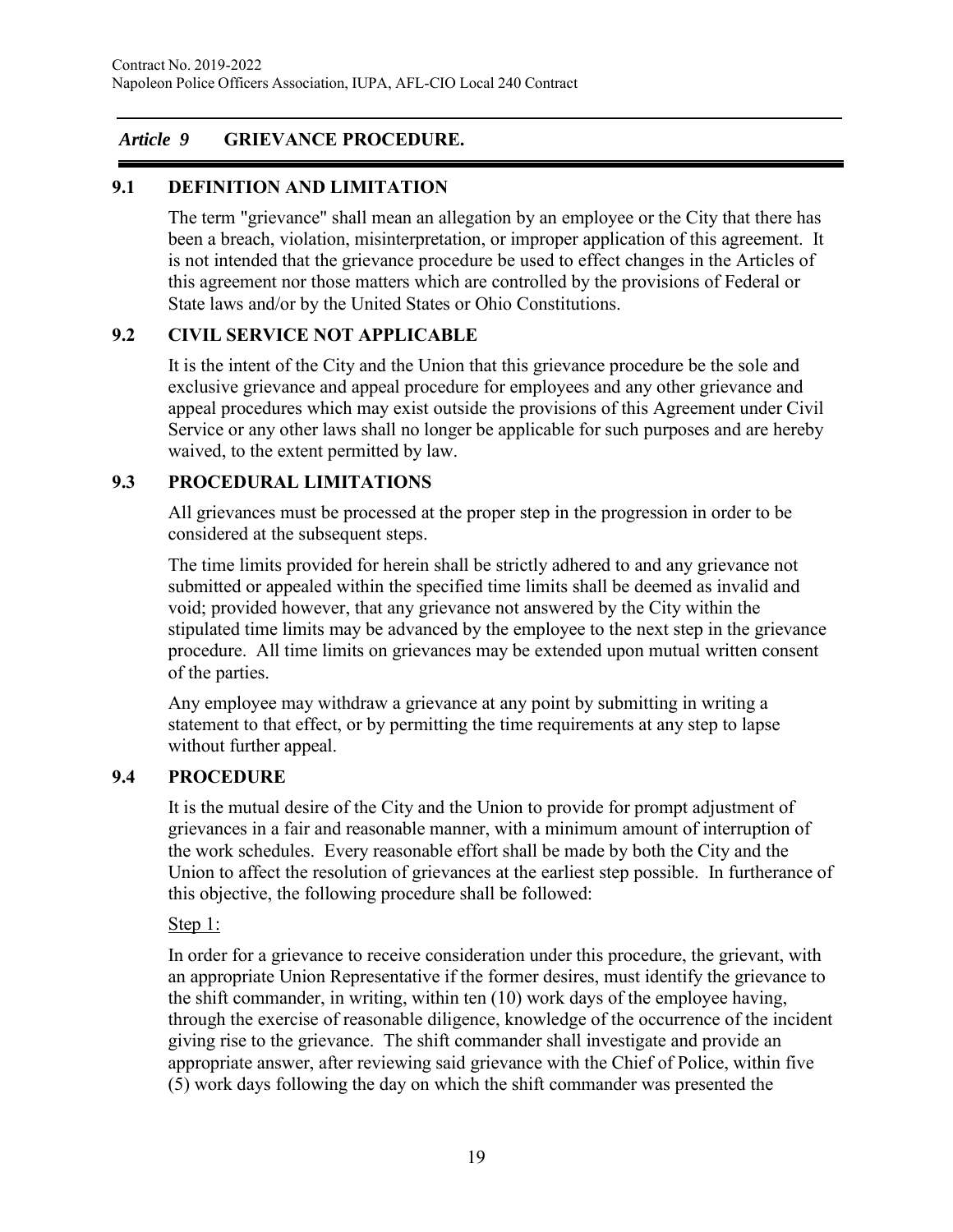## *Article 9* GRIEVANCE PROCEDURE.

### 9.1 DEFINITION AND LIMITATION

The term "grievance" shall mean an allegation by an employee or the City that there has been a breach, violation, misinterpretation, or improper application of this agreement. It is not intended that the grievance procedure be used to effect changes in the Articles of this agreement nor those matters which are controlled by the provisions of Federal or State laws and/or by the United States or Ohio Constitutions.

### 9.2 CIVIL SERVICE NOT APPLICABLE

It is the intent of the City and the Union that this grievance procedure be the sole and exclusive grievance and appeal procedure for employees and any other grievance and appeal procedures which may exist outside the provisions of this Agreement under Civil Service or any other laws shall no longer be applicable for such purposes and are hereby waived, to the extent permitted by law.

### 9.3 PROCEDURAL LIMITATIONS

All grievances must be processed at the proper step in the progression in order to be considered at the subsequent steps.

The time limits provided for herein shall be strictly adhered to and any grievance not submitted or appealed within the specified time limits shall be deemed as invalid and void; provided however, that any grievance not answered by the City within the stipulated time limits may be advanced by the employee to the next step in the grievance procedure. All time limits on grievances may be extended upon mutual written consent of the parties.

Any employee may withdraw a grievance at any point by submitting in writing a statement to that effect, or by permitting the time requirements at any step to lapse without further appeal.

### 9.4 PROCEDURE

It is the mutual desire of the City and the Union to provide for prompt adjustment of grievances in a fair and reasonable manner, with a minimum amount of interruption of the work schedules. Every reasonable effort shall be made by both the City and the Union to affect the resolution of grievances at the earliest step possible. In furtherance of this objective, the following procedure shall be followed:

Step 1:

In order for a grievance to receive consideration under this procedure, the grievant, with an appropriate Union Representative if the former desires, must identify the grievance to the shift commander, in writing, within ten (10) work days of the employee having, through the exercise of reasonable diligence, knowledge of the occurrence of the incident giving rise to the grievance. The shift commander shall investigate and provide an appropriate answer, after reviewing said grievance with the Chief of Police, within five (5) work days following the day on which the shift commander was presented the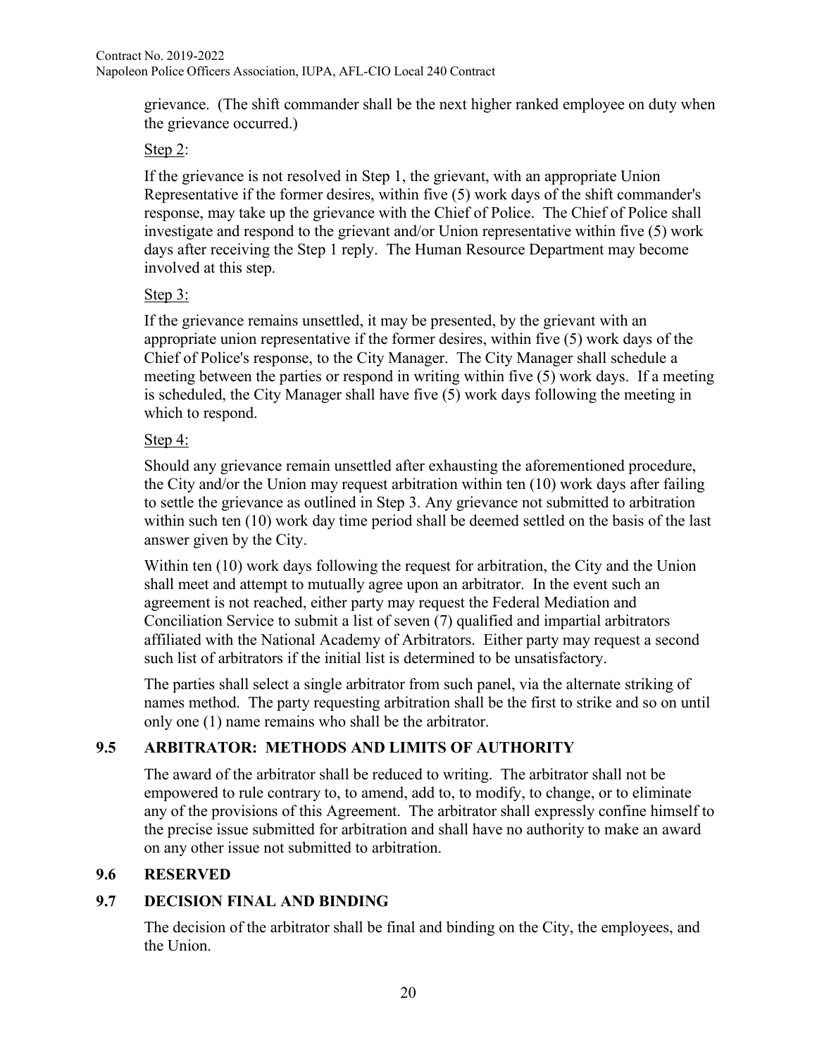grievance. (The shift commander shall be the next higher ranked employee on duty when the grievance occurred.)

Step 2:

If the grievance is not resolved in Step 1, the grievant, with an appropriate Union Representative if the former desires, within five (5) work days of the shift commander's response, may take up the grievance with the Chief of Police. The Chief of Police shall investigate and respond to the grievant and/or Union representative within five (5) work days after receiving the Step 1 reply. The Human Resource Department may become involved at this step.

Step 3:

If the grievance remains unsettled, it may be presented, by the grievant with an appropriate union representative if the former desires, within five (5) work days of the Chief of Police's response, to the City Manager. The City Manager shall schedule a meeting between the parties or respond in writing within five (5) work days. If a meeting is scheduled, the City Manager shall have five (5) work days following the meeting in which to respond.

Step 4:

Should any grievance remain unsettled after exhausting the aforementioned procedure, the City and/or the Union may request arbitration within ten (10) work days after failing to settle the grievance as outlined in Step 3. Any grievance not submitted to arbitration within such ten (10) work day time period shall be deemed settled on the basis of the last answer given by the City.

Within ten (10) work days following the request for arbitration, the City and the Union shall meet and attempt to mutually agree upon an arbitrator. In the event such an agreement is not reached, either party may request the Federal Mediation and Conciliation Service to submit a list of seven (7) qualified and impartial arbitrators affiliated with the National Academy of Arbitrators. Either party may request a second such list of arbitrators if the initial list is determined to be unsatisfactory.

The parties shall select a single arbitrator from such panel, via the alternate striking of names method. The party requesting arbitration shall be the first to strike and so on until only one (1) name remains who shall be the arbitrator.

## 9.5 ARBITRATOR: METHODS AND LIMITS OF AUTHORITY

The award of the arbitrator shall be reduced to writing. The arbitrator shall not be empowered to rule contrary to, to amend, add to, to modify, to change, or to eliminate any of the provisions of this Agreement. The arbitrator shall expressly confine himself to the precise issue submitted for arbitration and shall have no authority to make an award on any other issue not submitted to arbitration.

## 9.6 RESERVED

## 9.7 DECISION FINAL AND BINDING

The decision of the arbitrator shall be final and binding on the City, the employees, and the Union.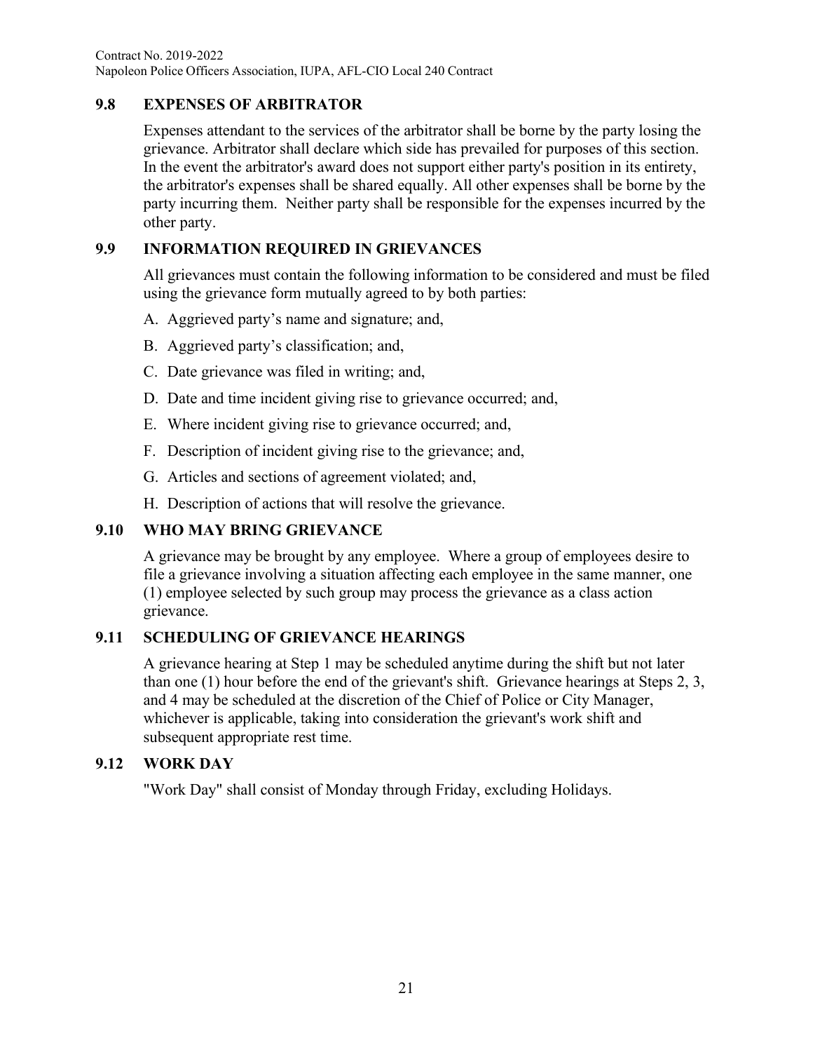## 9.8 EXPENSES OF ARBITRATOR

Expenses attendant to the services of the arbitrator shall be borne by the party losing the grievance. Arbitrator shall declare which side has prevailed for purposes of this section. In the event the arbitrator's award does not support either party's position in its entirety, the arbitrator's expenses shall be shared equally. All other expenses shall be borne by the party incurring them. Neither party shall be responsible for the expenses incurred by the other party.

## 9.9 INFORMATION REQUIRED IN GRIEVANCES

All grievances must contain the following information to be considered and must be filed using the grievance form mutually agreed to by both parties:

A. Aggrieved party's name and signature; and,

B. Aggrieved party's classification; and,

C. Date grievance was filed in writing; and,

D. Date and time incident giving rise to grievance occurred; and,

E. Where incident giving rise to grievance occurred; and,

F. Description of incident giving rise to the grievance; and,

G. Articles and sections of agreement violated; and,

H. Description of actions that will resolve the grievance.

## 9.10 WHO MAY BRING GRIEVANCE

A grievance may be brought by any employee. Where a group of employees desire to file a grievance involving a situation affecting each employee in the same manner, one (1) employee selected by such group may process the grievance as a class action grievance.

## 9.11 SCHEDULING OF GRIEVANCE HEARINGS

A grievance hearing at Step 1 may be scheduled anytime during the shift but not later than one (1) hour before the end of the grievant's shift. Grievance hearings at Steps 2, 3, and 4 may be scheduled at the discretion of the Chief of Police or City Manager, whichever is applicable, taking into consideration the grievant's work shift and subsequent appropriate rest time.

## 9.12 WORK DAY

"Work Day" shall consist of Monday through Friday, excluding Holidays.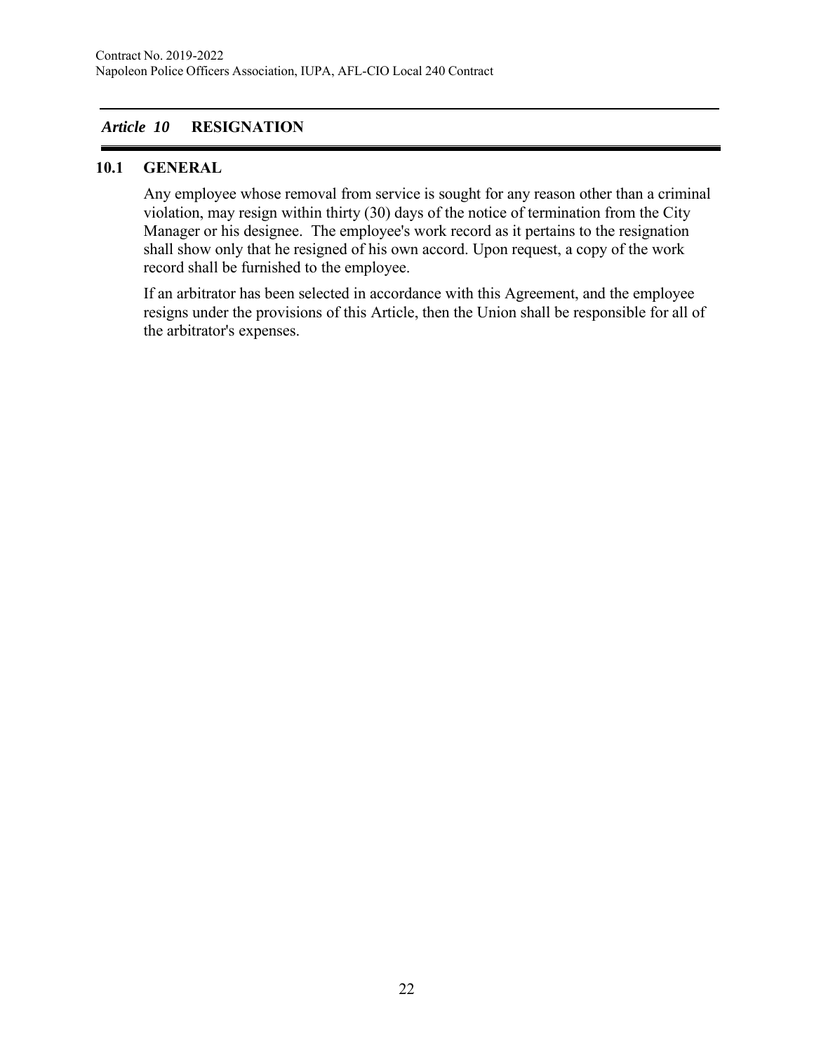## *Article 10* RESIGNATION

### 10.1 GENERAL

Any employee whose removal from service is sought for any reason other than a criminal violation, may resign within thirty (30) days of the notice of termination from the City Manager or his designee. The employee's work record as it pertains to the resignation shall show only that he resigned of his own accord. Upon request, a copy of the work record shall be furnished to the employee.

If an arbitrator has been selected in accordance with this Agreement, and the employee resigns under the provisions of this Article, then the Union shall be responsible for all of the arbitrator's expenses.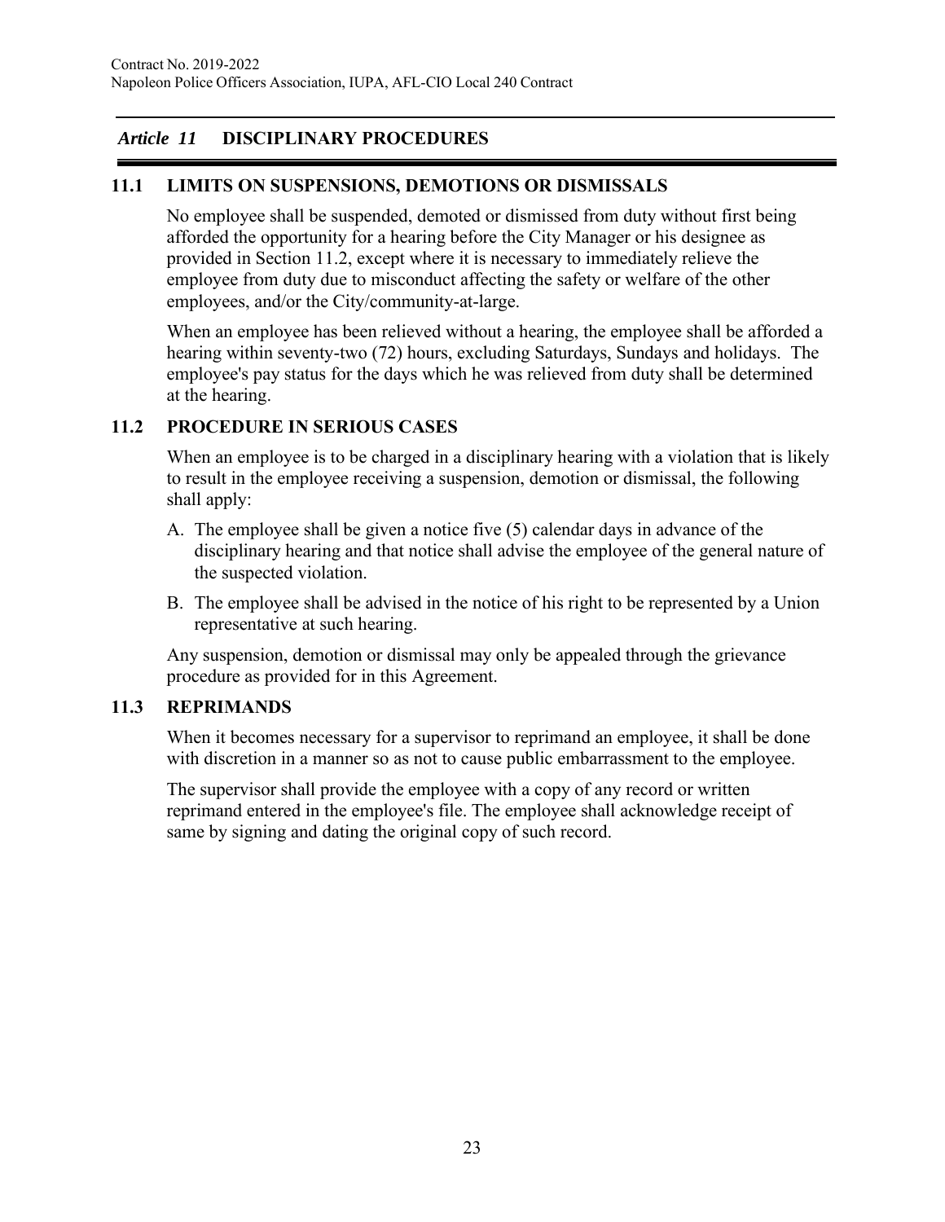## *Article 11* DISCIPLINARY PROCEDURES

### 11.1 LIMITS ON SUSPENSIONS, DEMOTIONS OR DISMISSALS

No employee shall be suspended, demoted or dismissed from duty without first being afforded the opportunity for a hearing before the City Manager or his designee as provided in Section 11.2, except where it is necessary to immediately relieve the employee from duty due to misconduct affecting the safety or welfare of the other employees, and/or the City/community-at-large.

When an employee has been relieved without a hearing, the employee shall be afforded a hearing within seventy-two (72) hours, excluding Saturdays, Sundays and holidays. The employee's pay status for the days which he was relieved from duty shall be determined at the hearing.

### 11.2 PROCEDURE IN SERIOUS CASES

When an employee is to be charged in a disciplinary hearing with a violation that is likely to result in the employee receiving a suspension, demotion or dismissal, the following shall apply:

A. The employee shall be given a notice five (5) calendar days in advance of the disciplinary hearing and that notice shall advise the employee of the general nature of the suspected violation.

B. The employee shall be advised in the notice of his right to be represented by a Union representative at such hearing.

Any suspension, demotion or dismissal may only be appealed through the grievance procedure as provided for in this Agreement.

### 11.3 REPRIMANDS

When it becomes necessary for a supervisor to reprimand an employee, it shall be done with discretion in a manner so as not to cause public embarrassment to the employee.

The supervisor shall provide the employee with a copy of any record or written reprimand entered in the employee's file. The employee shall acknowledge receipt of same by signing and dating the original copy of such record.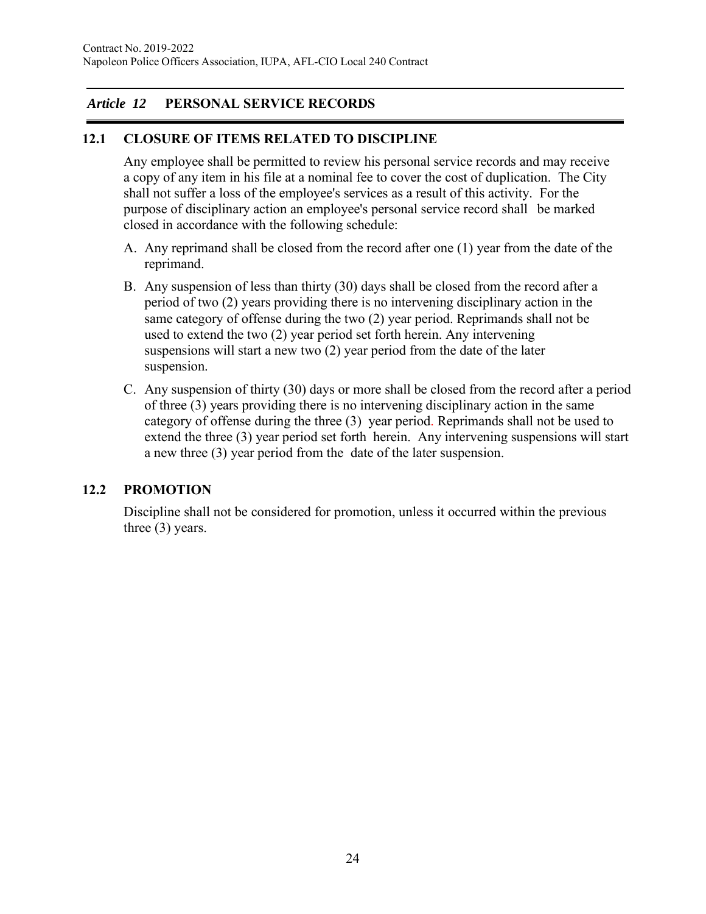## *Article 12* PERSONAL SERVICE RECORDS

### 12.1 CLOSURE OF ITEMS RELATED TO DISCIPLINE

Any employee shall be permitted to review his personal service records and may receive a copy of any item in his file at a nominal fee to cover the cost of duplication. The City shall not suffer a loss of the employee's services as a result of this activity. For the purpose of disciplinary action an employee's personal service record shall be marked closed in accordance with the following schedule:

A. Any reprimand shall be closed from the record after one (1) year from the date of the reprimand.

B. Any suspension of less than thirty (30) days shall be closed from the record after a period of two (2) years providing there is no intervening disciplinary action in the same category of offense during the two (2) year period. Reprimands shall not be used to extend the two (2) year period set forth herein. Any intervening suspensions will start a new two (2) year period from the date of the later suspension.

C. Any suspension of thirty (30) days or more shall be closed from the record after a period of three (3) years providing there is no intervening disciplinary action in the same category of offense during the three (3) year period. Reprimands shall not be used to extend the three (3) year period set forth herein. Any intervening suspensions will start a new three (3) year period from the date of the later suspension.

### 12.2 PROMOTION

Discipline shall not be considered for promotion, unless it occurred within the previous three (3) years.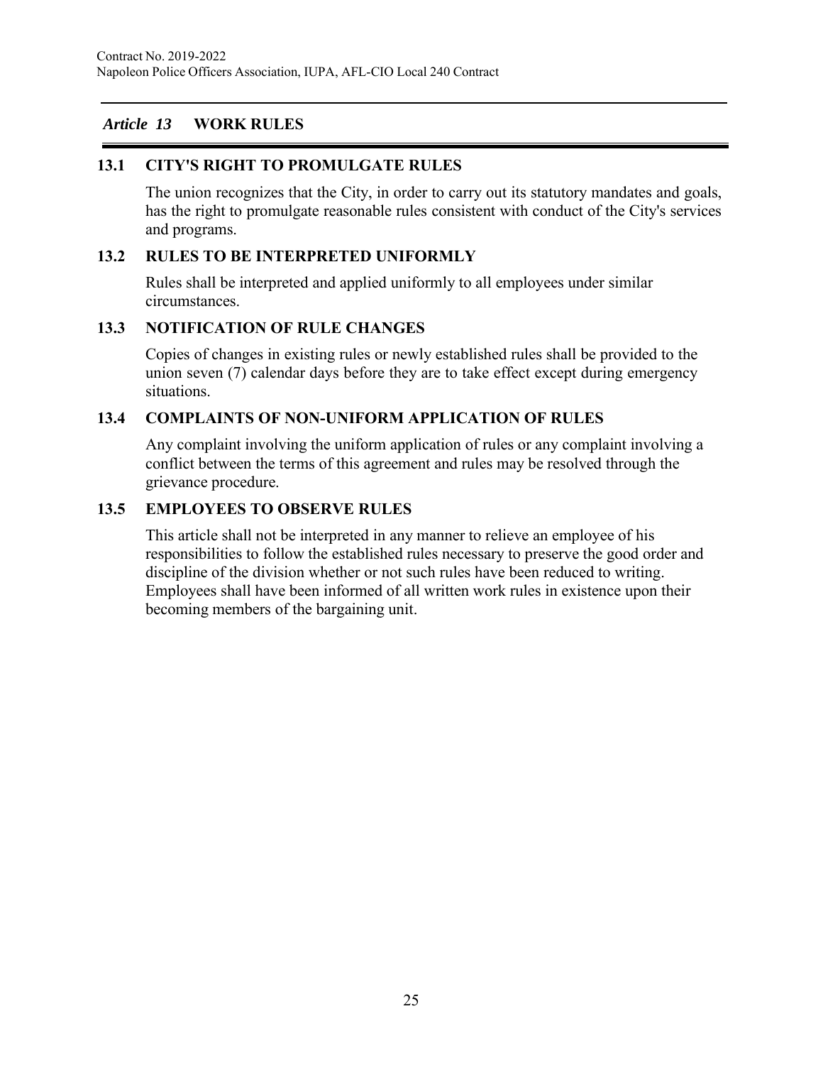## *Article 13* WORK RULES

### 13.1 CITY'S RIGHT TO PROMULGATE RULES

The union recognizes that the City, in order to carry out its statutory mandates and goals, has the right to promulgate reasonable rules consistent with conduct of the City's services and programs.

### 13.2 RULES TO BE INTERPRETED UNIFORMLY

Rules shall be interpreted and applied uniformly to all employees under similar circumstances.

### 13.3 NOTIFICATION OF RULE CHANGES

Copies of changes in existing rules or newly established rules shall be provided to the union seven (7) calendar days before they are to take effect except during emergency situations.

### 13.4 COMPLAINTS OF NON-UNIFORM APPLICATION OF RULES

Any complaint involving the uniform application of rules or any complaint involving a conflict between the terms of this agreement and rules may be resolved through the grievance procedure.

### 13.5 EMPLOYEES TO OBSERVE RULES

This article shall not be interpreted in any manner to relieve an employee of his responsibilities to follow the established rules necessary to preserve the good order and discipline of the division whether or not such rules have been reduced to writing. Employees shall have been informed of all written work rules in existence upon their becoming members of the bargaining unit.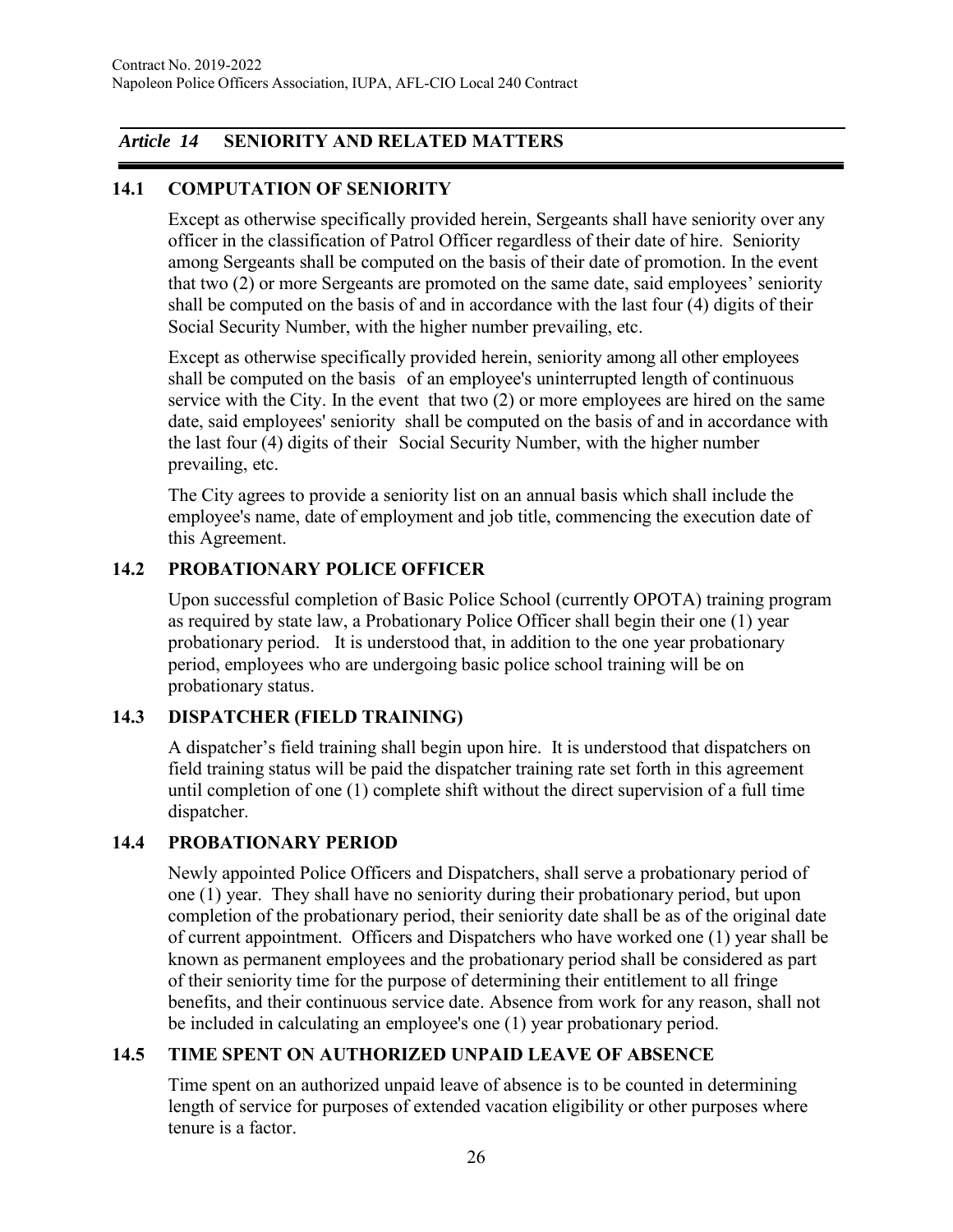## *Article 14* SENIORITY AND RELATED MATTERS

### 14.1 COMPUTATION OF SENIORITY

Except as otherwise specifically provided herein, Sergeants shall have seniority over any officer in the classification of Patrol Officer regardless of their date of hire. Seniority among Sergeants shall be computed on the basis of their date of promotion. In the event that two (2) or more Sergeants are promoted on the same date, said employees' seniority shall be computed on the basis of and in accordance with the last four (4) digits of their Social Security Number, with the higher number prevailing, etc.

Except as otherwise specifically provided herein, seniority among all other employees shall be computed on the basis of an employee's uninterrupted length of continuous service with the City. In the event that two (2) or more employees are hired on the same date, said employees' seniority shall be computed on the basis of and in accordance with the last four (4) digits of their Social Security Number, with the higher number prevailing, etc.

The City agrees to provide a seniority list on an annual basis which shall include the employee's name, date of employment and job title, commencing the execution date of this Agreement.

### 14.2 PROBATIONARY POLICE OFFICER

Upon successful completion of Basic Police School (currently OPOTA) training program as required by state law, a Probationary Police Officer shall begin their one (1) year probationary period. It is understood that, in addition to the one year probationary period, employees who are undergoing basic police school training will be on probationary status.

### 14.3 DISPATCHER (FIELD TRAINING)

A dispatcher's field training shall begin upon hire. It is understood that dispatchers on field training status will be paid the dispatcher training rate set forth in this agreement until completion of one (1) complete shift without the direct supervision of a full time dispatcher.

### 14.4 PROBATIONARY PERIOD

Newly appointed Police Officers and Dispatchers, shall serve a probationary period of one (1) year. They shall have no seniority during their probationary period, but upon completion of the probationary period, their seniority date shall be as of the original date of current appointment. Officers and Dispatchers who have worked one (1) year shall be known as permanent employees and the probationary period shall be considered as part of their seniority time for the purpose of determining their entitlement to all fringe benefits, and their continuous service date. Absence from work for any reason, shall not be included in calculating an employee's one (1) year probationary period.

### 14.5 TIME SPENT ON AUTHORIZED UNPAID LEAVE OF ABSENCE

Time spent on an authorized unpaid leave of absence is to be counted in determining length of service for purposes of extended vacation eligibility or other purposes where tenure is a factor.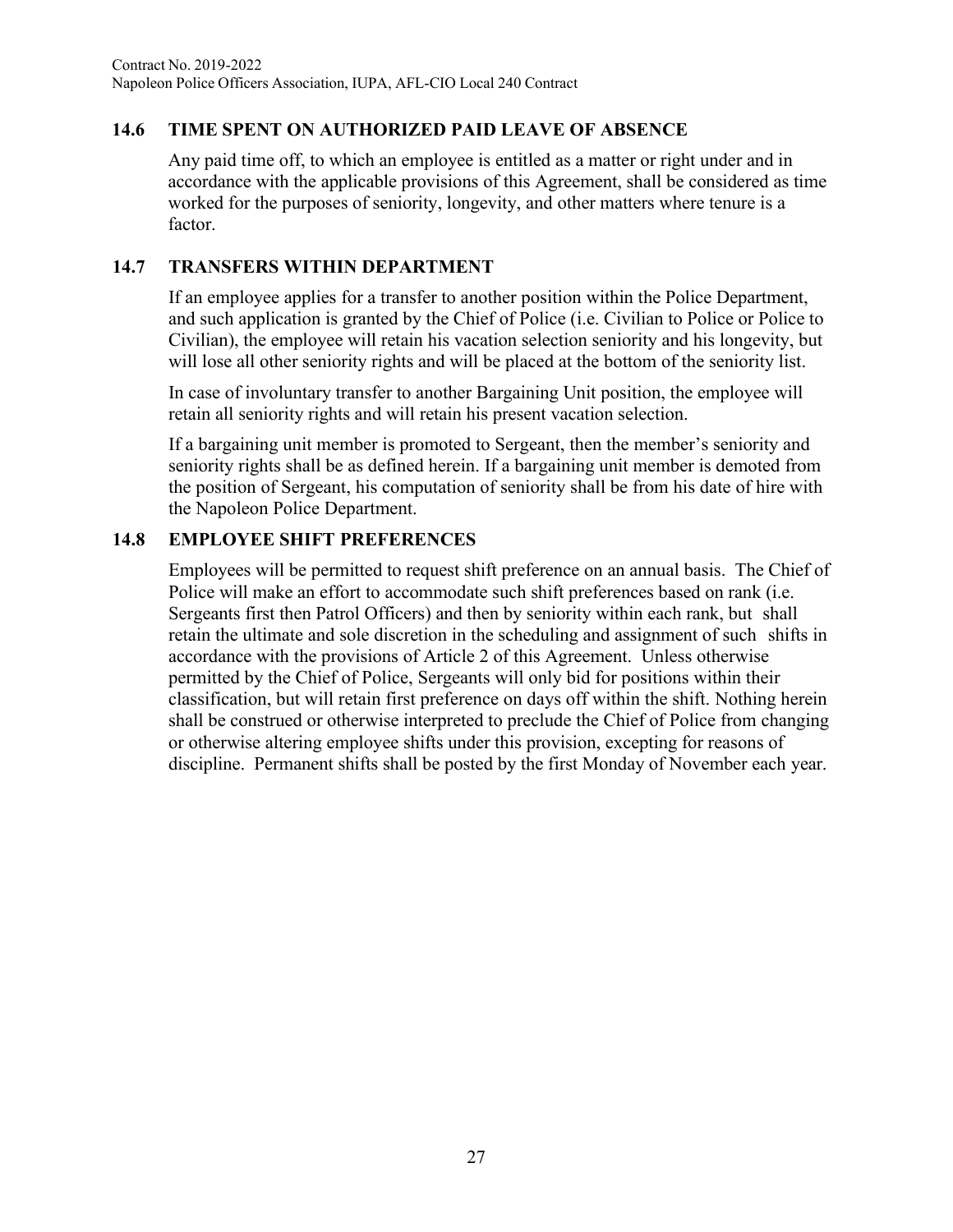## 14.6 TIME SPENT ON AUTHORIZED PAID LEAVE OF ABSENCE

Any paid time off, to which an employee is entitled as a matter or right under and in accordance with the applicable provisions of this Agreement, shall be considered as time worked for the purposes of seniority, longevity, and other matters where tenure is a factor.

## 14.7 TRANSFERS WITHIN DEPARTMENT

If an employee applies for a transfer to another position within the Police Department, and such application is granted by the Chief of Police (i.e. Civilian to Police or Police to Civilian), the employee will retain his vacation selection seniority and his longevity, but will lose all other seniority rights and will be placed at the bottom of the seniority list.

In case of involuntary transfer to another Bargaining Unit position, the employee will retain all seniority rights and will retain his present vacation selection.

If a bargaining unit member is promoted to Sergeant, then the member's seniority and seniority rights shall be as defined herein. If a bargaining unit member is demoted from the position of Sergeant, his computation of seniority shall be from his date of hire with the Napoleon Police Department.

## 14.8 EMPLOYEE SHIFT PREFERENCES

Employees will be permitted to request shift preference on an annual basis. The Chief of Police will make an effort to accommodate such shift preferences based on rank (i.e. Sergeants first then Patrol Officers) and then by seniority within each rank, but shall retain the ultimate and sole discretion in the scheduling and assignment of such shifts in accordance with the provisions of Article 2 of this Agreement. Unless otherwise permitted by the Chief of Police, Sergeants will only bid for positions within their classification, but will retain first preference on days off within the shift. Nothing herein shall be construed or otherwise interpreted to preclude the Chief of Police from changing or otherwise altering employee shifts under this provision, excepting for reasons of discipline. Permanent shifts shall be posted by the first Monday of November each year.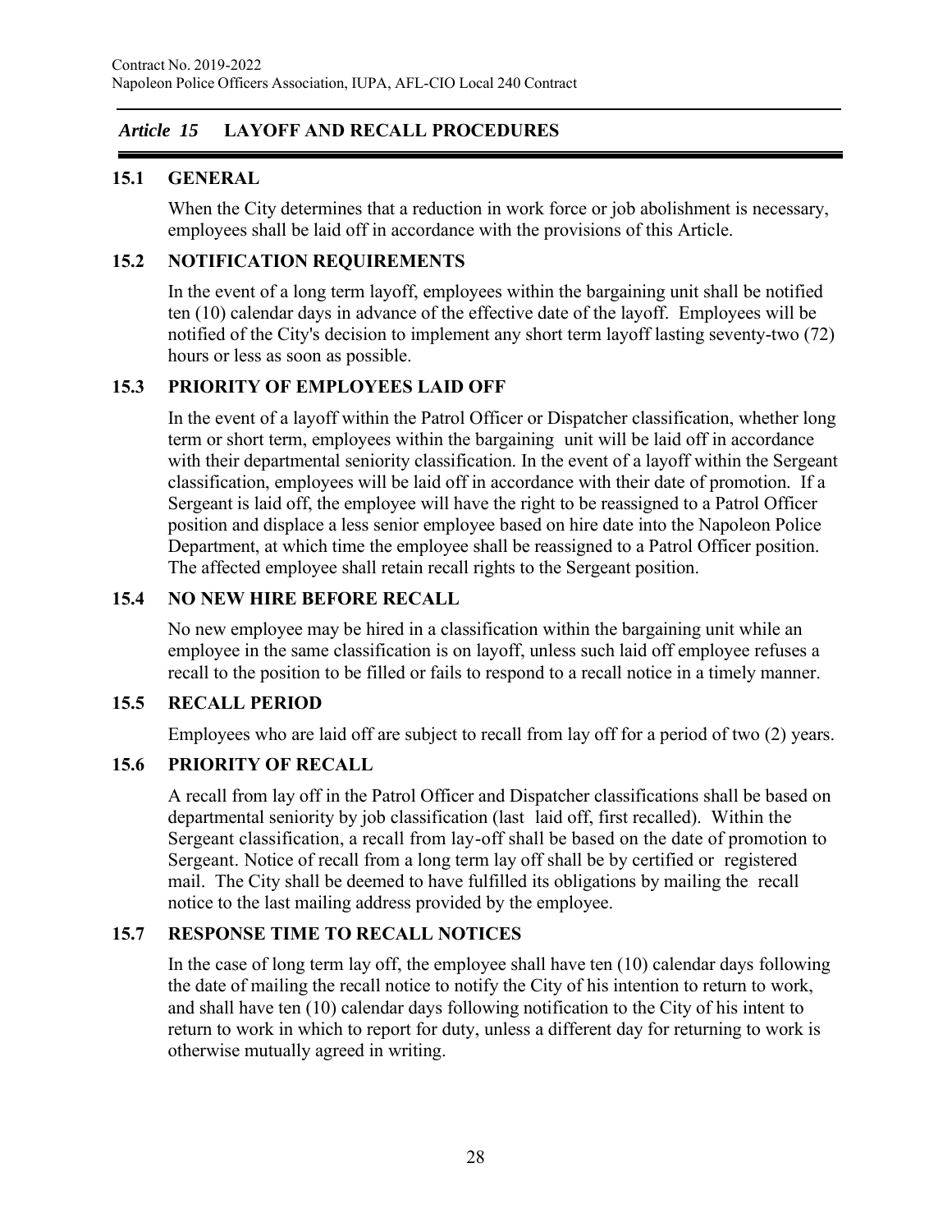## *Article 15* LAYOFF AND RECALL PROCEDURES

### 15.1 GENERAL

When the City determines that a reduction in work force or job abolishment is necessary, employees shall be laid off in accordance with the provisions of this Article.

### 15.2 NOTIFICATION REQUIREMENTS

In the event of a long term layoff, employees within the bargaining unit shall be notified ten (10) calendar days in advance of the effective date of the layoff. Employees will be notified of the City's decision to implement any short term layoff lasting seventy-two (72) hours or less as soon as possible.

### 15.3 PRIORITY OF EMPLOYEES LAID OFF

In the event of a layoff within the Patrol Officer or Dispatcher classification, whether long term or short term, employees within the bargaining unit will be laid off in accordance with their departmental seniority classification. In the event of a layoff within the Sergeant classification, employees will be laid off in accordance with their date of promotion. If a Sergeant is laid off, the employee will have the right to be reassigned to a Patrol Officer position and displace a less senior employee based on hire date into the Napoleon Police Department, at which time the employee shall be reassigned to a Patrol Officer position. The affected employee shall retain recall rights to the Sergeant position.

### 15.4 NO NEW HIRE BEFORE RECALL

No new employee may be hired in a classification within the bargaining unit while an employee in the same classification is on layoff, unless such laid off employee refuses a recall to the position to be filled or fails to respond to a recall notice in a timely manner.

### 15.5 RECALL PERIOD

Employees who are laid off are subject to recall from lay off for a period of two (2) years.

### 15.6 PRIORITY OF RECALL

A recall from lay off in the Patrol Officer and Dispatcher classifications shall be based on departmental seniority by job classification (last laid off, first recalled). Within the Sergeant classification, a recall from lay-off shall be based on the date of promotion to Sergeant. Notice of recall from a long term lay off shall be by certified or registered mail. The City shall be deemed to have fulfilled its obligations by mailing the recall notice to the last mailing address provided by the employee.

### 15.7 RESPONSE TIME TO RECALL NOTICES

In the case of long term lay off, the employee shall have ten (10) calendar days following the date of mailing the recall notice to notify the City of his intention to return to work, and shall have ten (10) calendar days following notification to the City of his intent to return to work in which to report for duty, unless a different day for returning to work is otherwise mutually agreed in writing.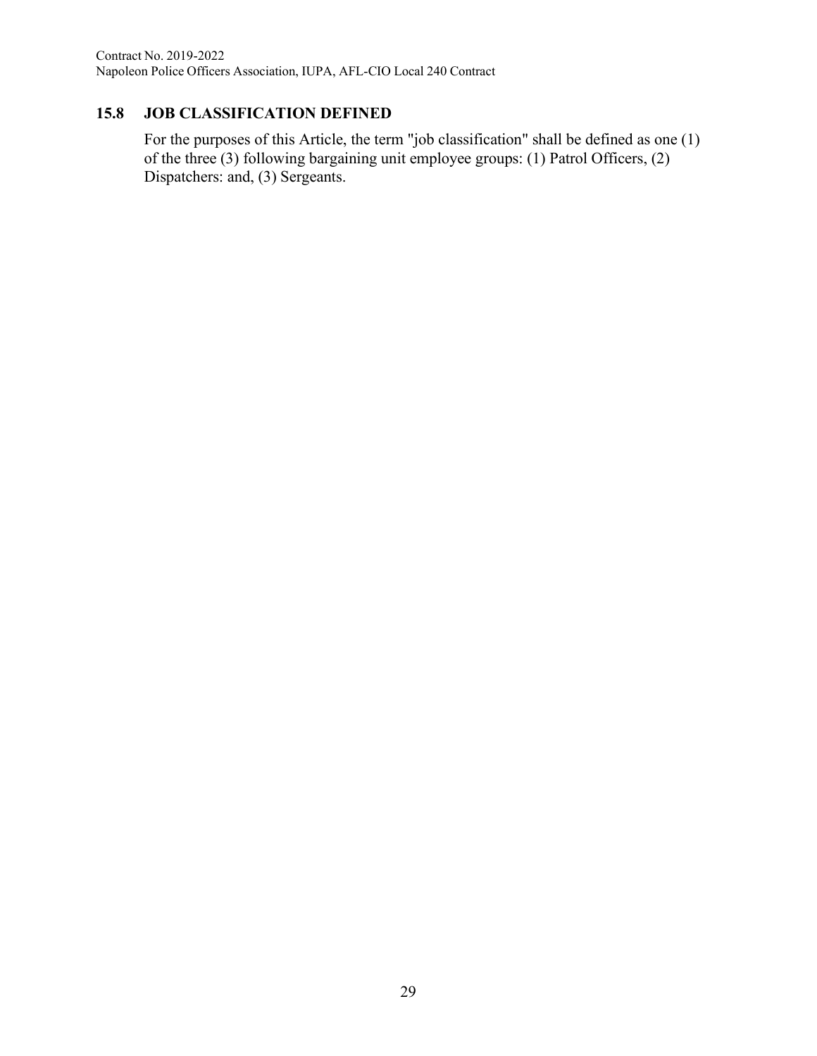### 15.8 JOB CLASSIFICATION DEFINED

For the purposes of this Article, the term "job classification" shall be defined as one (1) of the three (3) following bargaining unit employee groups: (1) Patrol Officers, (2) Dispatchers: and, (3) Sergeants.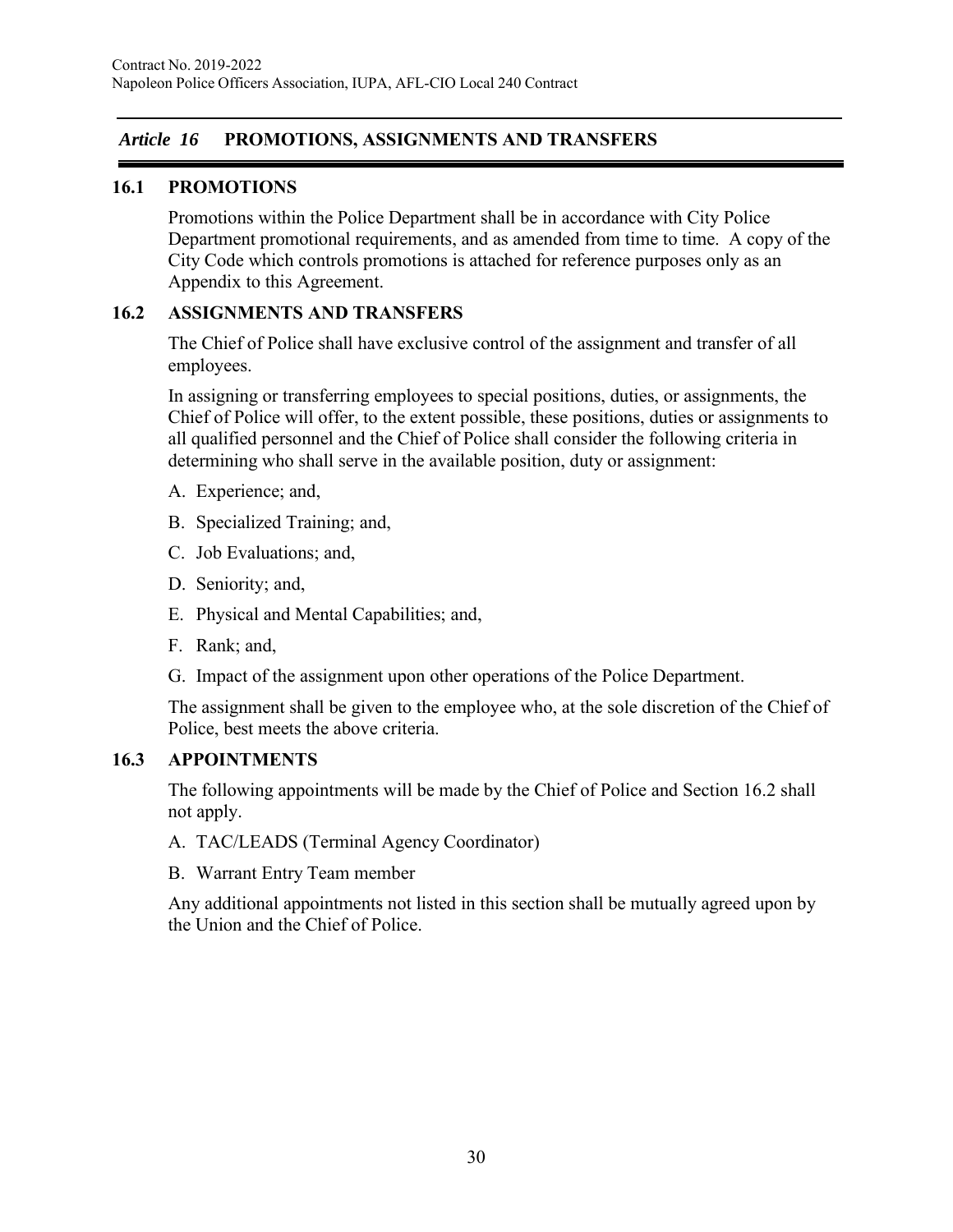## *Article 16* PROMOTIONS, ASSIGNMENTS AND TRANSFERS

### 16.1 PROMOTIONS

Promotions within the Police Department shall be in accordance with City Police Department promotional requirements, and as amended from time to time. A copy of the City Code which controls promotions is attached for reference purposes only as an Appendix to this Agreement.

### 16.2 ASSIGNMENTS AND TRANSFERS

The Chief of Police shall have exclusive control of the assignment and transfer of all employees.

In assigning or transferring employees to special positions, duties, or assignments, the Chief of Police will offer, to the extent possible, these positions, duties or assignments to all qualified personnel and the Chief of Police shall consider the following criteria in determining who shall serve in the available position, duty or assignment:

A. Experience; and,

B. Specialized Training; and,

C. Job Evaluations; and,

D. Seniority; and,

E. Physical and Mental Capabilities; and,

F. Rank; and,

G. Impact of the assignment upon other operations of the Police Department.

The assignment shall be given to the employee who, at the sole discretion of the Chief of Police, best meets the above criteria.

### 16.3 APPOINTMENTS

The following appointments will be made by the Chief of Police and Section 16.2 shall not apply.

A. TAC/LEADS (Terminal Agency Coordinator)

B. Warrant Entry Team member

Any additional appointments not listed in this section shall be mutually agreed upon by the Union and the Chief of Police.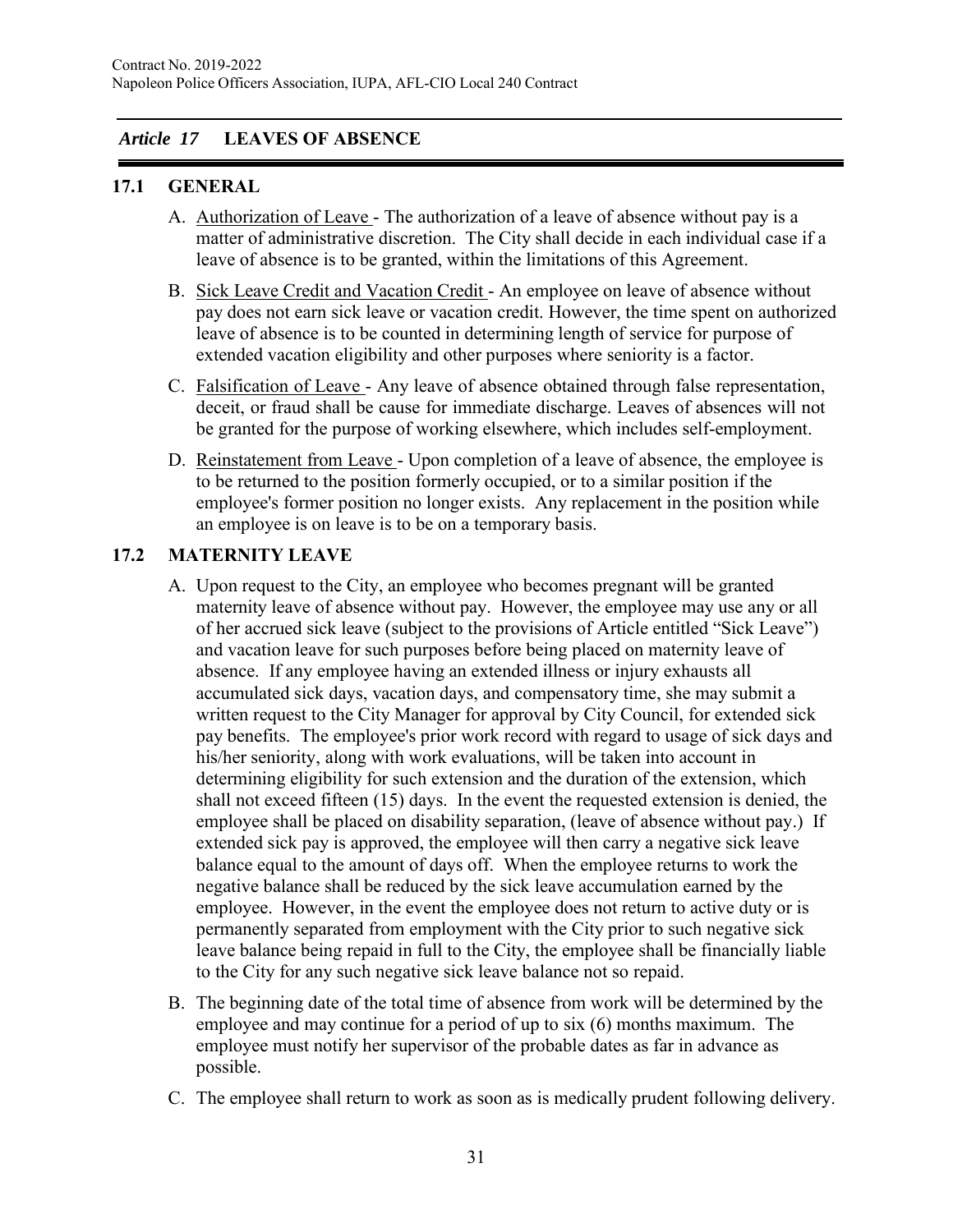## *Article 17* LEAVES OF ABSENCE

### 17.1 GENERAL

A. Authorization of Leave - The authorization of a leave of absence without pay is a matter of administrative discretion. The City shall decide in each individual case if a leave of absence is to be granted, within the limitations of this Agreement.

B. Sick Leave Credit and Vacation Credit - An employee on leave of absence without pay does not earn sick leave or vacation credit. However, the time spent on authorized leave of absence is to be counted in determining length of service for purpose of extended vacation eligibility and other purposes where seniority is a factor.

C. Falsification of Leave - Any leave of absence obtained through false representation, deceit, or fraud shall be cause for immediate discharge. Leaves of absences will not be granted for the purpose of working elsewhere, which includes self-employment.

D. Reinstatement from Leave - Upon completion of a leave of absence, the employee is to be returned to the position formerly occupied, or to a similar position if the employee's former position no longer exists. Any replacement in the position while an employee is on leave is to be on a temporary basis.

### 17.2 MATERNITY LEAVE

A. Upon request to the City, an employee who becomes pregnant will be granted maternity leave of absence without pay. However, the employee may use any or all of her accrued sick leave (subject to the provisions of Article entitled "Sick Leave") and vacation leave for such purposes before being placed on maternity leave of absence. If any employee having an extended illness or injury exhausts all accumulated sick days, vacation days, and compensatory time, she may submit a written request to the City Manager for approval by City Council, for extended sick pay benefits. The employee's prior work record with regard to usage of sick days and his/her seniority, along with work evaluations, will be taken into account in determining eligibility for such extension and the duration of the extension, which shall not exceed fifteen (15) days. In the event the requested extension is denied, the employee shall be placed on disability separation, (leave of absence without pay.) If extended sick pay is approved, the employee will then carry a negative sick leave balance equal to the amount of days off. When the employee returns to work the negative balance shall be reduced by the sick leave accumulation earned by the employee. However, in the event the employee does not return to active duty or is permanently separated from employment with the City prior to such negative sick leave balance being repaid in full to the City, the employee shall be financially liable to the City for any such negative sick leave balance not so repaid.

B. The beginning date of the total time of absence from work will be determined by the employee and may continue for a period of up to six (6) months maximum. The employee must notify her supervisor of the probable dates as far in advance as possible.

C. The employee shall return to work as soon as is medically prudent following delivery.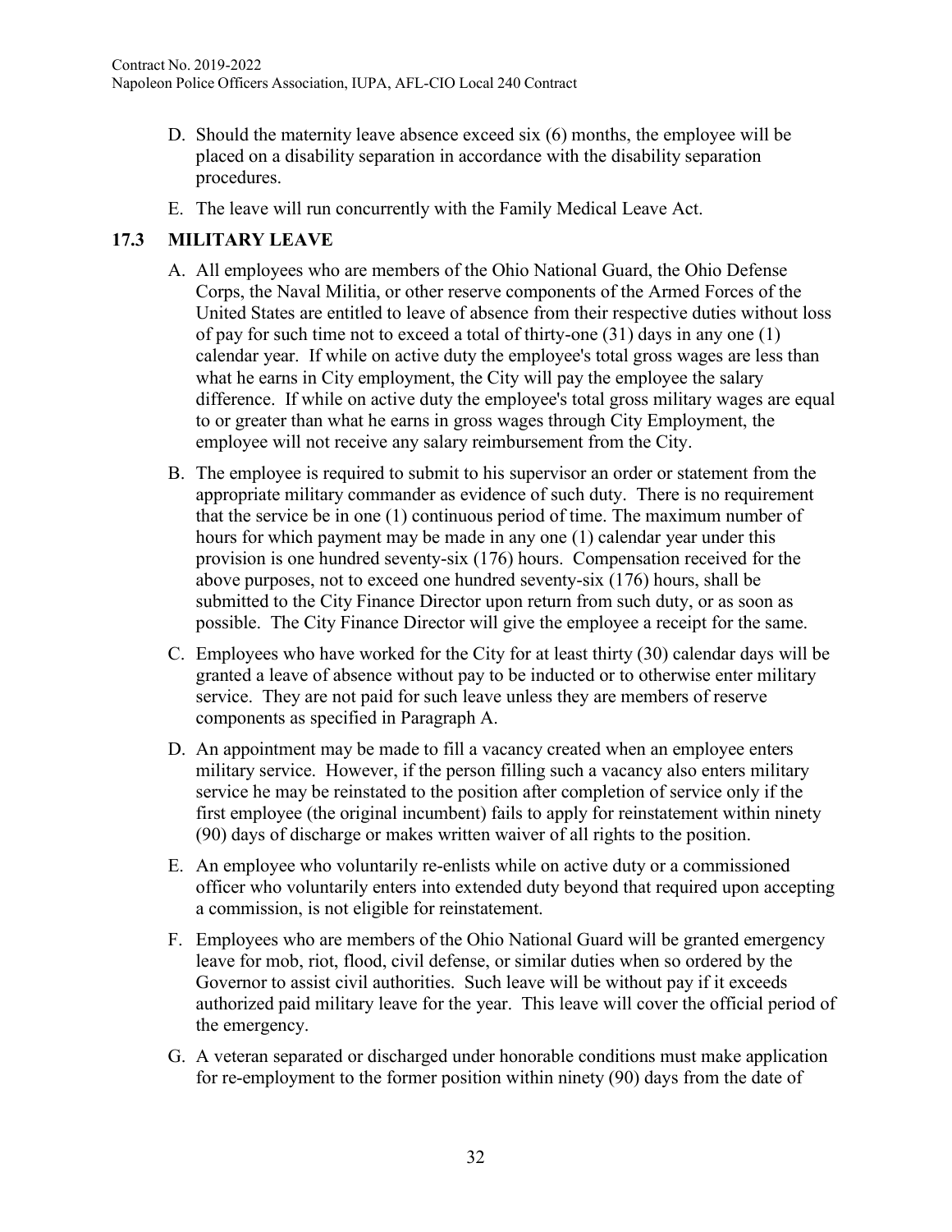D. Should the maternity leave absence exceed six (6) months, the employee will be placed on a disability separation in accordance with the disability separation procedures.

E. The leave will run concurrently with the Family Medical Leave Act.

## 17.3 MILITARY LEAVE

A. All employees who are members of the Ohio National Guard, the Ohio Defense Corps, the Naval Militia, or other reserve components of the Armed Forces of the United States are entitled to leave of absence from their respective duties without loss of pay for such time not to exceed a total of thirty-one (31) days in any one (1) calendar year. If while on active duty the employee's total gross wages are less than what he earns in City employment, the City will pay the employee the salary difference. If while on active duty the employee's total gross military wages are equal to or greater than what he earns in gross wages through City Employment, the employee will not receive any salary reimbursement from the City.

B. The employee is required to submit to his supervisor an order or statement from the appropriate military commander as evidence of such duty. There is no requirement that the service be in one (1) continuous period of time. The maximum number of hours for which payment may be made in any one (1) calendar year under this provision is one hundred seventy-six (176) hours. Compensation received for the above purposes, not to exceed one hundred seventy-six (176) hours, shall be submitted to the City Finance Director upon return from such duty, or as soon as possible. The City Finance Director will give the employee a receipt for the same.

C. Employees who have worked for the City for at least thirty (30) calendar days will be granted a leave of absence without pay to be inducted or to otherwise enter military service. They are not paid for such leave unless they are members of reserve components as specified in Paragraph A.

D. An appointment may be made to fill a vacancy created when an employee enters military service. However, if the person filling such a vacancy also enters military service he may be reinstated to the position after completion of service only if the first employee (the original incumbent) fails to apply for reinstatement within ninety (90) days of discharge or makes written waiver of all rights to the position.

E. An employee who voluntarily re-enlists while on active duty or a commissioned officer who voluntarily enters into extended duty beyond that required upon accepting a commission, is not eligible for reinstatement.

F. Employees who are members of the Ohio National Guard will be granted emergency leave for mob, riot, flood, civil defense, or similar duties when so ordered by the Governor to assist civil authorities. Such leave will be without pay if it exceeds authorized paid military leave for the year. This leave will cover the official period of the emergency.

G. A veteran separated or discharged under honorable conditions must make application for re-employment to the former position within ninety (90) days from the date of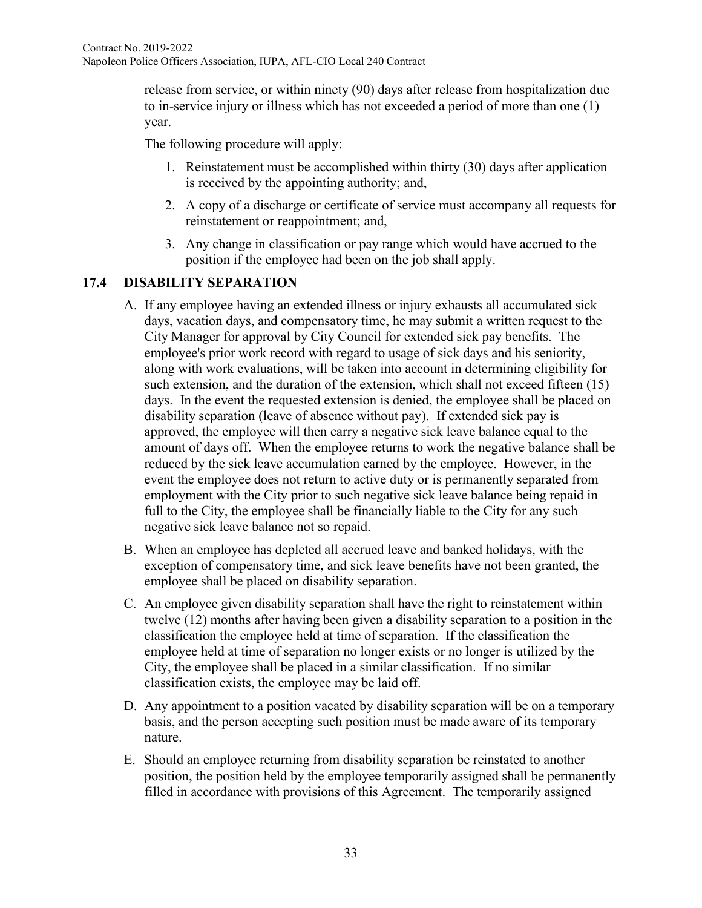release from service, or within ninety (90) days after release from hospitalization due to in-service injury or illness which has not exceeded a period of more than one (1) year.

The following procedure will apply:

1. Reinstatement must be accomplished within thirty (30) days after application is received by the appointing authority; and,
2. A copy of a discharge or certificate of service must accompany all requests for reinstatement or reappointment; and,
3. Any change in classification or pay range which would have accrued to the position if the employee had been on the job shall apply.

## 17.4 DISABILITY SEPARATION

A. If any employee having an extended illness or injury exhausts all accumulated sick days, vacation days, and compensatory time, he may submit a written request to the City Manager for approval by City Council for extended sick pay benefits. The employee's prior work record with regard to usage of sick days and his seniority, along with work evaluations, will be taken into account in determining eligibility for such extension, and the duration of the extension, which shall not exceed fifteen (15) days. In the event the requested extension is denied, the employee shall be placed on disability separation (leave of absence without pay). If extended sick pay is approved, the employee will then carry a negative sick leave balance equal to the amount of days off. When the employee returns to work the negative balance shall be reduced by the sick leave accumulation earned by the employee. However, in the event the employee does not return to active duty or is permanently separated from employment with the City prior to such negative sick leave balance being repaid in full to the City, the employee shall be financially liable to the City for any such negative sick leave balance not so repaid.

B. When an employee has depleted all accrued leave and banked holidays, with the exception of compensatory time, and sick leave benefits have not been granted, the employee shall be placed on disability separation.

C. An employee given disability separation shall have the right to reinstatement within twelve (12) months after having been given a disability separation to a position in the classification the employee held at time of separation. If the classification the employee held at time of separation no longer exists or no longer is utilized by the City, the employee shall be placed in a similar classification. If no similar classification exists, the employee may be laid off.

D. Any appointment to a position vacated by disability separation will be on a temporary basis, and the person accepting such position must be made aware of its temporary nature.

E. Should an employee returning from disability separation be reinstated to another position, the position held by the employee temporarily assigned shall be permanently filled in accordance with provisions of this Agreement. The temporarily assigned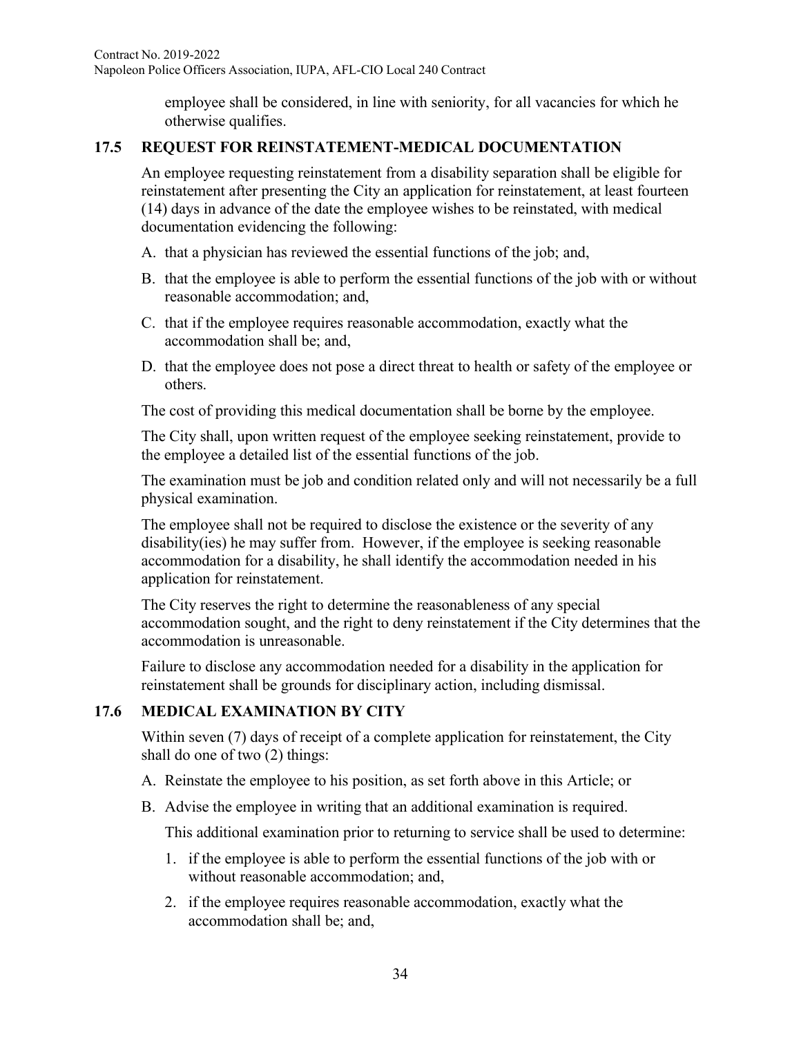employee shall be considered, in line with seniority, for all vacancies for which he otherwise qualifies.

## 17.5 REQUEST FOR REINSTATEMENT-MEDICAL DOCUMENTATION

An employee requesting reinstatement from a disability separation shall be eligible for reinstatement after presenting the City an application for reinstatement, at least fourteen (14) days in advance of the date the employee wishes to be reinstated, with medical documentation evidencing the following:

A. that a physician has reviewed the essential functions of the job; and,

B. that the employee is able to perform the essential functions of the job with or without reasonable accommodation; and,

C. that if the employee requires reasonable accommodation, exactly what the accommodation shall be; and,

D. that the employee does not pose a direct threat to health or safety of the employee or others.

The cost of providing this medical documentation shall be borne by the employee.

The City shall, upon written request of the employee seeking reinstatement, provide to the employee a detailed list of the essential functions of the job.

The examination must be job and condition related only and will not necessarily be a full physical examination.

The employee shall not be required to disclose the existence or the severity of any disability(ies) he may suffer from. However, if the employee is seeking reasonable accommodation for a disability, he shall identify the accommodation needed in his application for reinstatement.

The City reserves the right to determine the reasonableness of any special accommodation sought, and the right to deny reinstatement if the City determines that the accommodation is unreasonable.

Failure to disclose any accommodation needed for a disability in the application for reinstatement shall be grounds for disciplinary action, including dismissal.

## 17.6 MEDICAL EXAMINATION BY CITY

Within seven (7) days of receipt of a complete application for reinstatement, the City shall do one of two (2) things:

A. Reinstate the employee to his position, as set forth above in this Article; or

B. Advise the employee in writing that an additional examination is required.

   This additional examination prior to returning to service shall be used to determine:

   1. if the employee is able to perform the essential functions of the job with or without reasonable accommodation; and,

   2. if the employee requires reasonable accommodation, exactly what the accommodation shall be; and,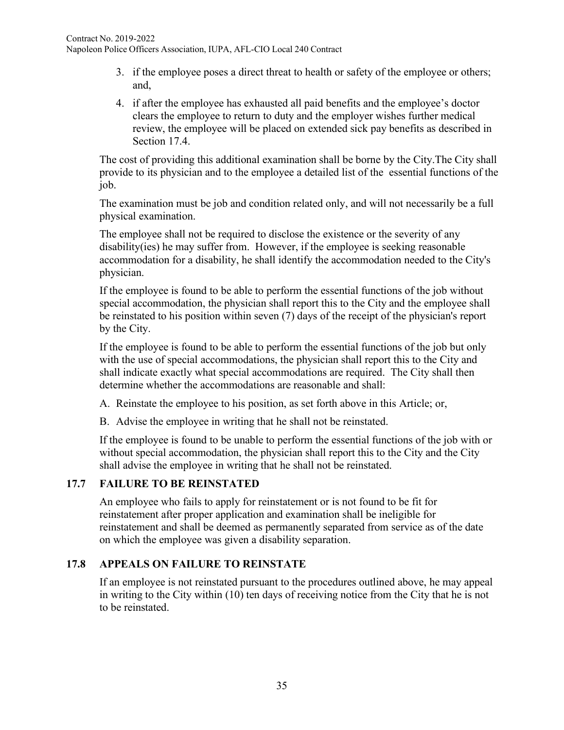3. if the employee poses a direct threat to health or safety of the employee or others; and,
4. if after the employee has exhausted all paid benefits and the employee's doctor clears the employee to return to duty and the employer wishes further medical review, the employee will be placed on extended sick pay benefits as described in Section 17.4.

The cost of providing this additional examination shall be borne by the City.The City shall provide to its physician and to the employee a detailed list of the essential functions of the job.

The examination must be job and condition related only, and will not necessarily be a full physical examination.

The employee shall not be required to disclose the existence or the severity of any disability(ies) he may suffer from. However, if the employee is seeking reasonable accommodation for a disability, he shall identify the accommodation needed to the City's physician.

If the employee is found to be able to perform the essential functions of the job without special accommodation, the physician shall report this to the City and the employee shall be reinstated to his position within seven (7) days of the receipt of the physician's report by the City.

If the employee is found to be able to perform the essential functions of the job but only with the use of special accommodations, the physician shall report this to the City and shall indicate exactly what special accommodations are required. The City shall then determine whether the accommodations are reasonable and shall:

A. Reinstate the employee to his position, as set forth above in this Article; or,

B. Advise the employee in writing that he shall not be reinstated.

If the employee is found to be unable to perform the essential functions of the job with or without special accommodation, the physician shall report this to the City and the City shall advise the employee in writing that he shall not be reinstated.

## 17.7 FAILURE TO BE REINSTATED

An employee who fails to apply for reinstatement or is not found to be fit for reinstatement after proper application and examination shall be ineligible for reinstatement and shall be deemed as permanently separated from service as of the date on which the employee was given a disability separation.

## 17.8 APPEALS ON FAILURE TO REINSTATE

If an employee is not reinstated pursuant to the procedures outlined above, he may appeal in writing to the City within (10) ten days of receiving notice from the City that he is not to be reinstated.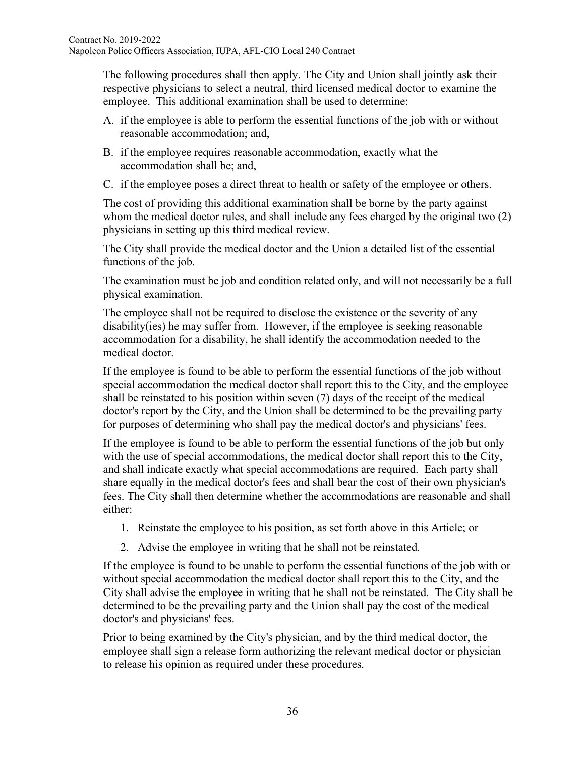The following procedures shall then apply. The City and Union shall jointly ask their respective physicians to select a neutral, third licensed medical doctor to examine the employee. This additional examination shall be used to determine:

A. if the employee is able to perform the essential functions of the job with or without reasonable accommodation; and,

B. if the employee requires reasonable accommodation, exactly what the accommodation shall be; and,

C. if the employee poses a direct threat to health or safety of the employee or others.

The cost of providing this additional examination shall be borne by the party against whom the medical doctor rules, and shall include any fees charged by the original two (2) physicians in setting up this third medical review.

The City shall provide the medical doctor and the Union a detailed list of the essential functions of the job.

The examination must be job and condition related only, and will not necessarily be a full physical examination.

The employee shall not be required to disclose the existence or the severity of any disability(ies) he may suffer from. However, if the employee is seeking reasonable accommodation for a disability, he shall identify the accommodation needed to the medical doctor.

If the employee is found to be able to perform the essential functions of the job without special accommodation the medical doctor shall report this to the City, and the employee shall be reinstated to his position within seven (7) days of the receipt of the medical doctor's report by the City, and the Union shall be determined to be the prevailing party for purposes of determining who shall pay the medical doctor's and physicians' fees.

If the employee is found to be able to perform the essential functions of the job but only with the use of special accommodations, the medical doctor shall report this to the City, and shall indicate exactly what special accommodations are required. Each party shall share equally in the medical doctor's fees and shall bear the cost of their own physician's fees. The City shall then determine whether the accommodations are reasonable and shall either:

1. Reinstate the employee to his position, as set forth above in this Article; or
2. Advise the employee in writing that he shall not be reinstated.

If the employee is found to be unable to perform the essential functions of the job with or without special accommodation the medical doctor shall report this to the City, and the City shall advise the employee in writing that he shall not be reinstated. The City shall be determined to be the prevailing party and the Union shall pay the cost of the medical doctor's and physicians' fees.

Prior to being examined by the City's physician, and by the third medical doctor, the employee shall sign a release form authorizing the relevant medical doctor or physician to release his opinion as required under these procedures.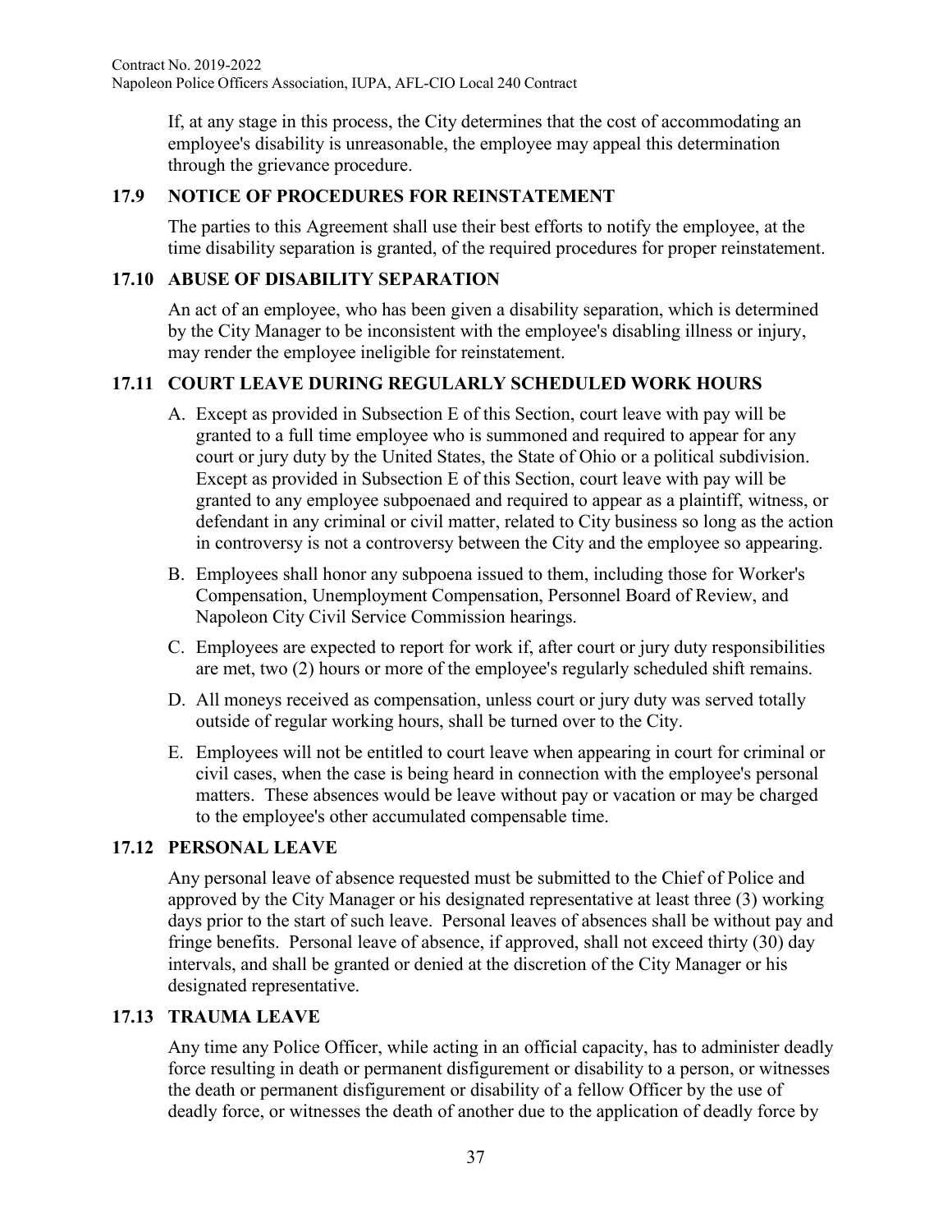If, at any stage in this process, the City determines that the cost of accommodating an employee's disability is unreasonable, the employee may appeal this determination through the grievance procedure.

### 17.9 NOTICE OF PROCEDURES FOR REINSTATEMENT

The parties to this Agreement shall use their best efforts to notify the employee, at the time disability separation is granted, of the required procedures for proper reinstatement.

### 17.10 ABUSE OF DISABILITY SEPARATION

An act of an employee, who has been given a disability separation, which is determined by the City Manager to be inconsistent with the employee's disabling illness or injury, may render the employee ineligible for reinstatement.

### 17.11 COURT LEAVE DURING REGULARLY SCHEDULED WORK HOURS

A. Except as provided in Subsection E of this Section, court leave with pay will be granted to a full time employee who is summoned and required to appear for any court or jury duty by the United States, the State of Ohio or a political subdivision. Except as provided in Subsection E of this Section, court leave with pay will be granted to any employee subpoenaed and required to appear as a plaintiff, witness, or defendant in any criminal or civil matter, related to City business so long as the action in controversy is not a controversy between the City and the employee so appearing.

B. Employees shall honor any subpoena issued to them, including those for Worker's Compensation, Unemployment Compensation, Personnel Board of Review, and Napoleon City Civil Service Commission hearings.

C. Employees are expected to report for work if, after court or jury duty responsibilities are met, two (2) hours or more of the employee's regularly scheduled shift remains.

D. All moneys received as compensation, unless court or jury duty was served totally outside of regular working hours, shall be turned over to the City.

E. Employees will not be entitled to court leave when appearing in court for criminal or civil cases, when the case is being heard in connection with the employee's personal matters. These absences would be leave without pay or vacation or may be charged to the employee's other accumulated compensable time.

### 17.12 PERSONAL LEAVE

Any personal leave of absence requested must be submitted to the Chief of Police and approved by the City Manager or his designated representative at least three (3) working days prior to the start of such leave. Personal leaves of absences shall be without pay and fringe benefits. Personal leave of absence, if approved, shall not exceed thirty (30) day intervals, and shall be granted or denied at the discretion of the City Manager or his designated representative.

### 17.13 TRAUMA LEAVE

Any time any Police Officer, while acting in an official capacity, has to administer deadly force resulting in death or permanent disfigurement or disability to a person, or witnesses the death or permanent disfigurement or disability of a fellow Officer by the use of deadly force, or witnesses the death of another due to the application of deadly force by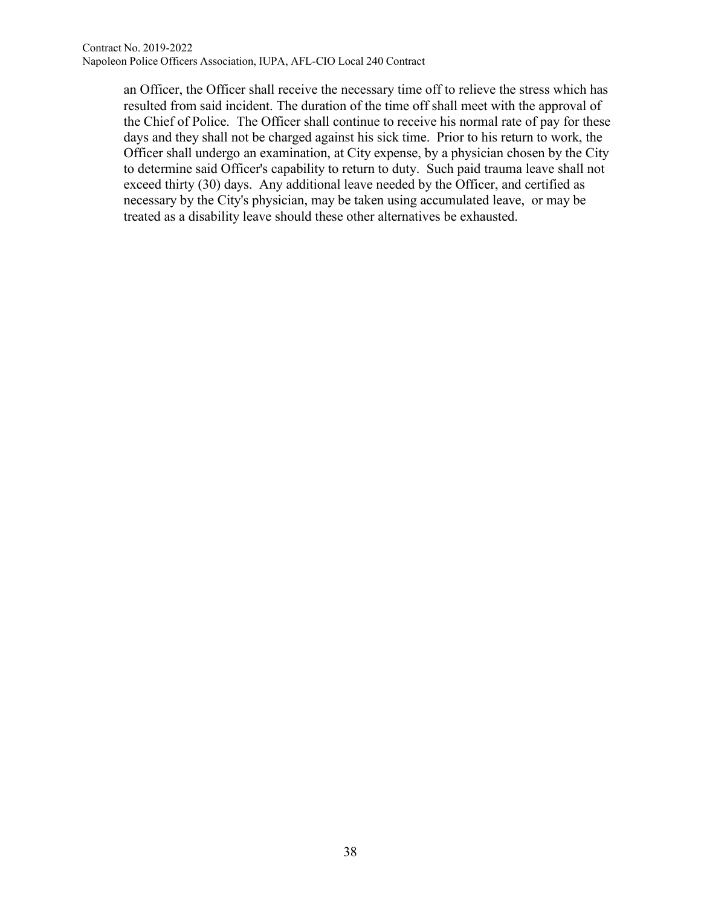an Officer, the Officer shall receive the necessary time off to relieve the stress which has resulted from said incident. The duration of the time off shall meet with the approval of the Chief of Police. The Officer shall continue to receive his normal rate of pay for these days and they shall not be charged against his sick time. Prior to his return to work, the Officer shall undergo an examination, at City expense, by a physician chosen by the City to determine said Officer's capability to return to duty. Such paid trauma leave shall not exceed thirty (30) days. Any additional leave needed by the Officer, and certified as necessary by the City's physician, may be taken using accumulated leave, or may be treated as a disability leave should these other alternatives be exhausted.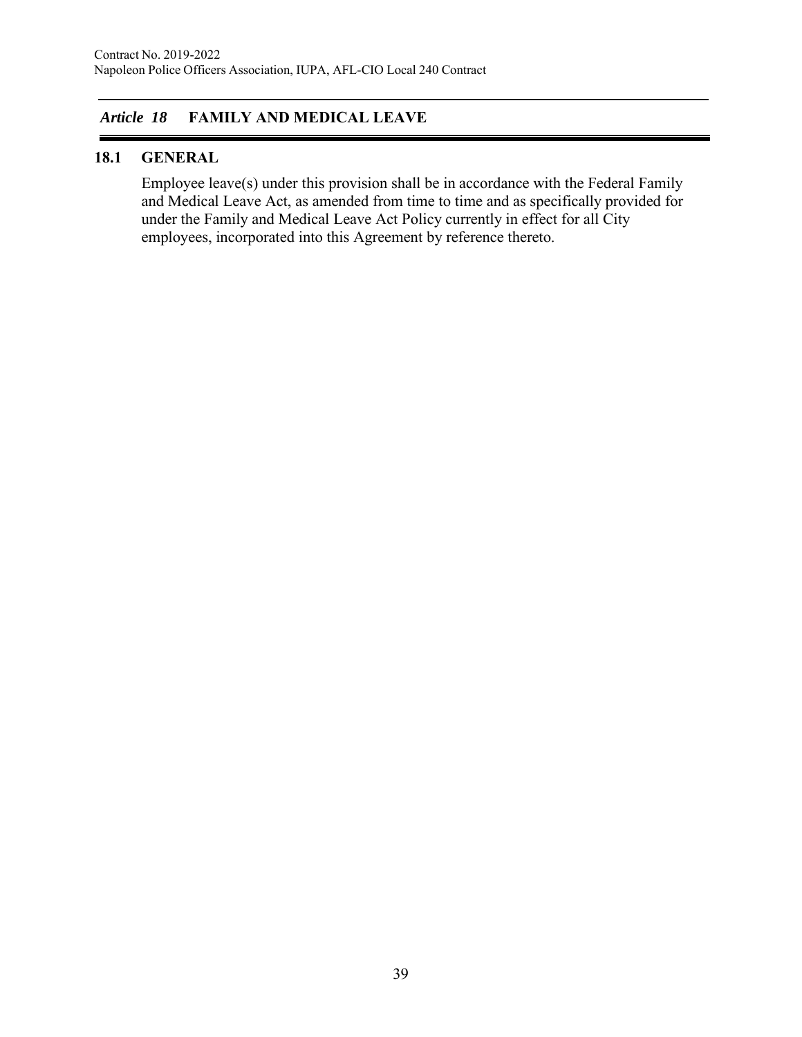## *Article 18* FAMILY AND MEDICAL LEAVE

### 18.1 GENERAL

Employee leave(s) under this provision shall be in accordance with the Federal Family and Medical Leave Act, as amended from time to time and as specifically provided for under the Family and Medical Leave Act Policy currently in effect for all City employees, incorporated into this Agreement by reference thereto.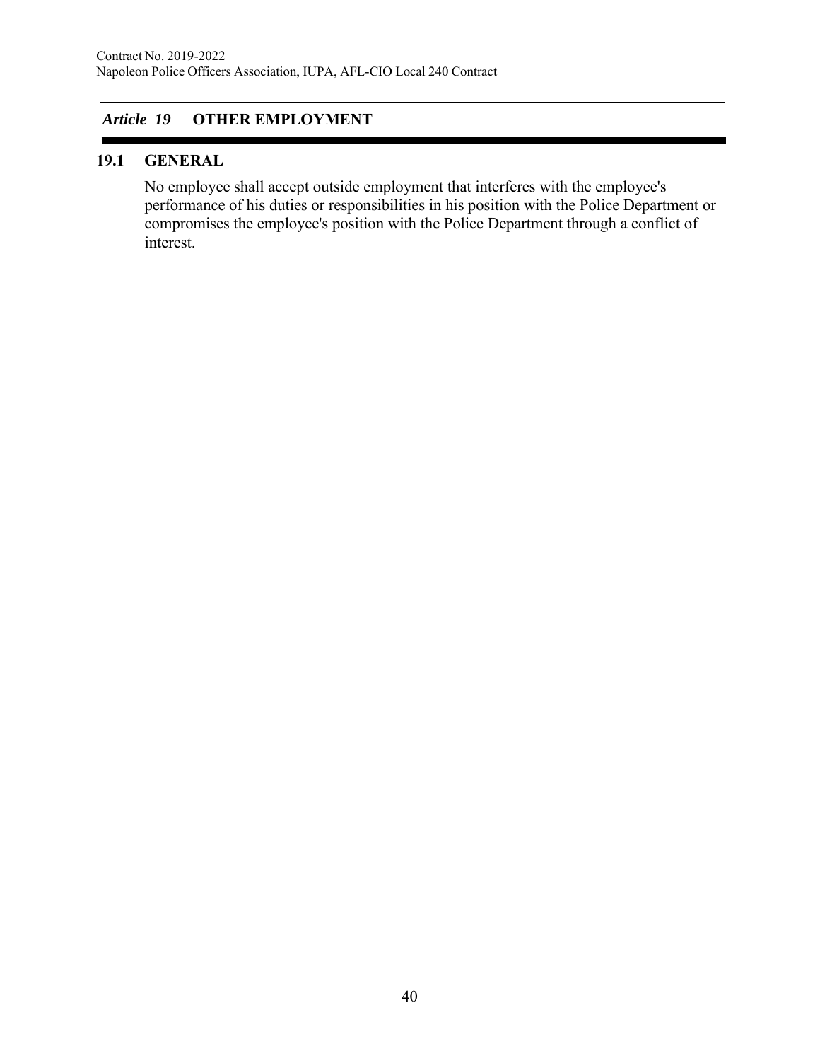## *Article 19* OTHER EMPLOYMENT

### 19.1 GENERAL

No employee shall accept outside employment that interferes with the employee's performance of his duties or responsibilities in his position with the Police Department or compromises the employee's position with the Police Department through a conflict of interest.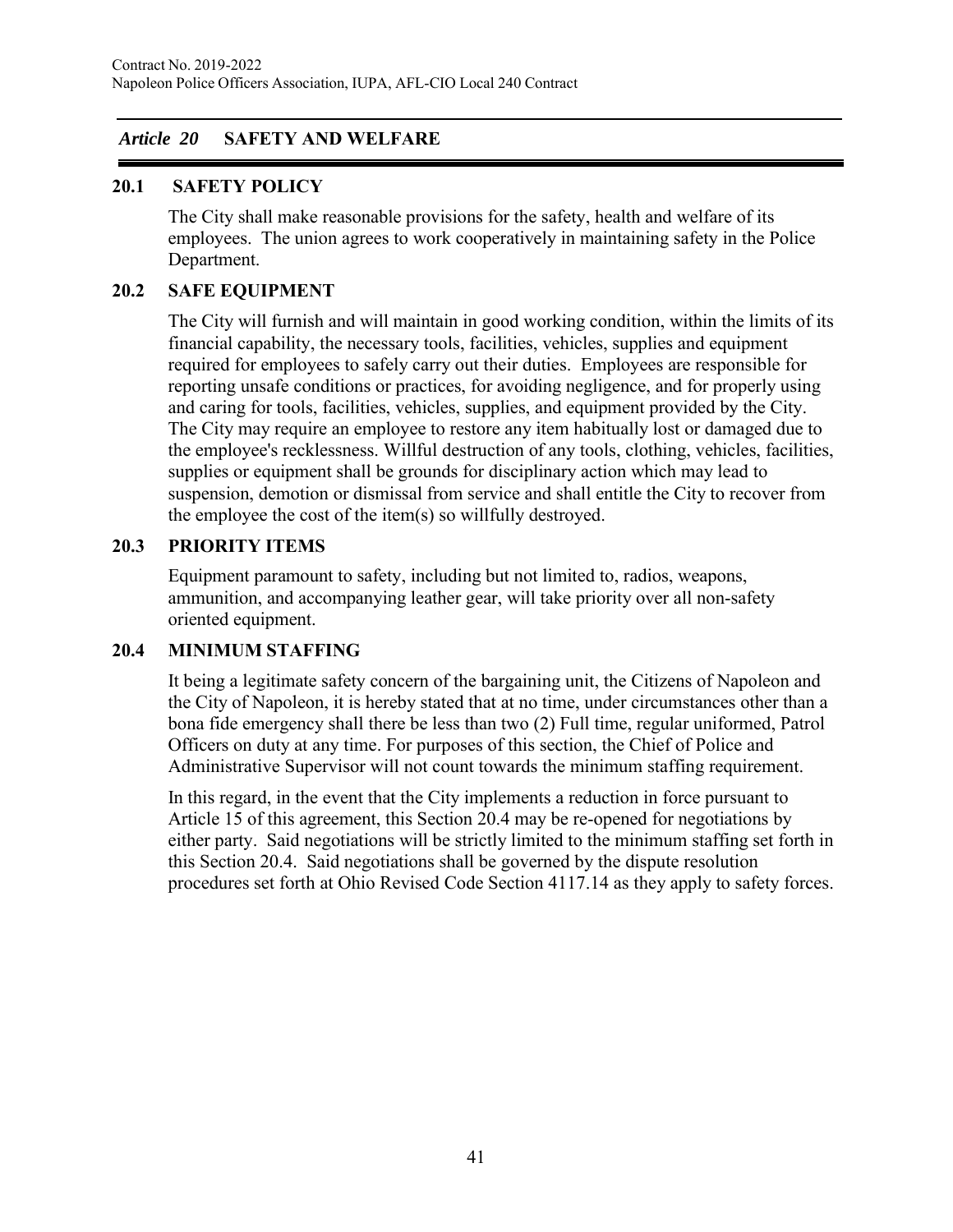## *Article 20* SAFETY AND WELFARE

### 20.1 SAFETY POLICY

The City shall make reasonable provisions for the safety, health and welfare of its employees. The union agrees to work cooperatively in maintaining safety in the Police Department.

### 20.2 SAFE EQUIPMENT

The City will furnish and will maintain in good working condition, within the limits of its financial capability, the necessary tools, facilities, vehicles, supplies and equipment required for employees to safely carry out their duties. Employees are responsible for reporting unsafe conditions or practices, for avoiding negligence, and for properly using and caring for tools, facilities, vehicles, supplies, and equipment provided by the City. The City may require an employee to restore any item habitually lost or damaged due to the employee's recklessness. Willful destruction of any tools, clothing, vehicles, facilities, supplies or equipment shall be grounds for disciplinary action which may lead to suspension, demotion or dismissal from service and shall entitle the City to recover from the employee the cost of the item(s) so willfully destroyed.

### 20.3 PRIORITY ITEMS

Equipment paramount to safety, including but not limited to, radios, weapons, ammunition, and accompanying leather gear, will take priority over all non-safety oriented equipment.

### 20.4 MINIMUM STAFFING

It being a legitimate safety concern of the bargaining unit, the Citizens of Napoleon and the City of Napoleon, it is hereby stated that at no time, under circumstances other than a bona fide emergency shall there be less than two (2) Full time, regular uniformed, Patrol Officers on duty at any time. For purposes of this section, the Chief of Police and Administrative Supervisor will not count towards the minimum staffing requirement.

In this regard, in the event that the City implements a reduction in force pursuant to Article 15 of this agreement, this Section 20.4 may be re-opened for negotiations by either party. Said negotiations will be strictly limited to the minimum staffing set forth in this Section 20.4. Said negotiations shall be governed by the dispute resolution procedures set forth at Ohio Revised Code Section 4117.14 as they apply to safety forces.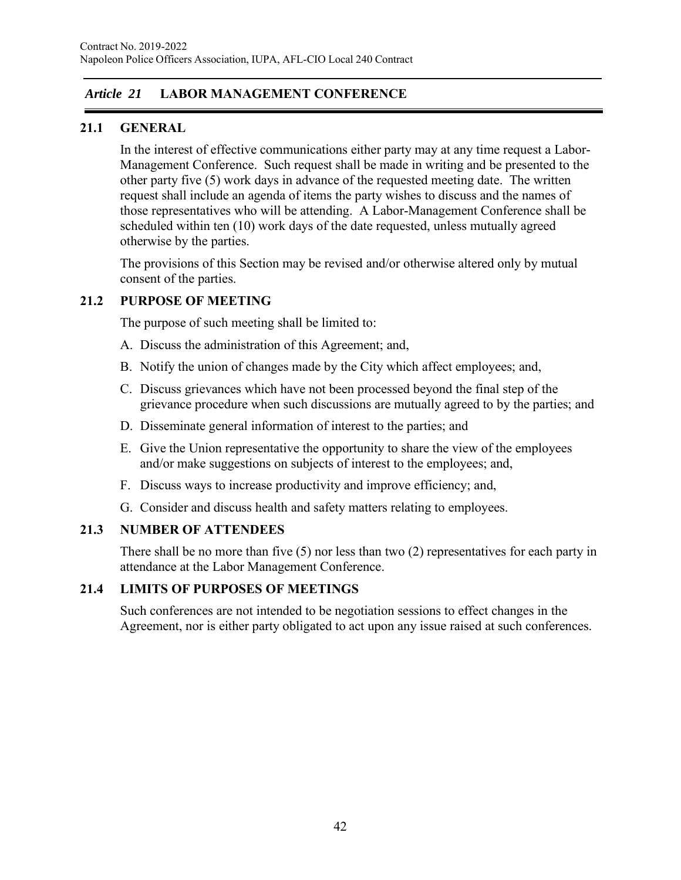## *Article 21* LABOR MANAGEMENT CONFERENCE

### 21.1 GENERAL

In the interest of effective communications either party may at any time request a Labor-Management Conference. Such request shall be made in writing and be presented to the other party five (5) work days in advance of the requested meeting date. The written request shall include an agenda of items the party wishes to discuss and the names of those representatives who will be attending. A Labor-Management Conference shall be scheduled within ten (10) work days of the date requested, unless mutually agreed otherwise by the parties.

The provisions of this Section may be revised and/or otherwise altered only by mutual consent of the parties.

### 21.2 PURPOSE OF MEETING

The purpose of such meeting shall be limited to:

A. Discuss the administration of this Agreement; and,

B. Notify the union of changes made by the City which affect employees; and,

C. Discuss grievances which have not been processed beyond the final step of the grievance procedure when such discussions are mutually agreed to by the parties; and

D. Disseminate general information of interest to the parties; and

E. Give the Union representative the opportunity to share the view of the employees and/or make suggestions on subjects of interest to the employees; and,

F. Discuss ways to increase productivity and improve efficiency; and,

G. Consider and discuss health and safety matters relating to employees.

### 21.3 NUMBER OF ATTENDEES

There shall be no more than five (5) nor less than two (2) representatives for each party in attendance at the Labor Management Conference.

### 21.4 LIMITS OF PURPOSES OF MEETINGS

Such conferences are not intended to be negotiation sessions to effect changes in the Agreement, nor is either party obligated to act upon any issue raised at such conferences.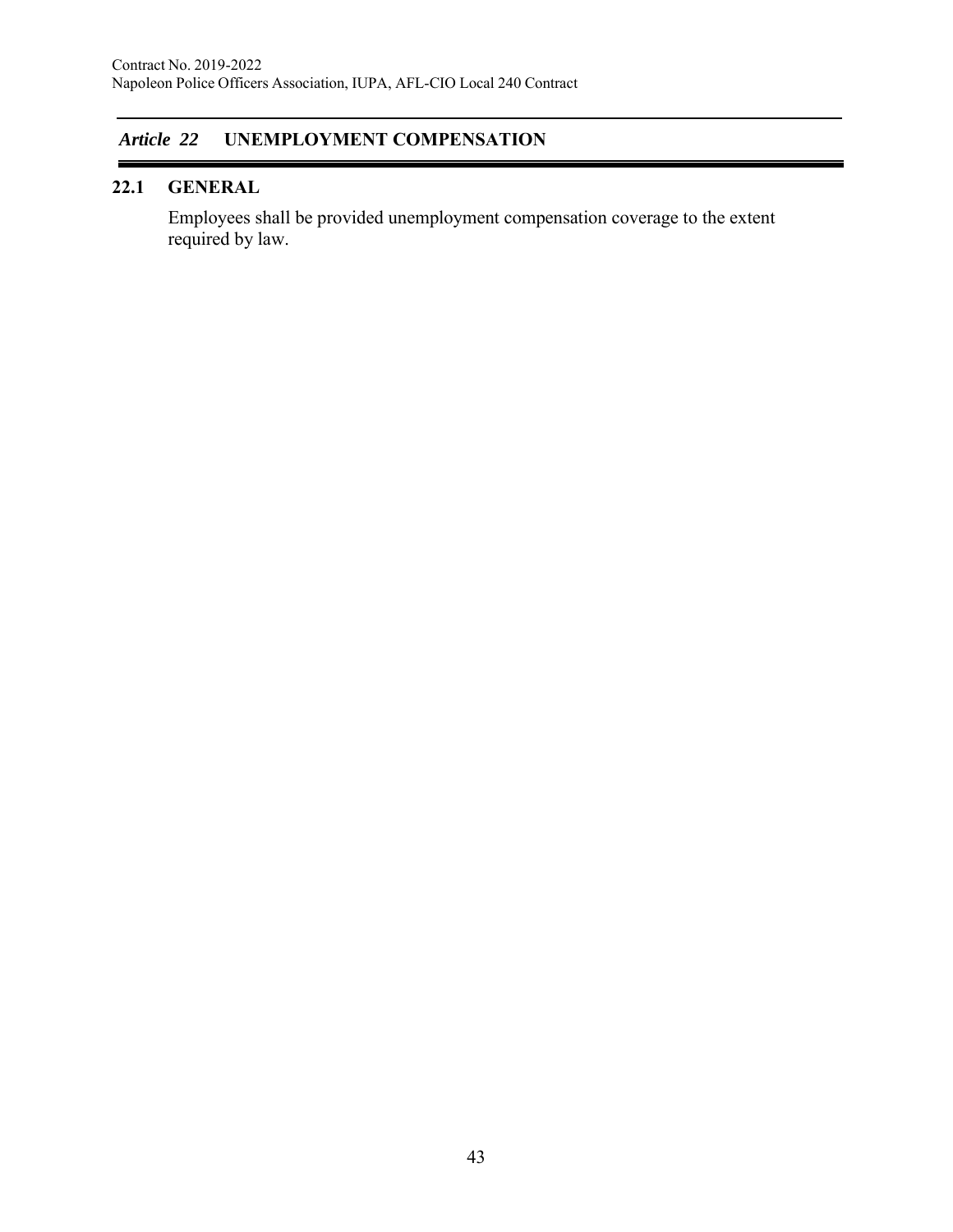## *Article 22* UNEMPLOYMENT COMPENSATION

### 22.1 GENERAL

Employees shall be provided unemployment compensation coverage to the extent required by law.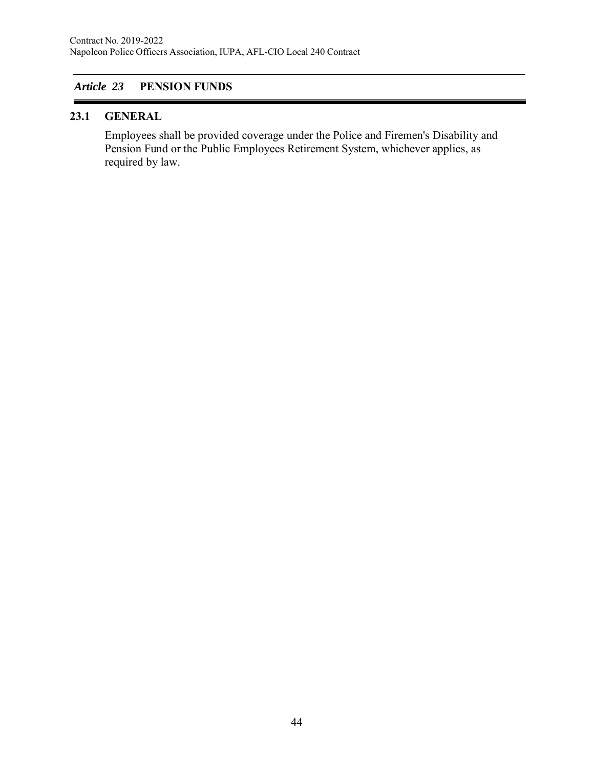## *Article 23* PENSION FUNDS

### 23.1 GENERAL

Employees shall be provided coverage under the Police and Firemen's Disability and Pension Fund or the Public Employees Retirement System, whichever applies, as required by law.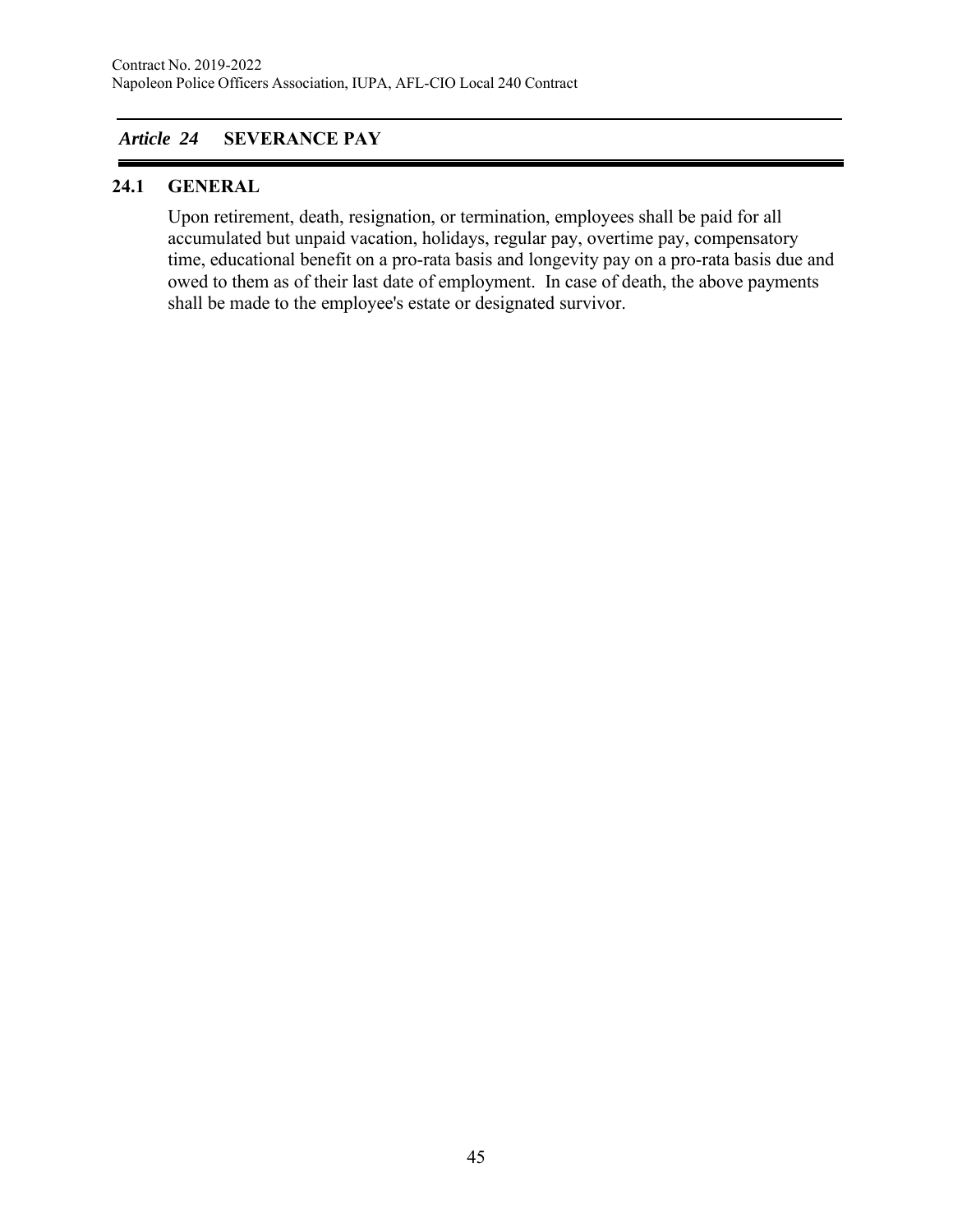## *Article 24* SEVERANCE PAY

### 24.1 GENERAL

Upon retirement, death, resignation, or termination, employees shall be paid for all accumulated but unpaid vacation, holidays, regular pay, overtime pay, compensatory time, educational benefit on a pro-rata basis and longevity pay on a pro-rata basis due and owed to them as of their last date of employment. In case of death, the above payments shall be made to the employee's estate or designated survivor.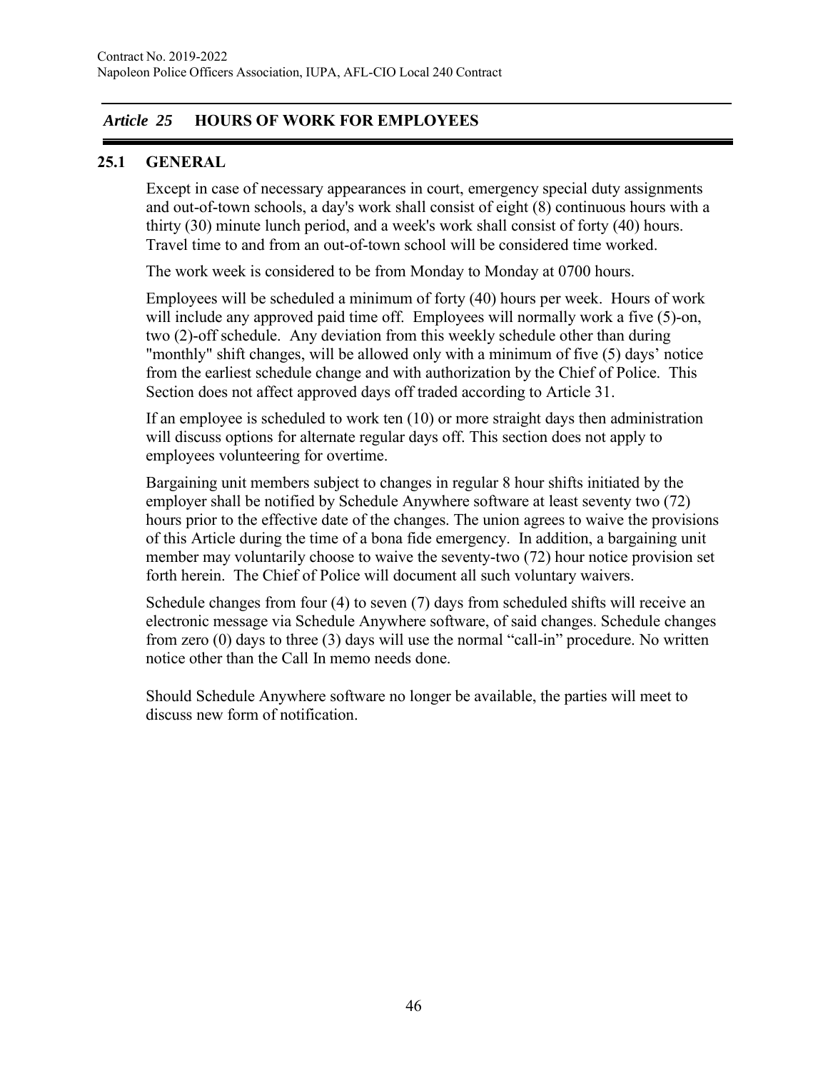## *Article 25* HOURS OF WORK FOR EMPLOYEES

### 25.1 GENERAL

Except in case of necessary appearances in court, emergency special duty assignments and out-of-town schools, a day's work shall consist of eight (8) continuous hours with a thirty (30) minute lunch period, and a week's work shall consist of forty (40) hours. Travel time to and from an out-of-town school will be considered time worked.

The work week is considered to be from Monday to Monday at 0700 hours.

Employees will be scheduled a minimum of forty (40) hours per week. Hours of work will include any approved paid time off. Employees will normally work a five (5)-on, two (2)-off schedule. Any deviation from this weekly schedule other than during "monthly" shift changes, will be allowed only with a minimum of five (5) days' notice from the earliest schedule change and with authorization by the Chief of Police. This Section does not affect approved days off traded according to Article 31.

If an employee is scheduled to work ten (10) or more straight days then administration will discuss options for alternate regular days off. This section does not apply to employees volunteering for overtime.

Bargaining unit members subject to changes in regular 8 hour shifts initiated by the employer shall be notified by Schedule Anywhere software at least seventy two (72) hours prior to the effective date of the changes. The union agrees to waive the provisions of this Article during the time of a bona fide emergency. In addition, a bargaining unit member may voluntarily choose to waive the seventy-two (72) hour notice provision set forth herein. The Chief of Police will document all such voluntary waivers.

Schedule changes from four (4) to seven (7) days from scheduled shifts will receive an electronic message via Schedule Anywhere software, of said changes. Schedule changes from zero (0) days to three (3) days will use the normal "call-in" procedure. No written notice other than the Call In memo needs done.

Should Schedule Anywhere software no longer be available, the parties will meet to discuss new form of notification.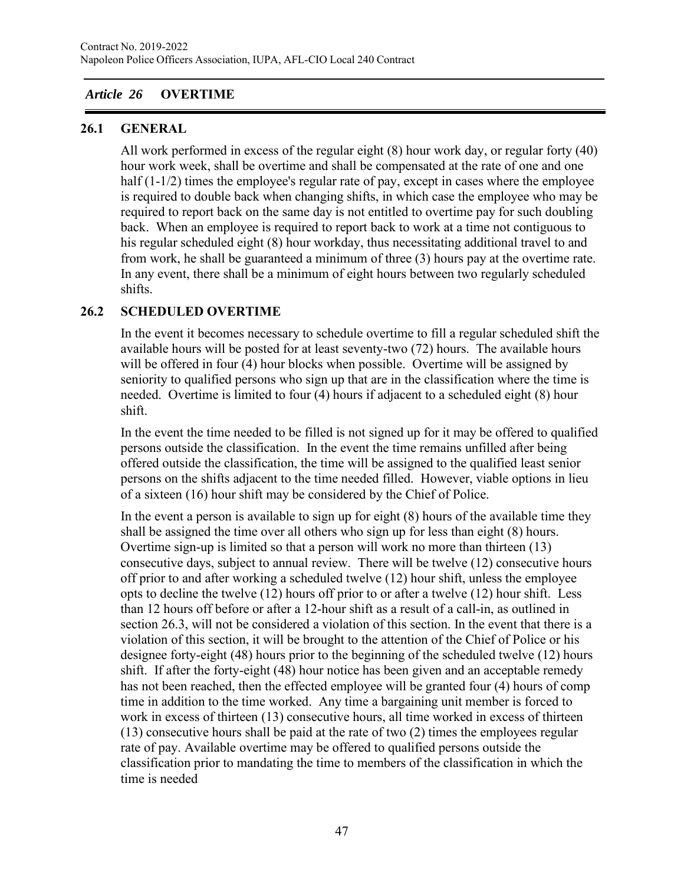## *Article 26* OVERTIME

### 26.1 GENERAL

All work performed in excess of the regular eight (8) hour work day, or regular forty (40) hour work week, shall be overtime and shall be compensated at the rate of one and one half (1-1/2) times the employee's regular rate of pay, except in cases where the employee is required to double back when changing shifts, in which case the employee who may be required to report back on the same day is not entitled to overtime pay for such doubling back. When an employee is required to report back to work at a time not contiguous to his regular scheduled eight (8) hour workday, thus necessitating additional travel to and from work, he shall be guaranteed a minimum of three (3) hours pay at the overtime rate. In any event, there shall be a minimum of eight hours between two regularly scheduled shifts.

### 26.2 SCHEDULED OVERTIME

In the event it becomes necessary to schedule overtime to fill a regular scheduled shift the available hours will be posted for at least seventy-two (72) hours. The available hours will be offered in four (4) hour blocks when possible. Overtime will be assigned by seniority to qualified persons who sign up that are in the classification where the time is needed. Overtime is limited to four (4) hours if adjacent to a scheduled eight (8) hour shift.

In the event the time needed to be filled is not signed up for it may be offered to qualified persons outside the classification. In the event the time remains unfilled after being offered outside the classification, the time will be assigned to the qualified least senior persons on the shifts adjacent to the time needed filled. However, viable options in lieu of a sixteen (16) hour shift may be considered by the Chief of Police.

In the event a person is available to sign up for eight (8) hours of the available time they shall be assigned the time over all others who sign up for less than eight (8) hours. Overtime sign-up is limited so that a person will work no more than thirteen (13) consecutive days, subject to annual review. There will be twelve (12) consecutive hours off prior to and after working a scheduled twelve (12) hour shift, unless the employee opts to decline the twelve (12) hours off prior to or after a twelve (12) hour shift. Less than 12 hours off before or after a 12-hour shift as a result of a call-in, as outlined in section 26.3, will not be considered a violation of this section. In the event that there is a violation of this section, it will be brought to the attention of the Chief of Police or his designee forty-eight (48) hours prior to the beginning of the scheduled twelve (12) hours shift. If after the forty-eight (48) hour notice has been given and an acceptable remedy has not been reached, then the effected employee will be granted four (4) hours of comp time in addition to the time worked. Any time a bargaining unit member is forced to work in excess of thirteen (13) consecutive hours, all time worked in excess of thirteen (13) consecutive hours shall be paid at the rate of two (2) times the employees regular rate of pay. Available overtime may be offered to qualified persons outside the classification prior to mandating the time to members of the classification in which the time is needed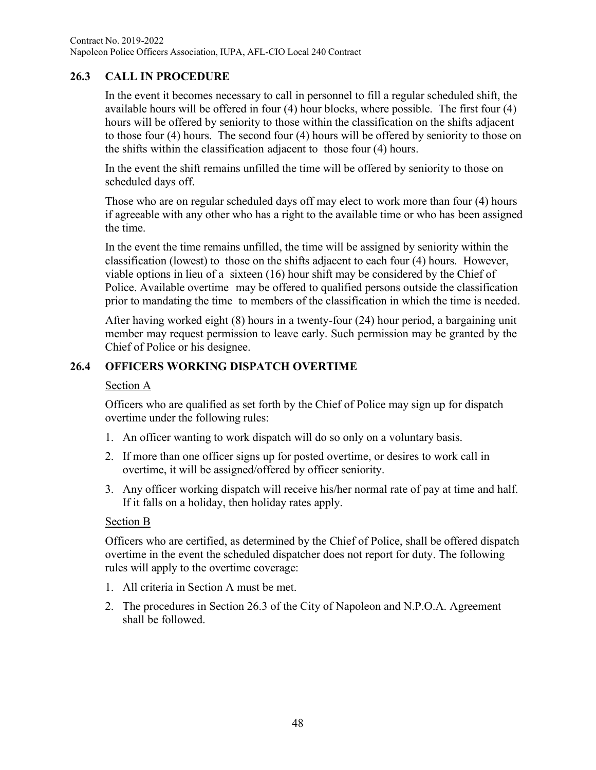## 26.3 CALL IN PROCEDURE

In the event it becomes necessary to call in personnel to fill a regular scheduled shift, the available hours will be offered in four (4) hour blocks, where possible. The first four (4) hours will be offered by seniority to those within the classification on the shifts adjacent to those four (4) hours. The second four (4) hours will be offered by seniority to those on the shifts within the classification adjacent to those four (4) hours.

In the event the shift remains unfilled the time will be offered by seniority to those on scheduled days off.

Those who are on regular scheduled days off may elect to work more than four (4) hours if agreeable with any other who has a right to the available time or who has been assigned the time.

In the event the time remains unfilled, the time will be assigned by seniority within the classification (lowest) to those on the shifts adjacent to each four (4) hours. However, viable options in lieu of a sixteen (16) hour shift may be considered by the Chief of Police. Available overtime may be offered to qualified persons outside the classification prior to mandating the time to members of the classification in which the time is needed.

After having worked eight (8) hours in a twenty-four (24) hour period, a bargaining unit member may request permission to leave early. Such permission may be granted by the Chief of Police or his designee.

## 26.4 OFFICERS WORKING DISPATCH OVERTIME

Section A

Officers who are qualified as set forth by the Chief of Police may sign up for dispatch overtime under the following rules:

1. An officer wanting to work dispatch will do so only on a voluntary basis.
2. If more than one officer signs up for posted overtime, or desires to work call in overtime, it will be assigned/offered by officer seniority.
3. Any officer working dispatch will receive his/her normal rate of pay at time and half. If it falls on a holiday, then holiday rates apply.

Section B

Officers who are certified, as determined by the Chief of Police, shall be offered dispatch overtime in the event the scheduled dispatcher does not report for duty. The following rules will apply to the overtime coverage:

1. All criteria in Section A must be met.
2. The procedures in Section 26.3 of the City of Napoleon and N.P.O.A. Agreement shall be followed.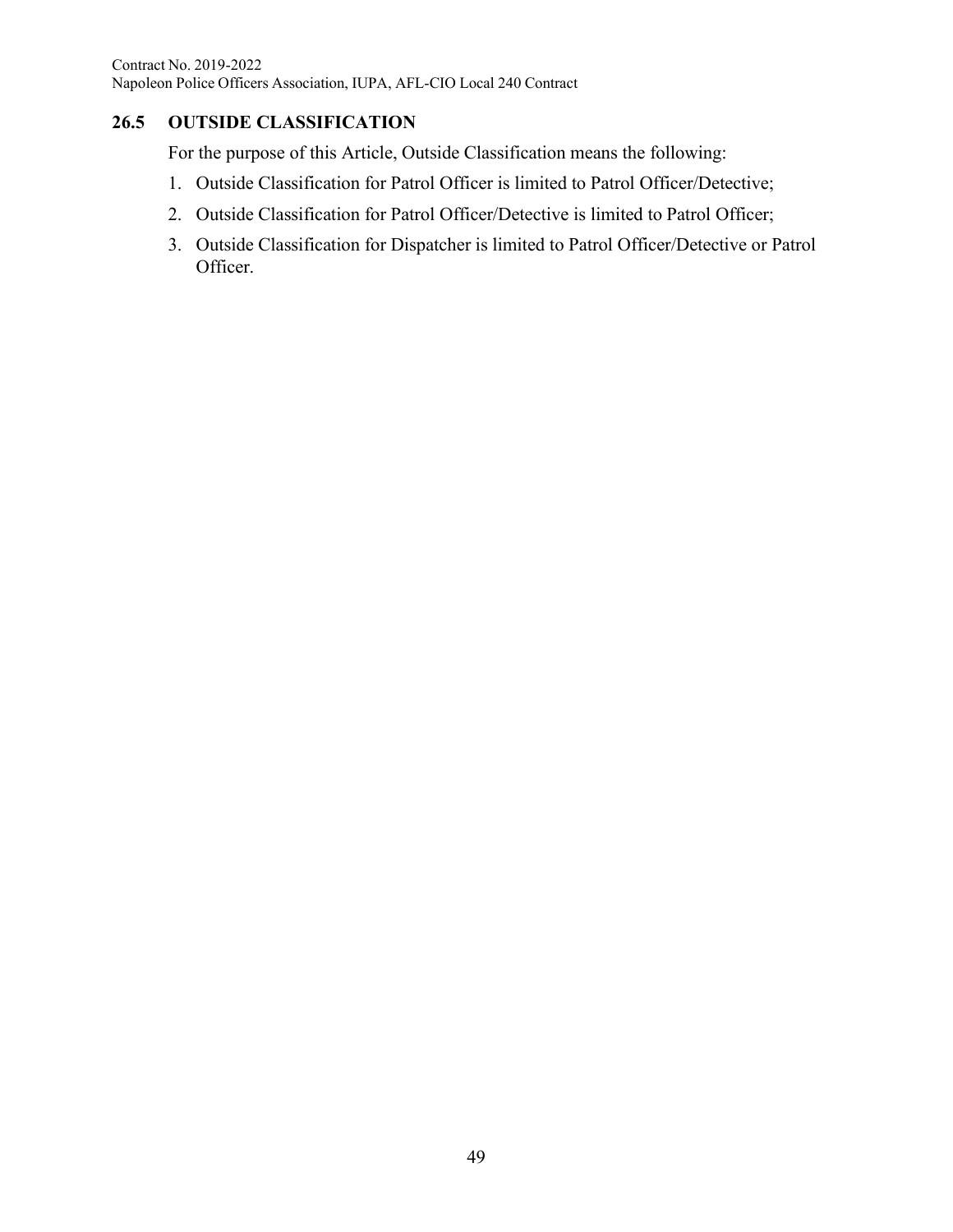### 26.5 OUTSIDE CLASSIFICATION

For the purpose of this Article, Outside Classification means the following:

1. Outside Classification for Patrol Officer is limited to Patrol Officer/Detective;
2. Outside Classification for Patrol Officer/Detective is limited to Patrol Officer;
3. Outside Classification for Dispatcher is limited to Patrol Officer/Detective or Patrol Officer.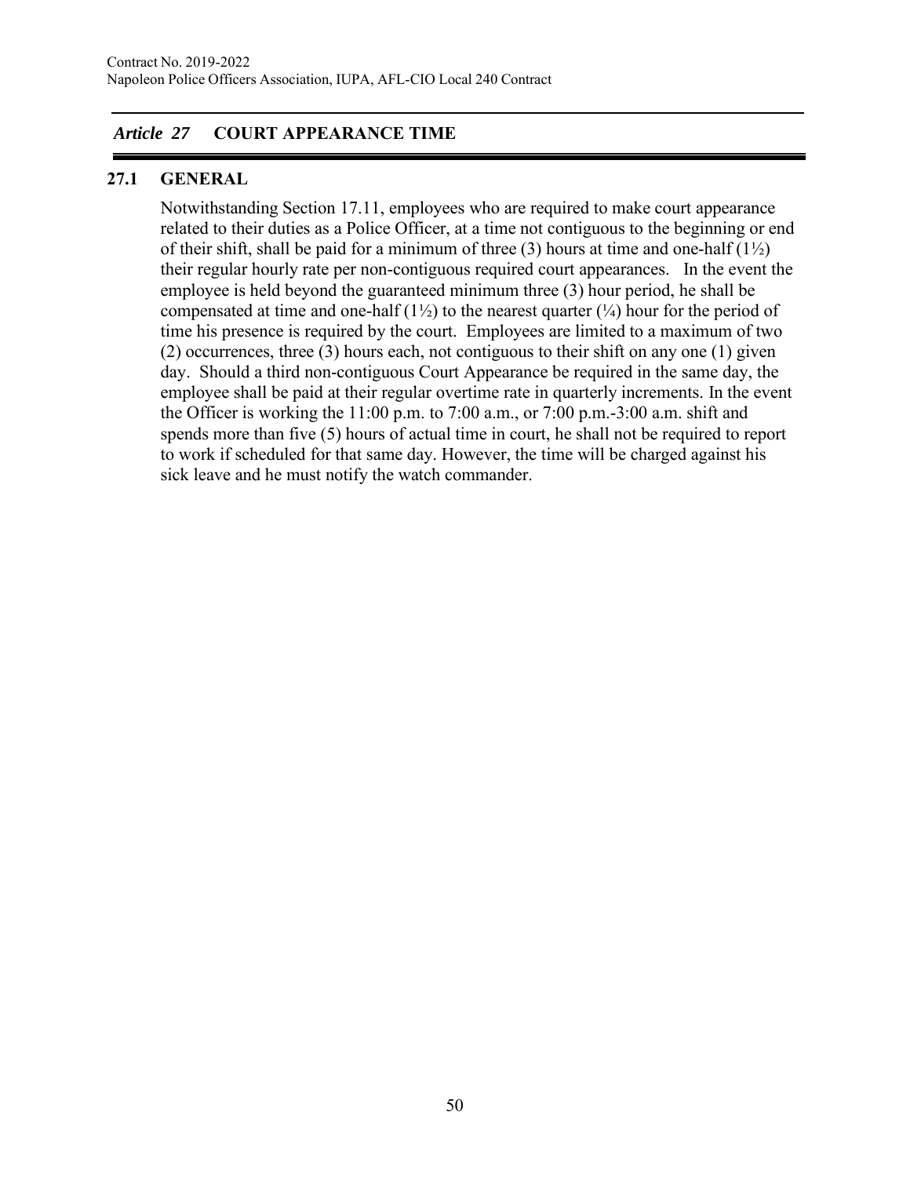## *Article 27* COURT APPEARANCE TIME

### 27.1 GENERAL

Notwithstanding Section 17.11, employees who are required to make court appearance related to their duties as a Police Officer, at a time not contiguous to the beginning or end of their shift, shall be paid for a minimum of three (3) hours at time and one-half (1½) their regular hourly rate per non-contiguous required court appearances. In the event the employee is held beyond the guaranteed minimum three (3) hour period, he shall be compensated at time and one-half (1½) to the nearest quarter (¼) hour for the period of time his presence is required by the court. Employees are limited to a maximum of two (2) occurrences, three (3) hours each, not contiguous to their shift on any one (1) given day. Should a third non-contiguous Court Appearance be required in the same day, the employee shall be paid at their regular overtime rate in quarterly increments. In the event the Officer is working the 11:00 p.m. to 7:00 a.m., or 7:00 p.m.-3:00 a.m. shift and spends more than five (5) hours of actual time in court, he shall not be required to report to work if scheduled for that same day. However, the time will be charged against his sick leave and he must notify the watch commander.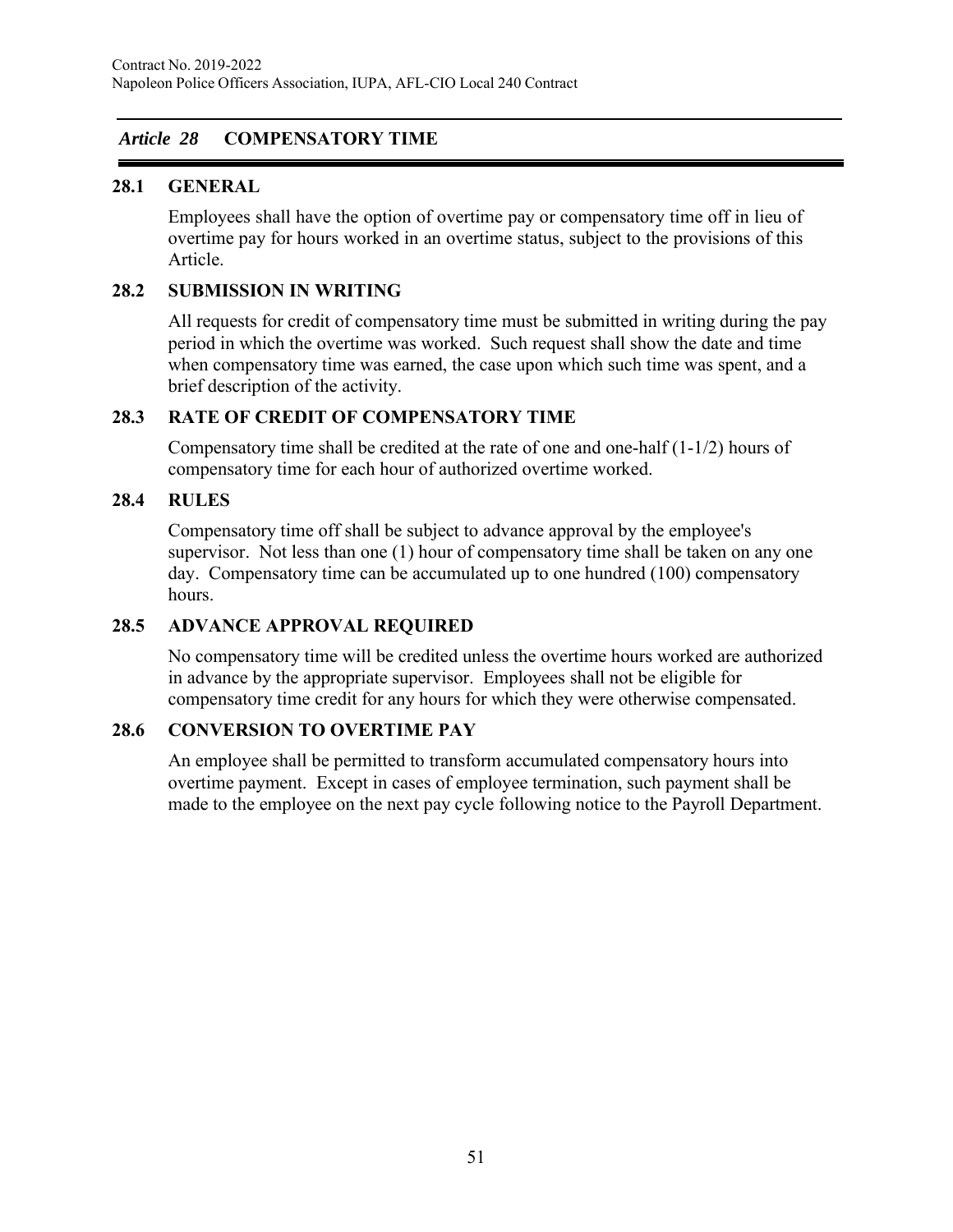## *Article 28* COMPENSATORY TIME

### 28.1 GENERAL

Employees shall have the option of overtime pay or compensatory time off in lieu of overtime pay for hours worked in an overtime status, subject to the provisions of this Article.

### 28.2 SUBMISSION IN WRITING

All requests for credit of compensatory time must be submitted in writing during the pay period in which the overtime was worked. Such request shall show the date and time when compensatory time was earned, the case upon which such time was spent, and a brief description of the activity.

### 28.3 RATE OF CREDIT OF COMPENSATORY TIME

Compensatory time shall be credited at the rate of one and one-half (1-1/2) hours of compensatory time for each hour of authorized overtime worked.

### 28.4 RULES

Compensatory time off shall be subject to advance approval by the employee's supervisor. Not less than one (1) hour of compensatory time shall be taken on any one day. Compensatory time can be accumulated up to one hundred (100) compensatory hours.

### 28.5 ADVANCE APPROVAL REQUIRED

No compensatory time will be credited unless the overtime hours worked are authorized in advance by the appropriate supervisor. Employees shall not be eligible for compensatory time credit for any hours for which they were otherwise compensated.

### 28.6 CONVERSION TO OVERTIME PAY

An employee shall be permitted to transform accumulated compensatory hours into overtime payment. Except in cases of employee termination, such payment shall be made to the employee on the next pay cycle following notice to the Payroll Department.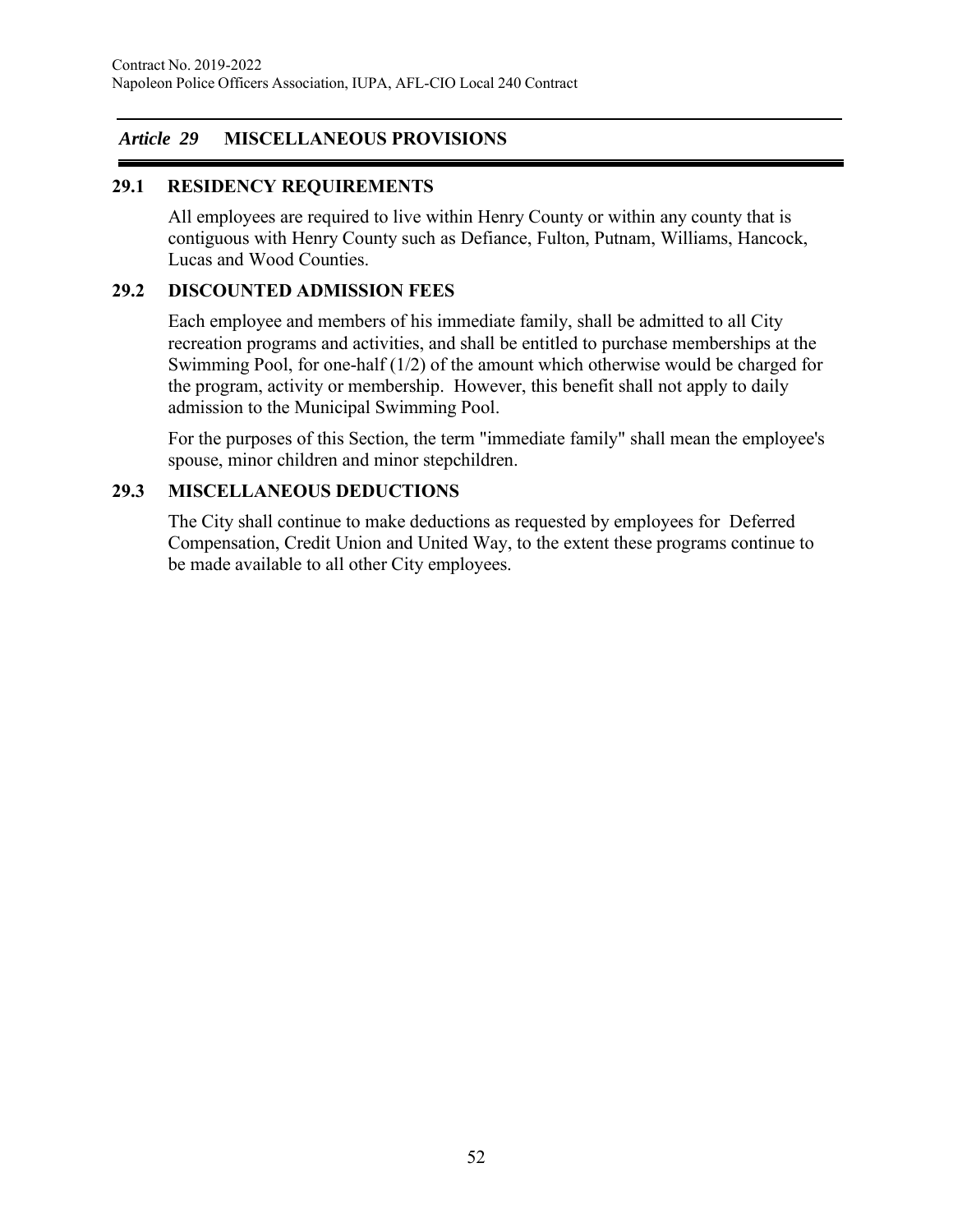## *Article 29* MISCELLANEOUS PROVISIONS

### 29.1 RESIDENCY REQUIREMENTS

All employees are required to live within Henry County or within any county that is contiguous with Henry County such as Defiance, Fulton, Putnam, Williams, Hancock, Lucas and Wood Counties.

### 29.2 DISCOUNTED ADMISSION FEES

Each employee and members of his immediate family, shall be admitted to all City recreation programs and activities, and shall be entitled to purchase memberships at the Swimming Pool, for one-half (1/2) of the amount which otherwise would be charged for the program, activity or membership. However, this benefit shall not apply to daily admission to the Municipal Swimming Pool.

For the purposes of this Section, the term "immediate family" shall mean the employee's spouse, minor children and minor stepchildren.

### 29.3 MISCELLANEOUS DEDUCTIONS

The City shall continue to make deductions as requested by employees for Deferred Compensation, Credit Union and United Way, to the extent these programs continue to be made available to all other City employees.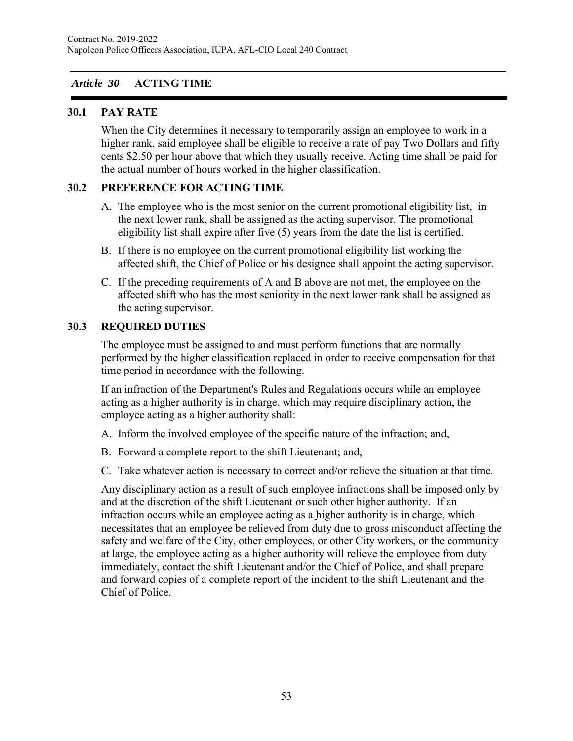## *Article 30* ACTING TIME

### 30.1 PAY RATE

When the City determines it necessary to temporarily assign an employee to work in a higher rank, said employee shall be eligible to receive a rate of pay Two Dollars and fifty cents $2.50 per hour above that which they usually receive. Acting time shall be paid for the actual number of hours worked in the higher classification.

### 30.2 PREFERENCE FOR ACTING TIME

A. The employee who is the most senior on the current promotional eligibility list, in the next lower rank, shall be assigned as the acting supervisor. The promotional eligibility list shall expire after five (5) years from the date the list is certified.

B. If there is no employee on the current promotional eligibility list working the affected shift, the Chief of Police or his designee shall appoint the acting supervisor.

C. If the preceding requirements of A and B above are not met, the employee on the affected shift who has the most seniority in the next lower rank shall be assigned as the acting supervisor.

### 30.3 REQUIRED DUTIES

The employee must be assigned to and must perform functions that are normally performed by the higher classification replaced in order to receive compensation for that time period in accordance with the following.

If an infraction of the Department's Rules and Regulations occurs while an employee acting as a higher authority is in charge, which may require disciplinary action, the employee acting as a higher authority shall:

A. Inform the involved employee of the specific nature of the infraction; and,

B. Forward a complete report to the shift Lieutenant; and,

C. Take whatever action is necessary to correct and/or relieve the situation at that time.

Any disciplinary action as a result of such employee infractions shall be imposed only by and at the discretion of the shift Lieutenant or such other higher authority. If an infraction occurs while an employee acting as a higher authority is in charge, which necessitates that an employee be relieved from duty due to gross misconduct affecting the safety and welfare of the City, other employees, or other City workers, or the community at large, the employee acting as a higher authority will relieve the employee from duty immediately, contact the shift Lieutenant and/or the Chief of Police, and shall prepare and forward copies of a complete report of the incident to the shift Lieutenant and the Chief of Police.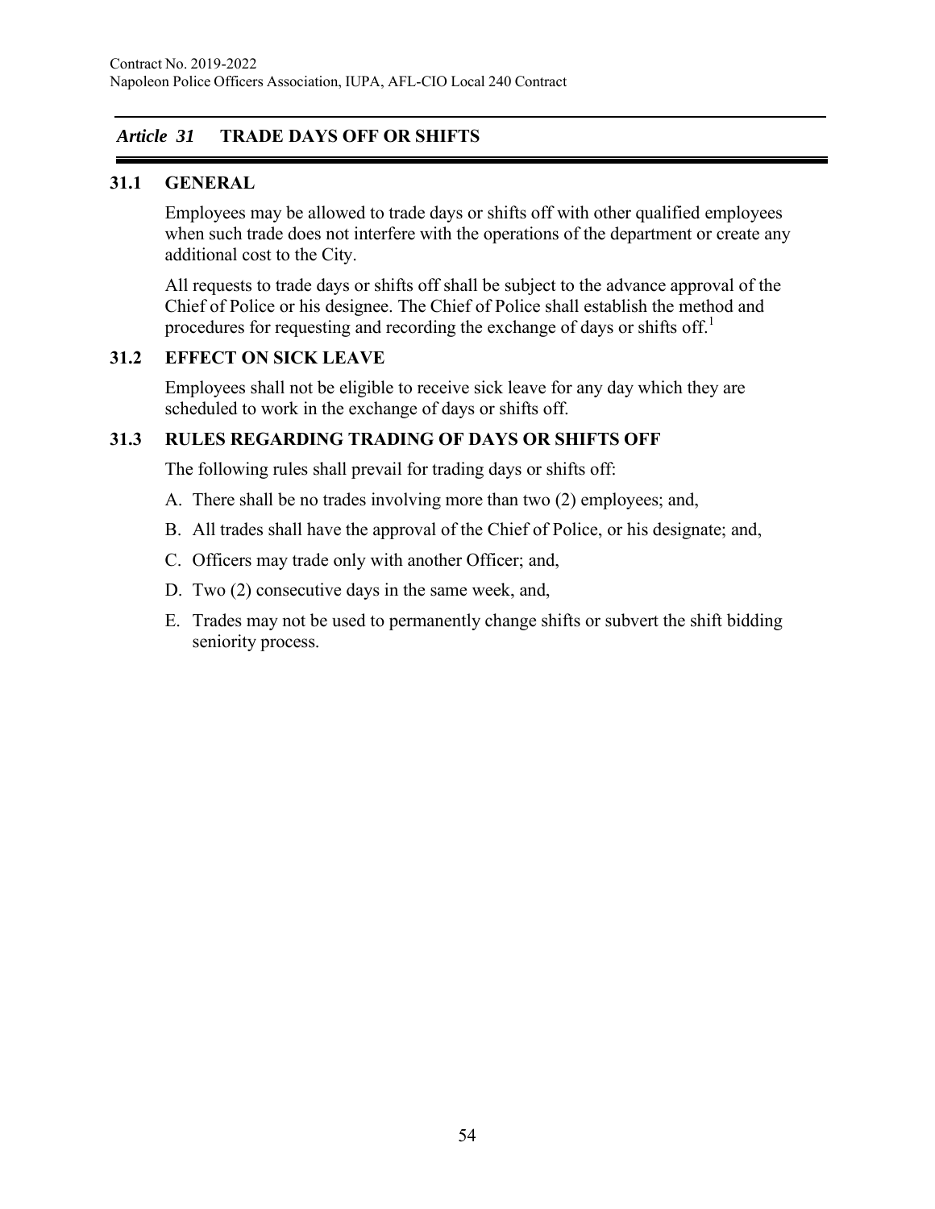## *Article 31* TRADE DAYS OFF OR SHIFTS

### 31.1 GENERAL

Employees may be allowed to trade days or shifts off with other qualified employees when such trade does not interfere with the operations of the department or create any additional cost to the City.

All requests to trade days or shifts off shall be subject to the advance approval of the Chief of Police or his designee. The Chief of Police shall establish the method and procedures for requesting and recording the exchange of days or shifts off.[1]

### 31.2 EFFECT ON SICK LEAVE

Employees shall not be eligible to receive sick leave for any day which they are scheduled to work in the exchange of days or shifts off.

### 31.3 RULES REGARDING TRADING OF DAYS OR SHIFTS OFF

The following rules shall prevail for trading days or shifts off:

A. There shall be no trades involving more than two (2) employees; and,

B. All trades shall have the approval of the Chief of Police, or his designate; and,

C. Officers may trade only with another Officer; and,

D. Two (2) consecutive days in the same week, and,

E. Trades may not be used to permanently change shifts or subvert the shift bidding seniority process.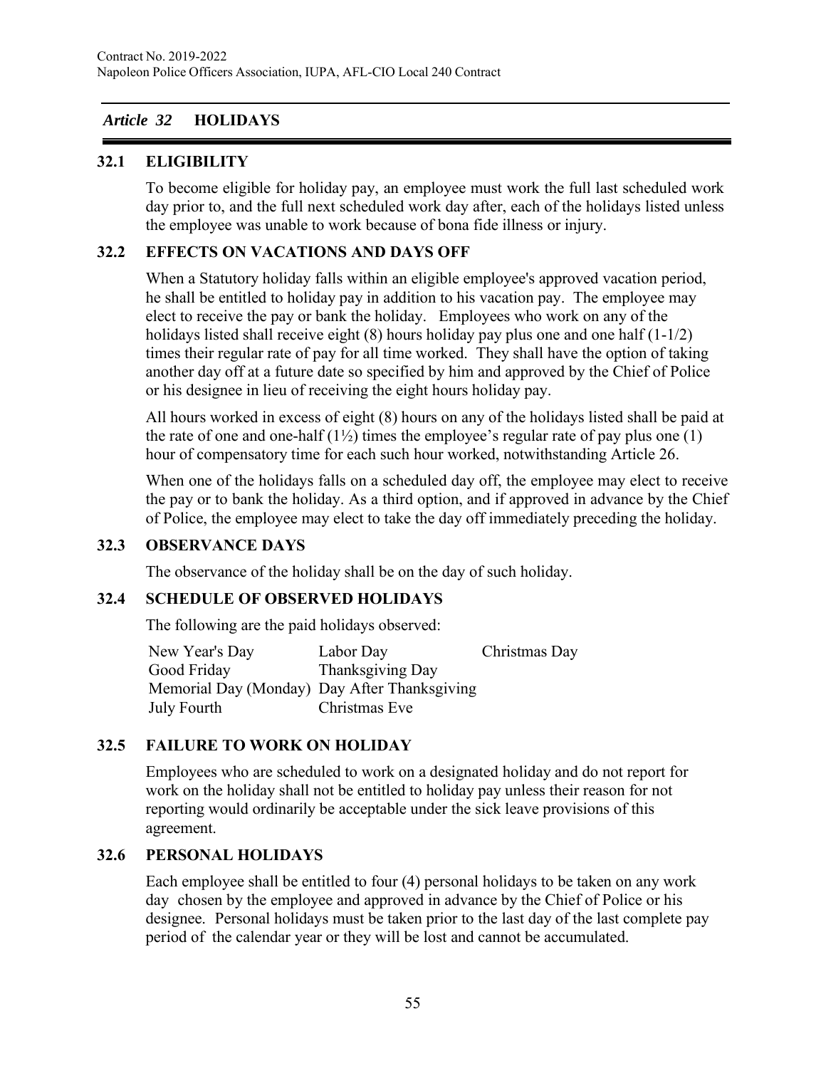## *Article 32* HOLIDAYS

### 32.1 ELIGIBILITY

To become eligible for holiday pay, an employee must work the full last scheduled work day prior to, and the full next scheduled work day after, each of the holidays listed unless the employee was unable to work because of bona fide illness or injury.

### 32.2 EFFECTS ON VACATIONS AND DAYS OFF

When a Statutory holiday falls within an eligible employee's approved vacation period, he shall be entitled to holiday pay in addition to his vacation pay. The employee may elect to receive the pay or bank the holiday. Employees who work on any of the holidays listed shall receive eight (8) hours holiday pay plus one and one half (1-1/2) times their regular rate of pay for all time worked. They shall have the option of taking another day off at a future date so specified by him and approved by the Chief of Police or his designee in lieu of receiving the eight hours holiday pay.

All hours worked in excess of eight (8) hours on any of the holidays listed shall be paid at the rate of one and one-half (1½) times the employee's regular rate of pay plus one (1) hour of compensatory time for each such hour worked, notwithstanding Article 26.

When one of the holidays falls on a scheduled day off, the employee may elect to receive the pay or to bank the holiday. As a third option, and if approved in advance by the Chief of Police, the employee may elect to take the day off immediately preceding the holiday.

### 32.3 OBSERVANCE DAYS

The observance of the holiday shall be on the day of such holiday.

### 32.4 SCHEDULE OF OBSERVED HOLIDAYS

The following are the paid holidays observed:

| | | |
|---|---|---|
| New Year's Day | Labor Day | Christmas Day |
| Good Friday | Thanksgiving Day | |
| Memorial Day (Monday) | Day After Thanksgiving | |
| July Fourth | Christmas Eve | |

### 32.5 FAILURE TO WORK ON HOLIDAY

Employees who are scheduled to work on a designated holiday and do not report for work on the holiday shall not be entitled to holiday pay unless their reason for not reporting would ordinarily be acceptable under the sick leave provisions of this agreement.

### 32.6 PERSONAL HOLIDAYS

Each employee shall be entitled to four (4) personal holidays to be taken on any work day chosen by the employee and approved in advance by the Chief of Police or his designee. Personal holidays must be taken prior to the last day of the last complete pay period of the calendar year or they will be lost and cannot be accumulated.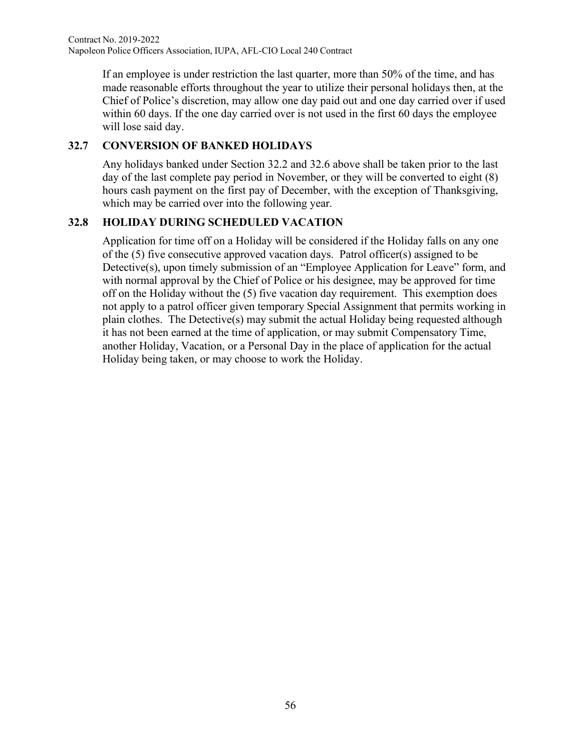If an employee is under restriction the last quarter, more than 50% of the time, and has made reasonable efforts throughout the year to utilize their personal holidays then, at the Chief of Police's discretion, may allow one day paid out and one day carried over if used within 60 days. If the one day carried over is not used in the first 60 days the employee will lose said day.

### 32.7 CONVERSION OF BANKED HOLIDAYS

Any holidays banked under Section 32.2 and 32.6 above shall be taken prior to the last day of the last complete pay period in November, or they will be converted to eight (8) hours cash payment on the first pay of December, with the exception of Thanksgiving, which may be carried over into the following year.

### 32.8 HOLIDAY DURING SCHEDULED VACATION

Application for time off on a Holiday will be considered if the Holiday falls on any one of the (5) five consecutive approved vacation days. Patrol officer(s) assigned to be Detective(s), upon timely submission of an "Employee Application for Leave" form, and with normal approval by the Chief of Police or his designee, may be approved for time off on the Holiday without the (5) five vacation day requirement. This exemption does not apply to a patrol officer given temporary Special Assignment that permits working in plain clothes. The Detective(s) may submit the actual Holiday being requested although it has not been earned at the time of application, or may submit Compensatory Time, another Holiday, Vacation, or a Personal Day in the place of application for the actual Holiday being taken, or may choose to work the Holiday.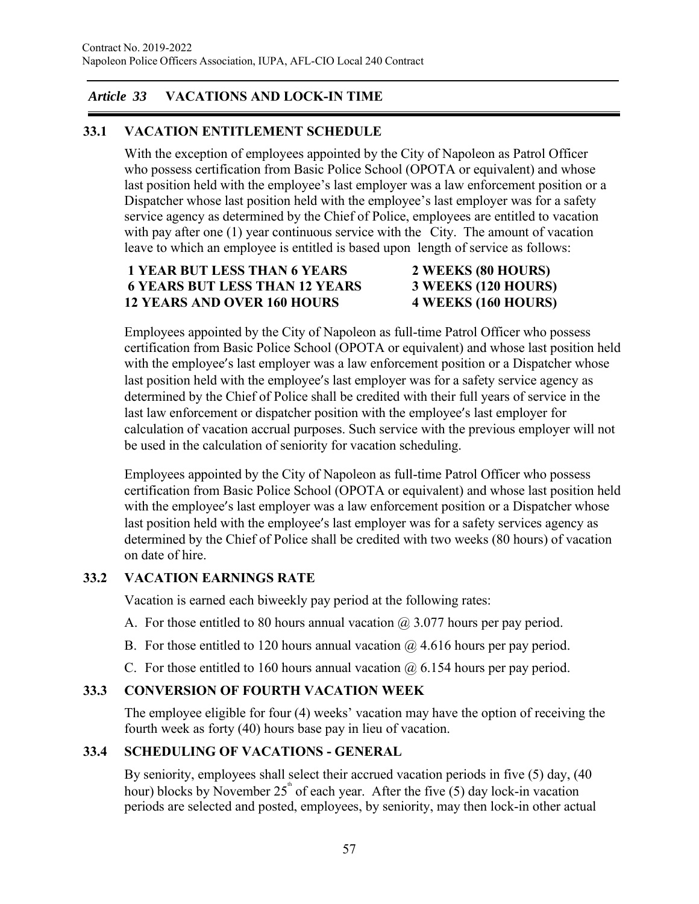## *Article 33* VACATIONS AND LOCK-IN TIME

### 33.1 VACATION ENTITLEMENT SCHEDULE

With the exception of employees appointed by the City of Napoleon as Patrol Officer who possess certification from Basic Police School (OPOTA or equivalent) and whose last position held with the employee's last employer was a law enforcement position or a Dispatcher whose last position held with the employee's last employer was for a safety service agency as determined by the Chief of Police, employees are entitled to vacation with pay after one (1) year continuous service with the City. The amount of vacation leave to which an employee is entitled is based upon length of service as follows:

| | |
|---|---|
| **1 YEAR BUT LESS THAN 6 YEARS** | **2 WEEKS (80 HOURS)** |
| **6 YEARS BUT LESS THAN 12 YEARS** | **3 WEEKS (120 HOURS)** |
| **12 YEARS AND OVER 160 HOURS** | **4 WEEKS (160 HOURS)** |

Employees appointed by the City of Napoleon as full-time Patrol Officer who possess certification from Basic Police School (OPOTA or equivalent) and whose last position held with the employee's last employer was a law enforcement position or a Dispatcher whose last position held with the employee's last employer was for a safety service agency as determined by the Chief of Police shall be credited with their full years of service in the last law enforcement or dispatcher position with the employee's last employer for calculation of vacation accrual purposes. Such service with the previous employer will not be used in the calculation of seniority for vacation scheduling.

Employees appointed by the City of Napoleon as full-time Patrol Officer who possess certification from Basic Police School (OPOTA or equivalent) and whose last position held with the employee's last employer was a law enforcement position or a Dispatcher whose last position held with the employee's last employer was for a safety services agency as determined by the Chief of Police shall be credited with two weeks (80 hours) of vacation on date of hire.

### 33.2 VACATION EARNINGS RATE

Vacation is earned each biweekly pay period at the following rates:

A. For those entitled to 80 hours annual vacation @ 3.077 hours per pay period.

B. For those entitled to 120 hours annual vacation @ 4.616 hours per pay period.

C. For those entitled to 160 hours annual vacation @ 6.154 hours per pay period.

### 33.3 CONVERSION OF FOURTH VACATION WEEK

The employee eligible for four (4) weeks' vacation may have the option of receiving the fourth week as forty (40) hours base pay in lieu of vacation.

### 33.4 SCHEDULING OF VACATIONS - GENERAL

By seniority, employees shall select their accrued vacation periods in five (5) day, (40 hour) blocks by November 25th of each year. After the five (5) day lock-in vacation periods are selected and posted, employees, by seniority, may then lock-in other actual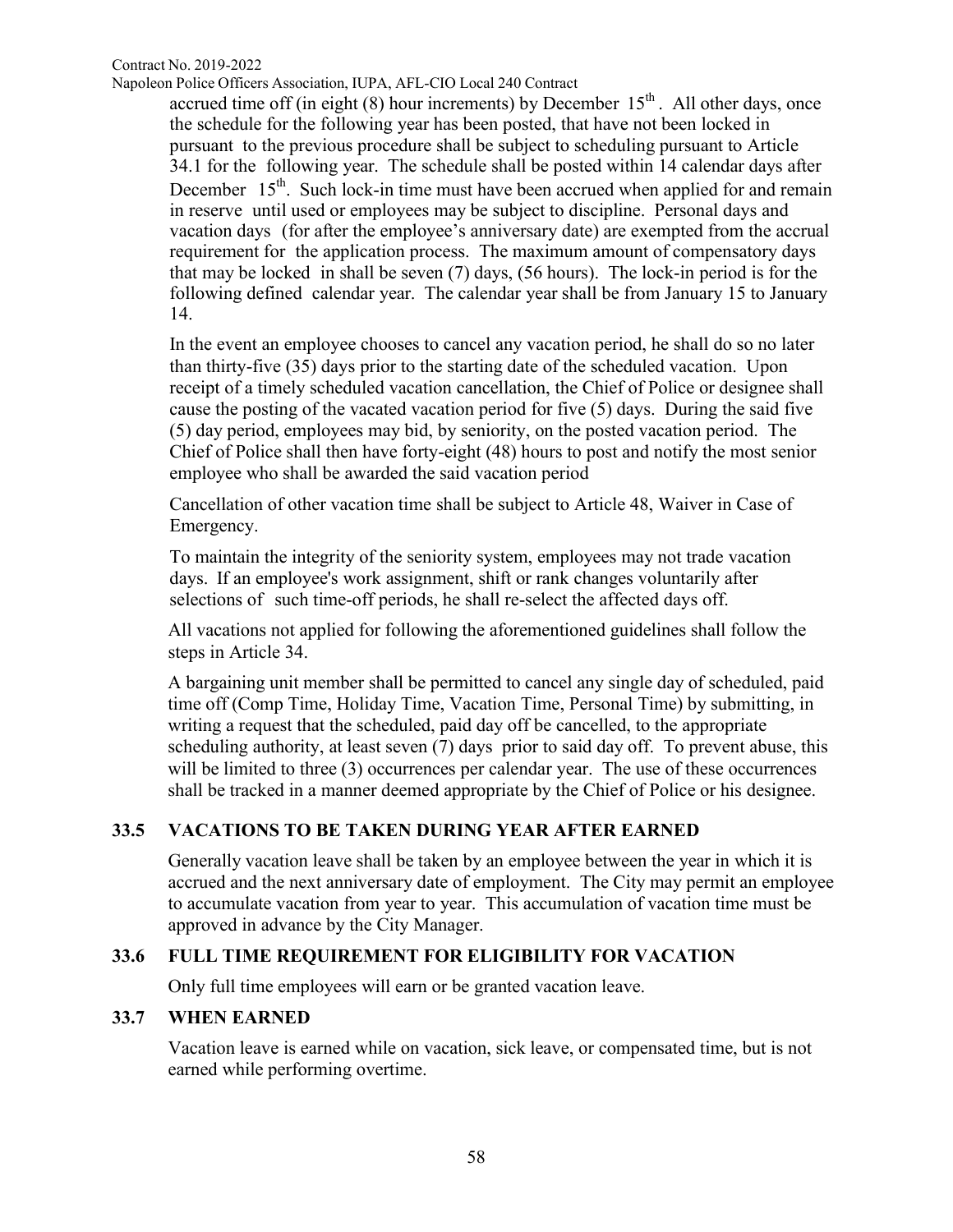accrued time off (in eight (8) hour increments) by December 15th. All other days, once the schedule for the following year has been posted, that have not been locked in pursuant to the previous procedure shall be subject to scheduling pursuant to Article 34.1 for the following year. The schedule shall be posted within 14 calendar days after December 15th. Such lock-in time must have been accrued when applied for and remain in reserve until used or employees may be subject to discipline. Personal days and vacation days (for after the employee's anniversary date) are exempted from the accrual requirement for the application process. The maximum amount of compensatory days that may be locked in shall be seven (7) days, (56 hours). The lock-in period is for the following defined calendar year. The calendar year shall be from January 15 to January 14.

In the event an employee chooses to cancel any vacation period, he shall do so no later than thirty-five (35) days prior to the starting date of the scheduled vacation. Upon receipt of a timely scheduled vacation cancellation, the Chief of Police or designee shall cause the posting of the vacated vacation period for five (5) days. During the said five (5) day period, employees may bid, by seniority, on the posted vacation period. The Chief of Police shall then have forty-eight (48) hours to post and notify the most senior employee who shall be awarded the said vacation period

Cancellation of other vacation time shall be subject to Article 48, Waiver in Case of Emergency.

To maintain the integrity of the seniority system, employees may not trade vacation days. If an employee's work assignment, shift or rank changes voluntarily after selections of such time-off periods, he shall re-select the affected days off.

All vacations not applied for following the aforementioned guidelines shall follow the steps in Article 34.

A bargaining unit member shall be permitted to cancel any single day of scheduled, paid time off (Comp Time, Holiday Time, Vacation Time, Personal Time) by submitting, in writing a request that the scheduled, paid day off be cancelled, to the appropriate scheduling authority, at least seven (7) days prior to said day off. To prevent abuse, this will be limited to three (3) occurrences per calendar year. The use of these occurrences shall be tracked in a manner deemed appropriate by the Chief of Police or his designee.

### 33.5 VACATIONS TO BE TAKEN DURING YEAR AFTER EARNED

Generally vacation leave shall be taken by an employee between the year in which it is accrued and the next anniversary date of employment. The City may permit an employee to accumulate vacation from year to year. This accumulation of vacation time must be approved in advance by the City Manager.

### 33.6 FULL TIME REQUIREMENT FOR ELIGIBILITY FOR VACATION

Only full time employees will earn or be granted vacation leave.

### 33.7 WHEN EARNED

Vacation leave is earned while on vacation, sick leave, or compensated time, but is not earned while performing overtime.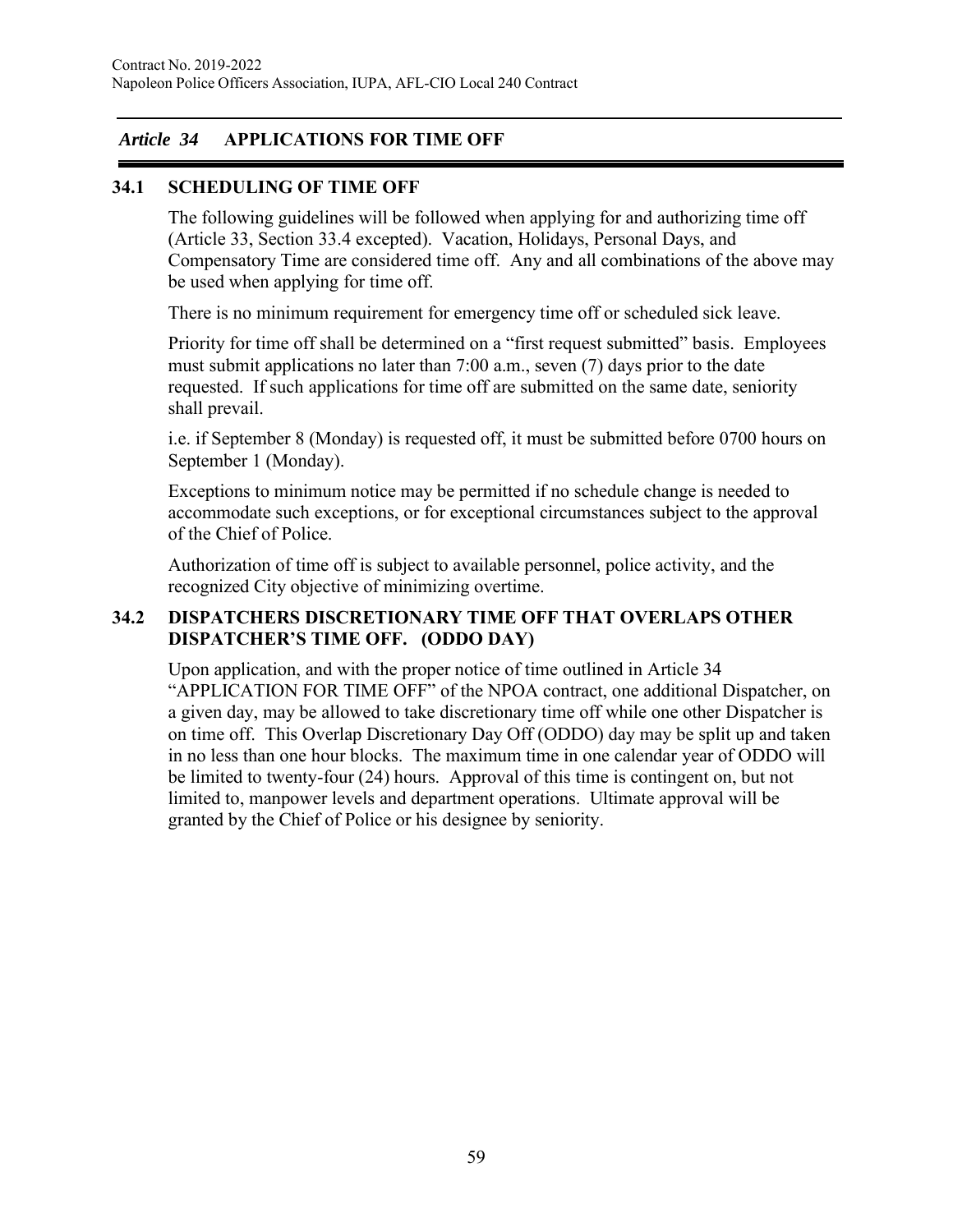## *Article 34* APPLICATIONS FOR TIME OFF

### 34.1 SCHEDULING OF TIME OFF

The following guidelines will be followed when applying for and authorizing time off (Article 33, Section 33.4 excepted). Vacation, Holidays, Personal Days, and Compensatory Time are considered time off. Any and all combinations of the above may be used when applying for time off.

There is no minimum requirement for emergency time off or scheduled sick leave.

Priority for time off shall be determined on a "first request submitted" basis. Employees must submit applications no later than 7:00 a.m., seven (7) days prior to the date requested. If such applications for time off are submitted on the same date, seniority shall prevail.

i.e. if September 8 (Monday) is requested off, it must be submitted before 0700 hours on September 1 (Monday).

Exceptions to minimum notice may be permitted if no schedule change is needed to accommodate such exceptions, or for exceptional circumstances subject to the approval of the Chief of Police.

Authorization of time off is subject to available personnel, police activity, and the recognized City objective of minimizing overtime.

### 34.2 DISPATCHERS DISCRETIONARY TIME OFF THAT OVERLAPS OTHER DISPATCHER'S TIME OFF. (ODDO DAY)

Upon application, and with the proper notice of time outlined in Article 34 "APPLICATION FOR TIME OFF" of the NPOA contract, one additional Dispatcher, on a given day, may be allowed to take discretionary time off while one other Dispatcher is on time off. This Overlap Discretionary Day Off (ODDO) day may be split up and taken in no less than one hour blocks. The maximum time in one calendar year of ODDO will be limited to twenty-four (24) hours. Approval of this time is contingent on, but not limited to, manpower levels and department operations. Ultimate approval will be granted by the Chief of Police or his designee by seniority.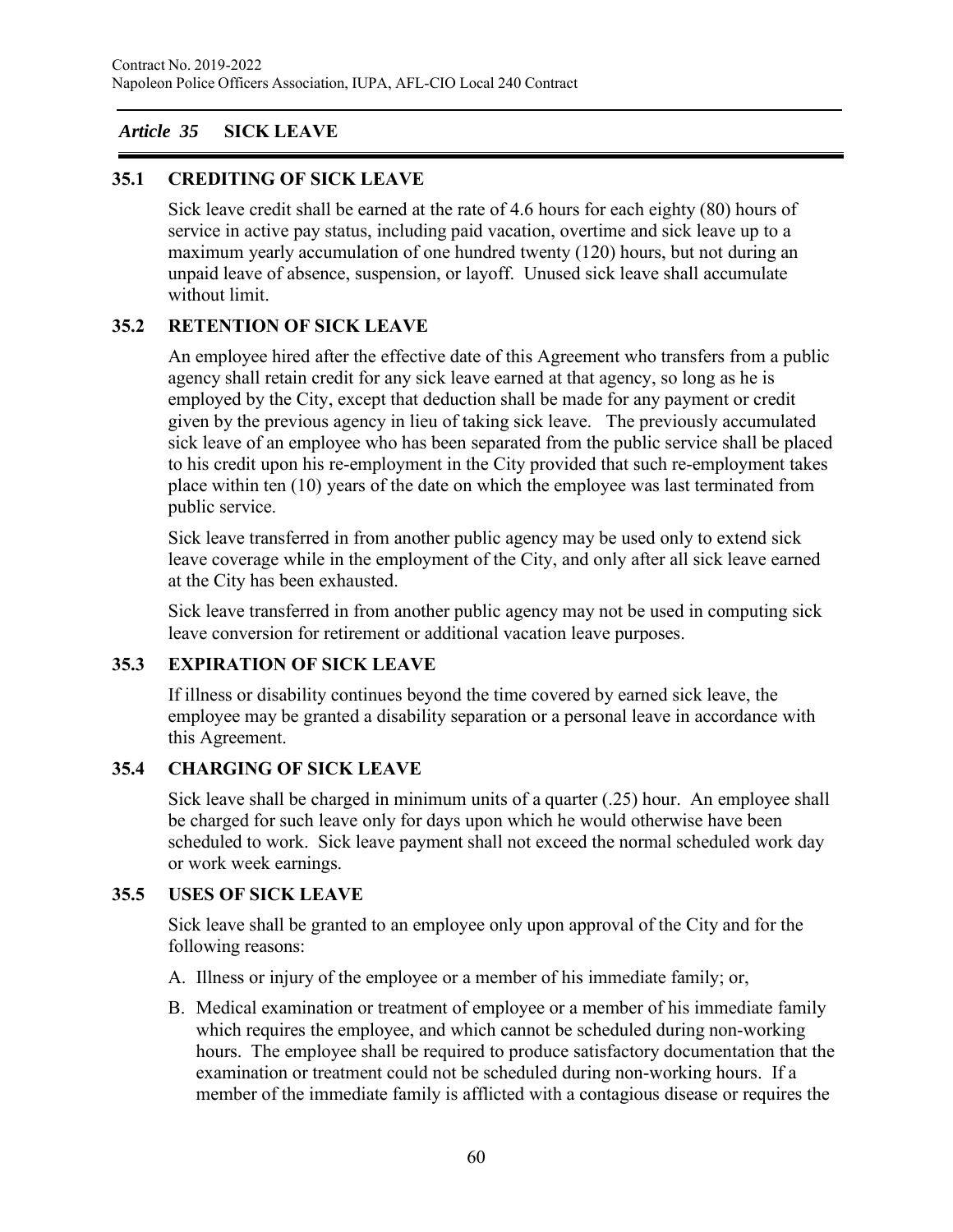## *Article 35* SICK LEAVE

### 35.1 CREDITING OF SICK LEAVE

Sick leave credit shall be earned at the rate of 4.6 hours for each eighty (80) hours of service in active pay status, including paid vacation, overtime and sick leave up to a maximum yearly accumulation of one hundred twenty (120) hours, but not during an unpaid leave of absence, suspension, or layoff. Unused sick leave shall accumulate without limit.

### 35.2 RETENTION OF SICK LEAVE

An employee hired after the effective date of this Agreement who transfers from a public agency shall retain credit for any sick leave earned at that agency, so long as he is employed by the City, except that deduction shall be made for any payment or credit given by the previous agency in lieu of taking sick leave. The previously accumulated sick leave of an employee who has been separated from the public service shall be placed to his credit upon his re-employment in the City provided that such re-employment takes place within ten (10) years of the date on which the employee was last terminated from public service.

Sick leave transferred in from another public agency may be used only to extend sick leave coverage while in the employment of the City, and only after all sick leave earned at the City has been exhausted.

Sick leave transferred in from another public agency may not be used in computing sick leave conversion for retirement or additional vacation leave purposes.

### 35.3 EXPIRATION OF SICK LEAVE

If illness or disability continues beyond the time covered by earned sick leave, the employee may be granted a disability separation or a personal leave in accordance with this Agreement.

### 35.4 CHARGING OF SICK LEAVE

Sick leave shall be charged in minimum units of a quarter (.25) hour. An employee shall be charged for such leave only for days upon which he would otherwise have been scheduled to work. Sick leave payment shall not exceed the normal scheduled work day or work week earnings.

### 35.5 USES OF SICK LEAVE

Sick leave shall be granted to an employee only upon approval of the City and for the following reasons:

A. Illness or injury of the employee or a member of his immediate family; or,

B. Medical examination or treatment of employee or a member of his immediate family which requires the employee, and which cannot be scheduled during non-working hours. The employee shall be required to produce satisfactory documentation that the examination or treatment could not be scheduled during non-working hours. If a member of the immediate family is afflicted with a contagious disease or requires the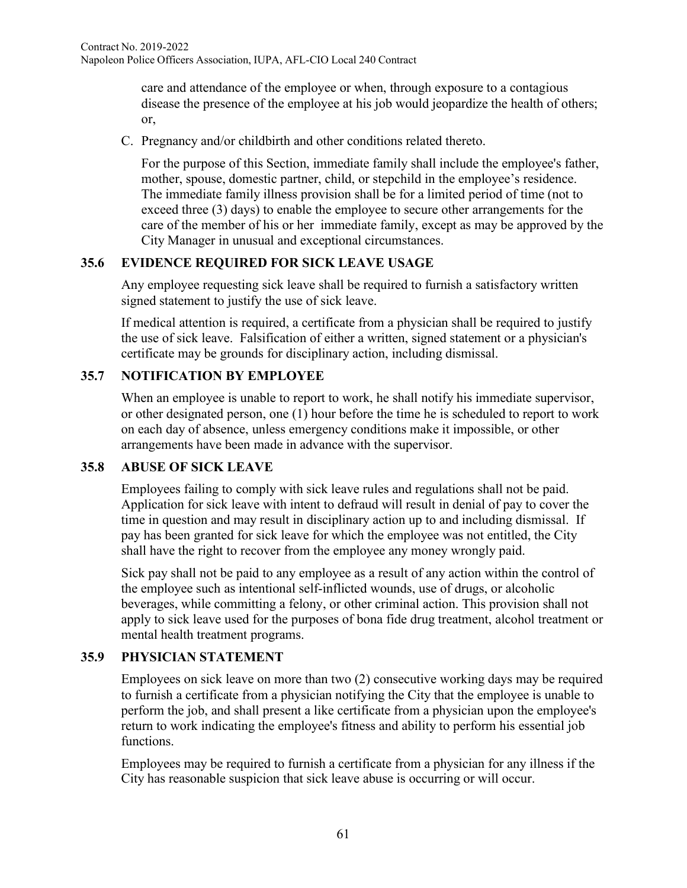care and attendance of the employee or when, through exposure to a contagious disease the presence of the employee at his job would jeopardize the health of others; or,

C. Pregnancy and/or childbirth and other conditions related thereto.

For the purpose of this Section, immediate family shall include the employee's father, mother, spouse, domestic partner, child, or stepchild in the employee's residence. The immediate family illness provision shall be for a limited period of time (not to exceed three (3) days) to enable the employee to secure other arrangements for the care of the member of his or her immediate family, except as may be approved by the City Manager in unusual and exceptional circumstances.

## 35.6 EVIDENCE REQUIRED FOR SICK LEAVE USAGE

Any employee requesting sick leave shall be required to furnish a satisfactory written signed statement to justify the use of sick leave.

If medical attention is required, a certificate from a physician shall be required to justify the use of sick leave. Falsification of either a written, signed statement or a physician's certificate may be grounds for disciplinary action, including dismissal.

## 35.7 NOTIFICATION BY EMPLOYEE

When an employee is unable to report to work, he shall notify his immediate supervisor, or other designated person, one (1) hour before the time he is scheduled to report to work on each day of absence, unless emergency conditions make it impossible, or other arrangements have been made in advance with the supervisor.

## 35.8 ABUSE OF SICK LEAVE

Employees failing to comply with sick leave rules and regulations shall not be paid. Application for sick leave with intent to defraud will result in denial of pay to cover the time in question and may result in disciplinary action up to and including dismissal. If pay has been granted for sick leave for which the employee was not entitled, the City shall have the right to recover from the employee any money wrongly paid.

Sick pay shall not be paid to any employee as a result of any action within the control of the employee such as intentional self-inflicted wounds, use of drugs, or alcoholic beverages, while committing a felony, or other criminal action. This provision shall not apply to sick leave used for the purposes of bona fide drug treatment, alcohol treatment or mental health treatment programs.

## 35.9 PHYSICIAN STATEMENT

Employees on sick leave on more than two (2) consecutive working days may be required to furnish a certificate from a physician notifying the City that the employee is unable to perform the job, and shall present a like certificate from a physician upon the employee's return to work indicating the employee's fitness and ability to perform his essential job functions.

Employees may be required to furnish a certificate from a physician for any illness if the City has reasonable suspicion that sick leave abuse is occurring or will occur.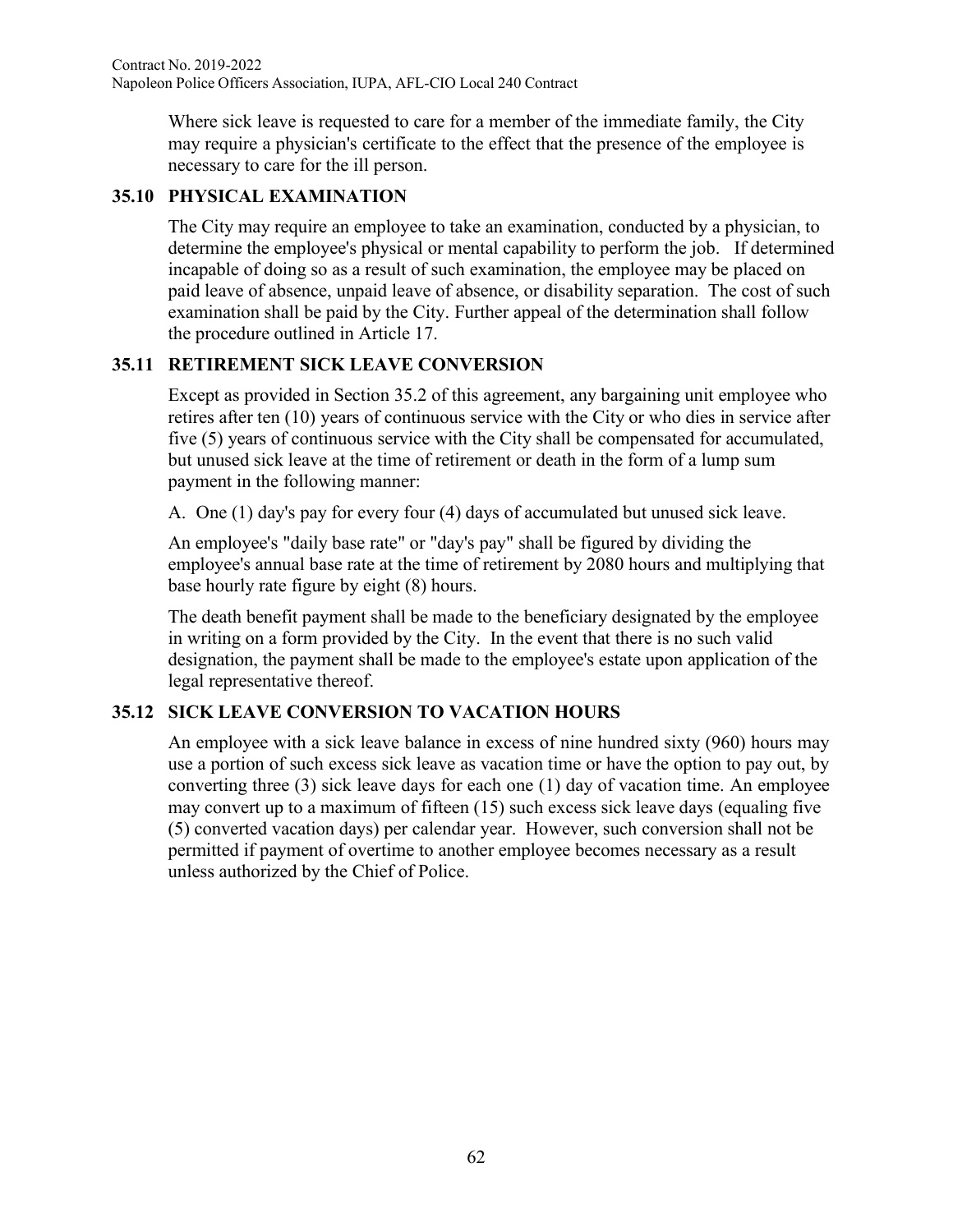Where sick leave is requested to care for a member of the immediate family, the City may require a physician's certificate to the effect that the presence of the employee is necessary to care for the ill person.

## 35.10 PHYSICAL EXAMINATION

The City may require an employee to take an examination, conducted by a physician, to determine the employee's physical or mental capability to perform the job. If determined incapable of doing so as a result of such examination, the employee may be placed on paid leave of absence, unpaid leave of absence, or disability separation. The cost of such examination shall be paid by the City. Further appeal of the determination shall follow the procedure outlined in Article 17.

## 35.11 RETIREMENT SICK LEAVE CONVERSION

Except as provided in Section 35.2 of this agreement, any bargaining unit employee who retires after ten (10) years of continuous service with the City or who dies in service after five (5) years of continuous service with the City shall be compensated for accumulated, but unused sick leave at the time of retirement or death in the form of a lump sum payment in the following manner:

A. One (1) day's pay for every four (4) days of accumulated but unused sick leave.

An employee's "daily base rate" or "day's pay" shall be figured by dividing the employee's annual base rate at the time of retirement by 2080 hours and multiplying that base hourly rate figure by eight (8) hours.

The death benefit payment shall be made to the beneficiary designated by the employee in writing on a form provided by the City. In the event that there is no such valid designation, the payment shall be made to the employee's estate upon application of the legal representative thereof.

## 35.12 SICK LEAVE CONVERSION TO VACATION HOURS

An employee with a sick leave balance in excess of nine hundred sixty (960) hours may use a portion of such excess sick leave as vacation time or have the option to pay out, by converting three (3) sick leave days for each one (1) day of vacation time. An employee may convert up to a maximum of fifteen (15) such excess sick leave days (equaling five (5) converted vacation days) per calendar year. However, such conversion shall not be permitted if payment of overtime to another employee becomes necessary as a result unless authorized by the Chief of Police.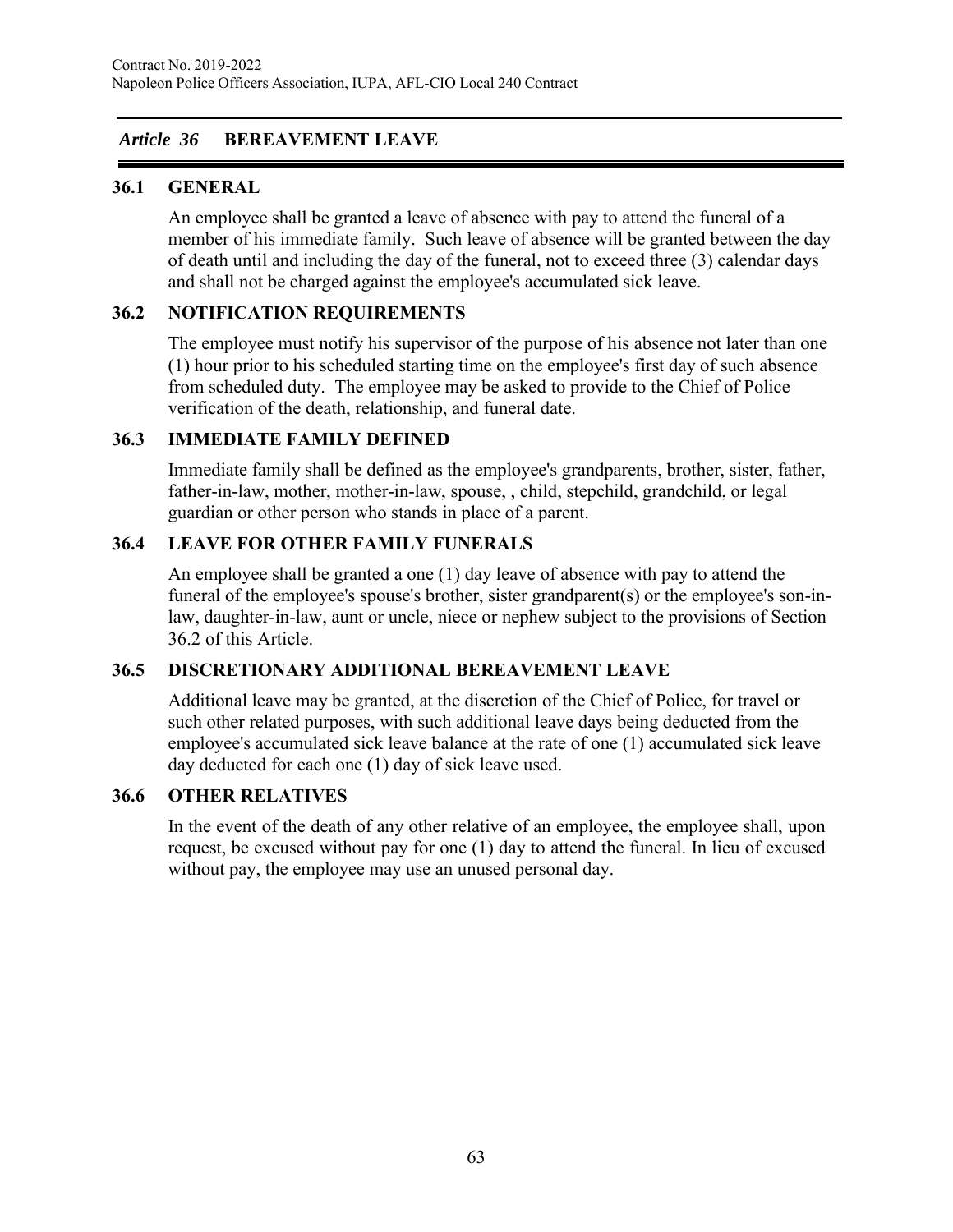## *Article 36* BEREAVEMENT LEAVE

### 36.1 GENERAL

An employee shall be granted a leave of absence with pay to attend the funeral of a member of his immediate family. Such leave of absence will be granted between the day of death until and including the day of the funeral, not to exceed three (3) calendar days and shall not be charged against the employee's accumulated sick leave.

### 36.2 NOTIFICATION REQUIREMENTS

The employee must notify his supervisor of the purpose of his absence not later than one (1) hour prior to his scheduled starting time on the employee's first day of such absence from scheduled duty. The employee may be asked to provide to the Chief of Police verification of the death, relationship, and funeral date.

### 36.3 IMMEDIATE FAMILY DEFINED

Immediate family shall be defined as the employee's grandparents, brother, sister, father, father-in-law, mother, mother-in-law, spouse, , child, stepchild, grandchild, or legal guardian or other person who stands in place of a parent.

### 36.4 LEAVE FOR OTHER FAMILY FUNERALS

An employee shall be granted a one (1) day leave of absence with pay to attend the funeral of the employee's spouse's brother, sister grandparent(s) or the employee's son-in-law, daughter-in-law, aunt or uncle, niece or nephew subject to the provisions of Section 36.2 of this Article.

### 36.5 DISCRETIONARY ADDITIONAL BEREAVEMENT LEAVE

Additional leave may be granted, at the discretion of the Chief of Police, for travel or such other related purposes, with such additional leave days being deducted from the employee's accumulated sick leave balance at the rate of one (1) accumulated sick leave day deducted for each one (1) day of sick leave used.

### 36.6 OTHER RELATIVES

In the event of the death of any other relative of an employee, the employee shall, upon request, be excused without pay for one (1) day to attend the funeral. In lieu of excused without pay, the employee may use an unused personal day.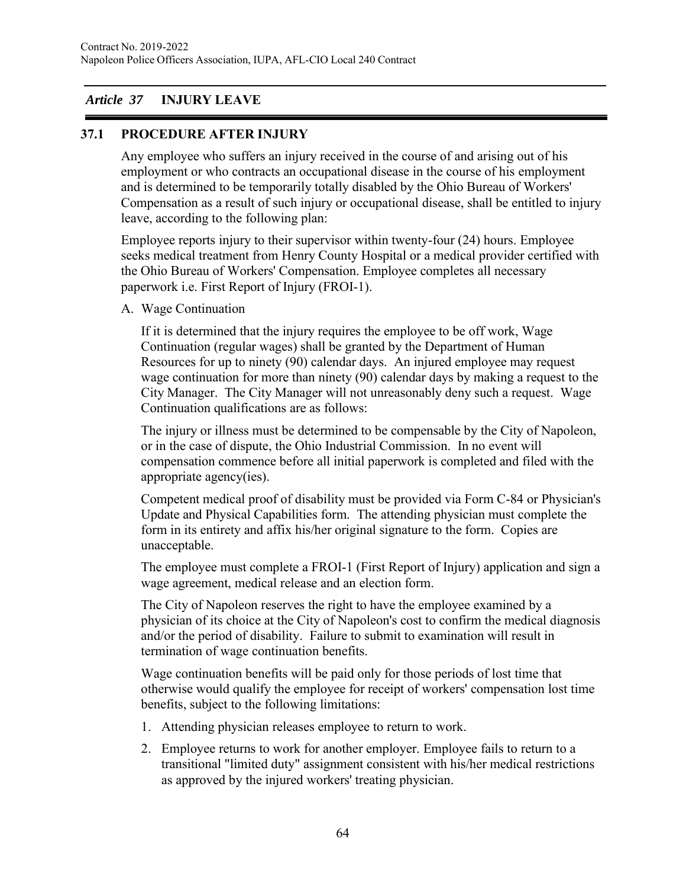## *Article 37* INJURY LEAVE

### 37.1 PROCEDURE AFTER INJURY

Any employee who suffers an injury received in the course of and arising out of his employment or who contracts an occupational disease in the course of his employment and is determined to be temporarily totally disabled by the Ohio Bureau of Workers' Compensation as a result of such injury or occupational disease, shall be entitled to injury leave, according to the following plan:

Employee reports injury to their supervisor within twenty-four (24) hours. Employee seeks medical treatment from Henry County Hospital or a medical provider certified with the Ohio Bureau of Workers' Compensation. Employee completes all necessary paperwork i.e. First Report of Injury (FROI-1).

A. Wage Continuation

If it is determined that the injury requires the employee to be off work, Wage Continuation (regular wages) shall be granted by the Department of Human Resources for up to ninety (90) calendar days. An injured employee may request wage continuation for more than ninety (90) calendar days by making a request to the City Manager. The City Manager will not unreasonably deny such a request. Wage Continuation qualifications are as follows:

The injury or illness must be determined to be compensable by the City of Napoleon, or in the case of dispute, the Ohio Industrial Commission. In no event will compensation commence before all initial paperwork is completed and filed with the appropriate agency(ies).

Competent medical proof of disability must be provided via Form C-84 or Physician's Update and Physical Capabilities form. The attending physician must complete the form in its entirety and affix his/her original signature to the form. Copies are unacceptable.

The employee must complete a FROI-1 (First Report of Injury) application and sign a wage agreement, medical release and an election form.

The City of Napoleon reserves the right to have the employee examined by a physician of its choice at the City of Napoleon's cost to confirm the medical diagnosis and/or the period of disability. Failure to submit to examination will result in termination of wage continuation benefits.

Wage continuation benefits will be paid only for those periods of lost time that otherwise would qualify the employee for receipt of workers' compensation lost time benefits, subject to the following limitations:

1. Attending physician releases employee to return to work.
2. Employee returns to work for another employer. Employee fails to return to a transitional "limited duty" assignment consistent with his/her medical restrictions as approved by the injured workers' treating physician.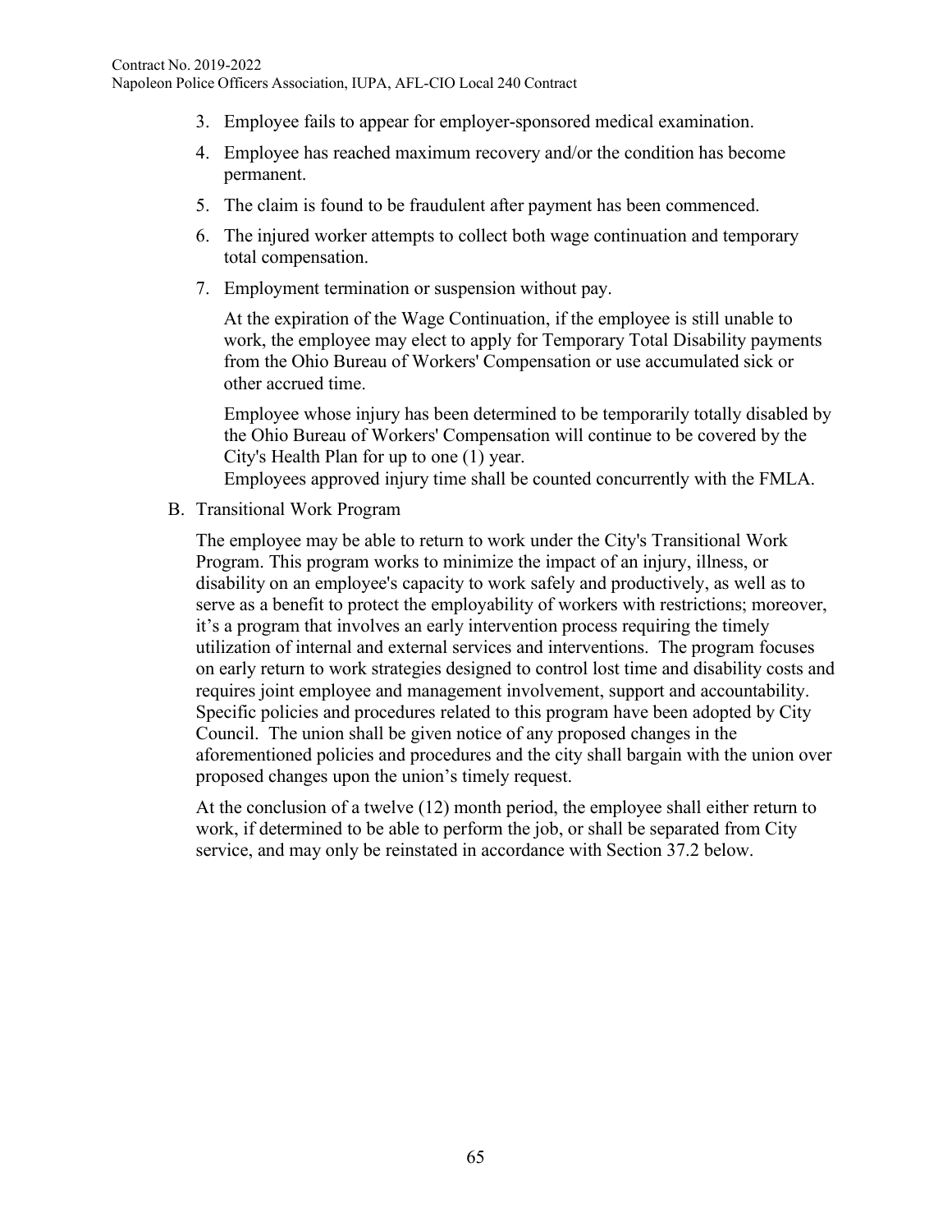3. Employee fails to appear for employer-sponsored medical examination.
4. Employee has reached maximum recovery and/or the condition has become permanent.
5. The claim is found to be fraudulent after payment has been commenced.
6. The injured worker attempts to collect both wage continuation and temporary total compensation.
7. Employment termination or suspension without pay.

   At the expiration of the Wage Continuation, if the employee is still unable to work, the employee may elect to apply for Temporary Total Disability payments from the Ohio Bureau of Workers' Compensation or use accumulated sick or other accrued time.

   Employee whose injury has been determined to be temporarily totally disabled by the Ohio Bureau of Workers' Compensation will continue to be covered by the City's Health Plan for up to one (1) year.
   Employees approved injury time shall be counted concurrently with the FMLA.

B. Transitional Work Program

   The employee may be able to return to work under the City's Transitional Work Program. This program works to minimize the impact of an injury, illness, or disability on an employee's capacity to work safely and productively, as well as to serve as a benefit to protect the employability of workers with restrictions; moreover, it's a program that involves an early intervention process requiring the timely utilization of internal and external services and interventions. The program focuses on early return to work strategies designed to control lost time and disability costs and requires joint employee and management involvement, support and accountability. Specific policies and procedures related to this program have been adopted by City Council. The union shall be given notice of any proposed changes in the aforementioned policies and procedures and the city shall bargain with the union over proposed changes upon the union's timely request.

   At the conclusion of a twelve (12) month period, the employee shall either return to work, if determined to be able to perform the job, or shall be separated from City service, and may only be reinstated in accordance with Section 37.2 below.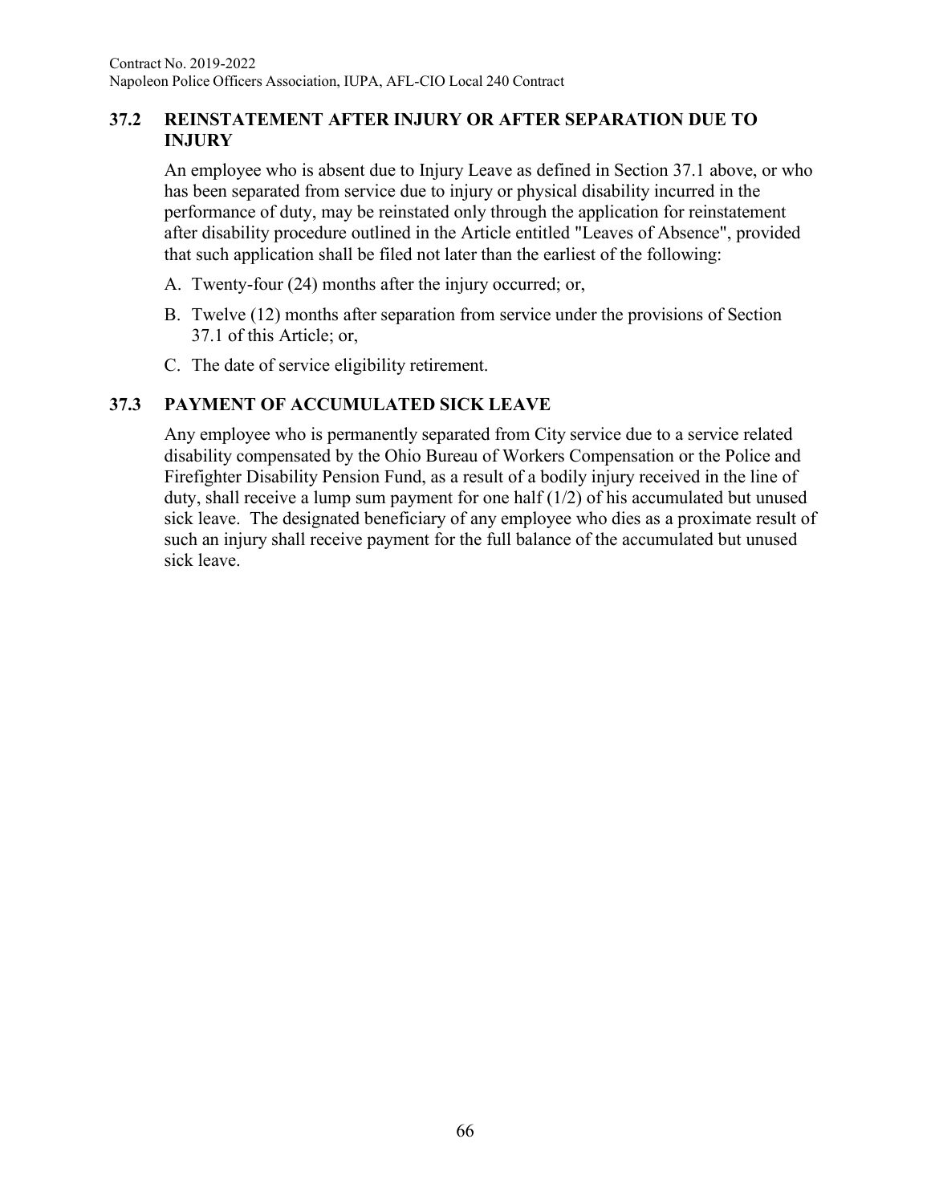### 37.2 REINSTATEMENT AFTER INJURY OR AFTER SEPARATION DUE TO INJURY

An employee who is absent due to Injury Leave as defined in Section 37.1 above, or who has been separated from service due to injury or physical disability incurred in the performance of duty, may be reinstated only through the application for reinstatement after disability procedure outlined in the Article entitled "Leaves of Absence", provided that such application shall be filed not later than the earliest of the following:

A. Twenty-four (24) months after the injury occurred; or,

B. Twelve (12) months after separation from service under the provisions of Section 37.1 of this Article; or,

C. The date of service eligibility retirement.

### 37.3 PAYMENT OF ACCUMULATED SICK LEAVE

Any employee who is permanently separated from City service due to a service related disability compensated by the Ohio Bureau of Workers Compensation or the Police and Firefighter Disability Pension Fund, as a result of a bodily injury received in the line of duty, shall receive a lump sum payment for one half (1/2) of his accumulated but unused sick leave. The designated beneficiary of any employee who dies as a proximate result of such an injury shall receive payment for the full balance of the accumulated but unused sick leave.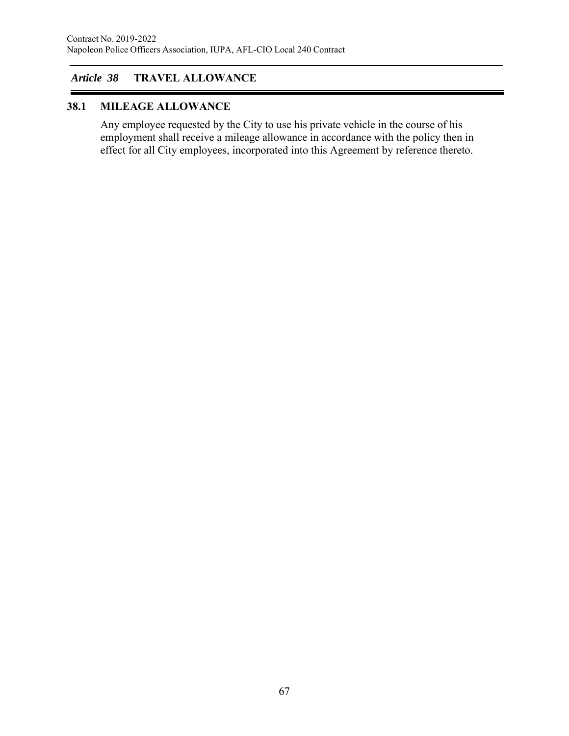## *Article 38* TRAVEL ALLOWANCE

### 38.1 MILEAGE ALLOWANCE

Any employee requested by the City to use his private vehicle in the course of his employment shall receive a mileage allowance in accordance with the policy then in effect for all City employees, incorporated into this Agreement by reference thereto.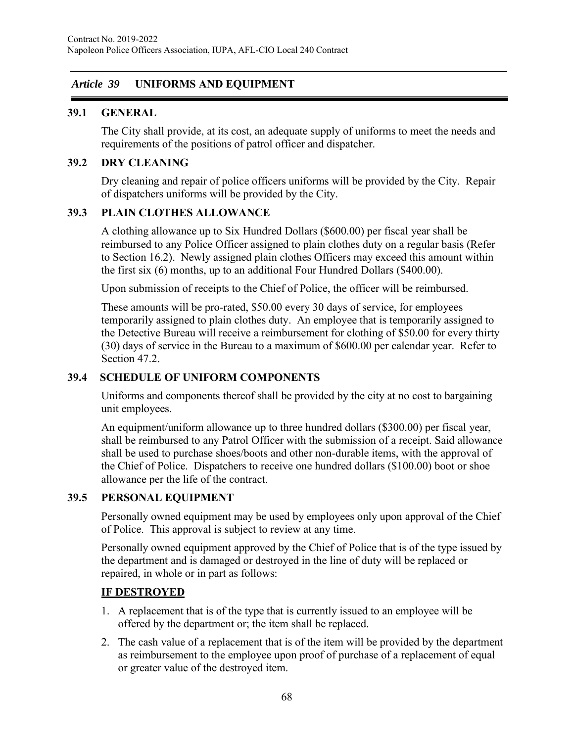## *Article 39* UNIFORMS AND EQUIPMENT

### 39.1 GENERAL

The City shall provide, at its cost, an adequate supply of uniforms to meet the needs and requirements of the positions of patrol officer and dispatcher.

### 39.2 DRY CLEANING

Dry cleaning and repair of police officers uniforms will be provided by the City. Repair of dispatchers uniforms will be provided by the City.

### 39.3 PLAIN CLOTHES ALLOWANCE

A clothing allowance up to Six Hundred Dollars ($600.00) per fiscal year shall be reimbursed to any Police Officer assigned to plain clothes duty on a regular basis (Refer to Section 16.2). Newly assigned plain clothes Officers may exceed this amount within the first six (6) months, up to an additional Four Hundred Dollars ($400.00).

Upon submission of receipts to the Chief of Police, the officer will be reimbursed.

These amounts will be pro-rated, $50.00 every 30 days of service, for employees temporarily assigned to plain clothes duty. An employee that is temporarily assigned to the Detective Bureau will receive a reimbursement for clothing of $50.00 for every thirty (30) days of service in the Bureau to a maximum of $600.00 per calendar year. Refer to Section 47.2.

### 39.4 SCHEDULE OF UNIFORM COMPONENTS

Uniforms and components thereof shall be provided by the city at no cost to bargaining unit employees.

An equipment/uniform allowance up to three hundred dollars ($300.00) per fiscal year, shall be reimbursed to any Patrol Officer with the submission of a receipt. Said allowance shall be used to purchase shoes/boots and other non-durable items, with the approval of the Chief of Police. Dispatchers to receive one hundred dollars ($100.00) boot or shoe allowance per the life of the contract.

### 39.5 PERSONAL EQUIPMENT

Personally owned equipment may be used by employees only upon approval of the Chief of Police. This approval is subject to review at any time.

Personally owned equipment approved by the Chief of Police that is of the type issued by the department and is damaged or destroyed in the line of duty will be replaced or repaired, in whole or in part as follows:

**IF DESTROYED**

1. A replacement that is of the type that is currently issued to an employee will be offered by the department or; the item shall be replaced.
2. The cash value of a replacement that is of the item will be provided by the department as reimbursement to the employee upon proof of purchase of a replacement of equal or greater value of the destroyed item.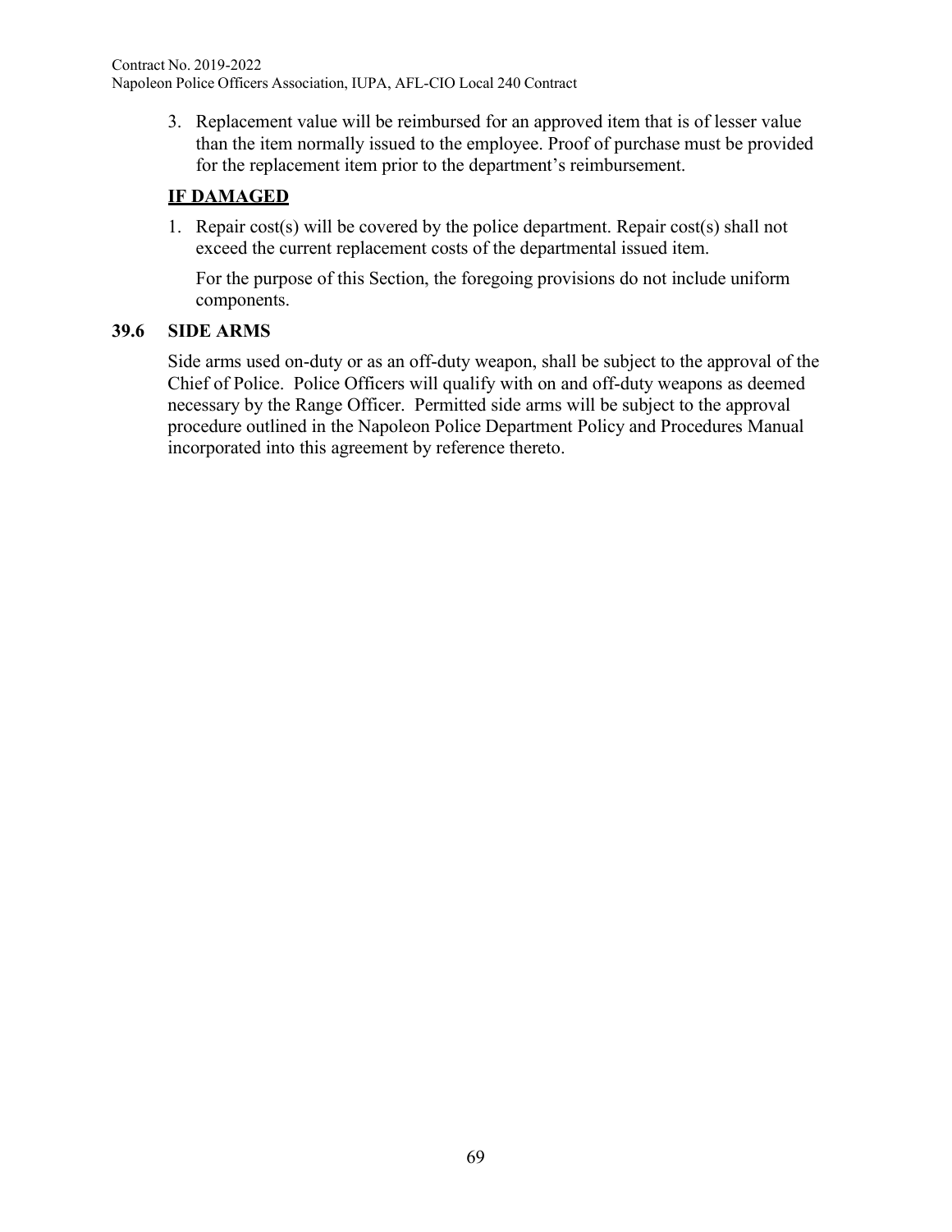3. Replacement value will be reimbursed for an approved item that is of lesser value than the item normally issued to the employee. Proof of purchase must be provided for the replacement item prior to the department's reimbursement.

**IF DAMAGED**

1. Repair cost(s) will be covered by the police department. Repair cost(s) shall not exceed the current replacement costs of the departmental issued item.

   For the purpose of this Section, the foregoing provisions do not include uniform components.

### 39.6 SIDE ARMS

Side arms used on-duty or as an off-duty weapon, shall be subject to the approval of the Chief of Police. Police Officers will qualify with on and off-duty weapons as deemed necessary by the Range Officer. Permitted side arms will be subject to the approval procedure outlined in the Napoleon Police Department Policy and Procedures Manual incorporated into this agreement by reference thereto.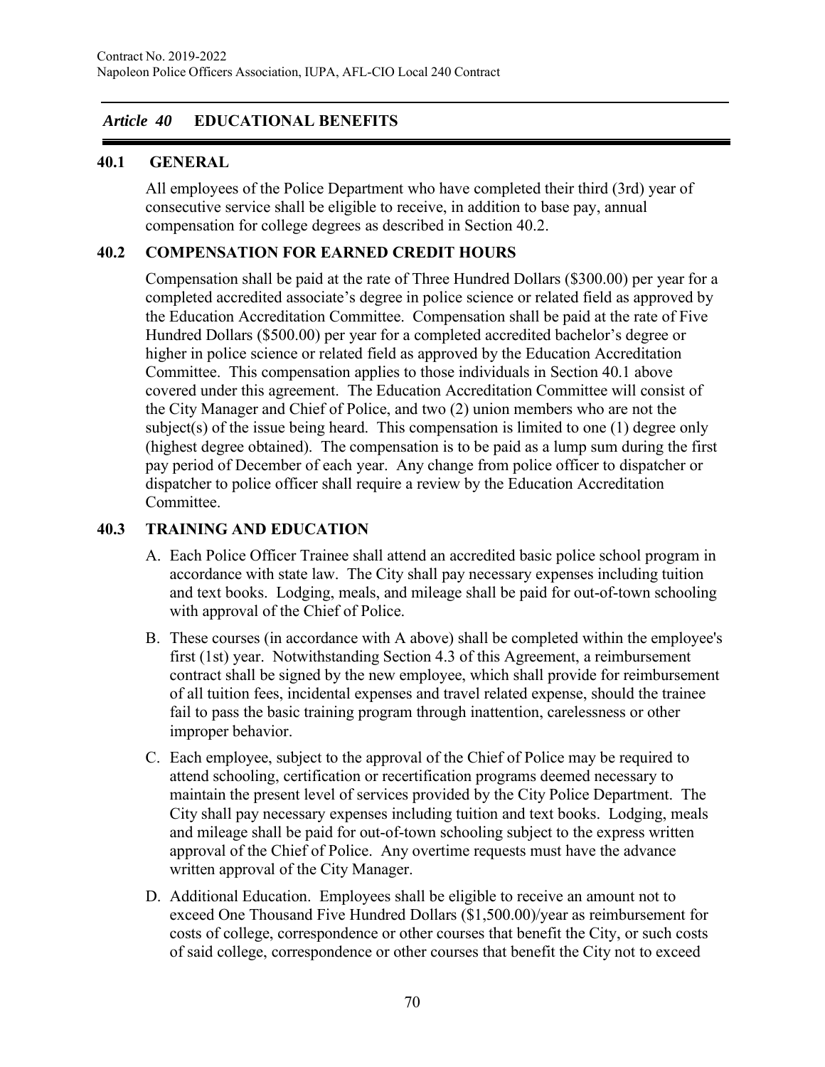## *Article 40* EDUCATIONAL BENEFITS

### 40.1 GENERAL

All employees of the Police Department who have completed their third (3rd) year of consecutive service shall be eligible to receive, in addition to base pay, annual compensation for college degrees as described in Section 40.2.

### 40.2 COMPENSATION FOR EARNED CREDIT HOURS

Compensation shall be paid at the rate of Three Hundred Dollars ($300.00) per year for a completed accredited associate's degree in police science or related field as approved by the Education Accreditation Committee. Compensation shall be paid at the rate of Five Hundred Dollars ($500.00) per year for a completed accredited bachelor's degree or higher in police science or related field as approved by the Education Accreditation Committee. This compensation applies to those individuals in Section 40.1 above covered under this agreement. The Education Accreditation Committee will consist of the City Manager and Chief of Police, and two (2) union members who are not the subject(s) of the issue being heard. This compensation is limited to one (1) degree only (highest degree obtained). The compensation is to be paid as a lump sum during the first pay period of December of each year. Any change from police officer to dispatcher or dispatcher to police officer shall require a review by the Education Accreditation Committee.

### 40.3 TRAINING AND EDUCATION

A. Each Police Officer Trainee shall attend an accredited basic police school program in accordance with state law. The City shall pay necessary expenses including tuition and text books. Lodging, meals, and mileage shall be paid for out-of-town schooling with approval of the Chief of Police.

B. These courses (in accordance with A above) shall be completed within the employee's first (1st) year. Notwithstanding Section 4.3 of this Agreement, a reimbursement contract shall be signed by the new employee, which shall provide for reimbursement of all tuition fees, incidental expenses and travel related expense, should the trainee fail to pass the basic training program through inattention, carelessness or other improper behavior.

C. Each employee, subject to the approval of the Chief of Police may be required to attend schooling, certification or recertification programs deemed necessary to maintain the present level of services provided by the City Police Department. The City shall pay necessary expenses including tuition and text books. Lodging, meals and mileage shall be paid for out-of-town schooling subject to the express written approval of the Chief of Police. Any overtime requests must have the advance written approval of the City Manager.

D. Additional Education. Employees shall be eligible to receive an amount not to exceed One Thousand Five Hundred Dollars ($1,500.00)/year as reimbursement for costs of college, correspondence or other courses that benefit the City, or such costs of said college, correspondence or other courses that benefit the City not to exceed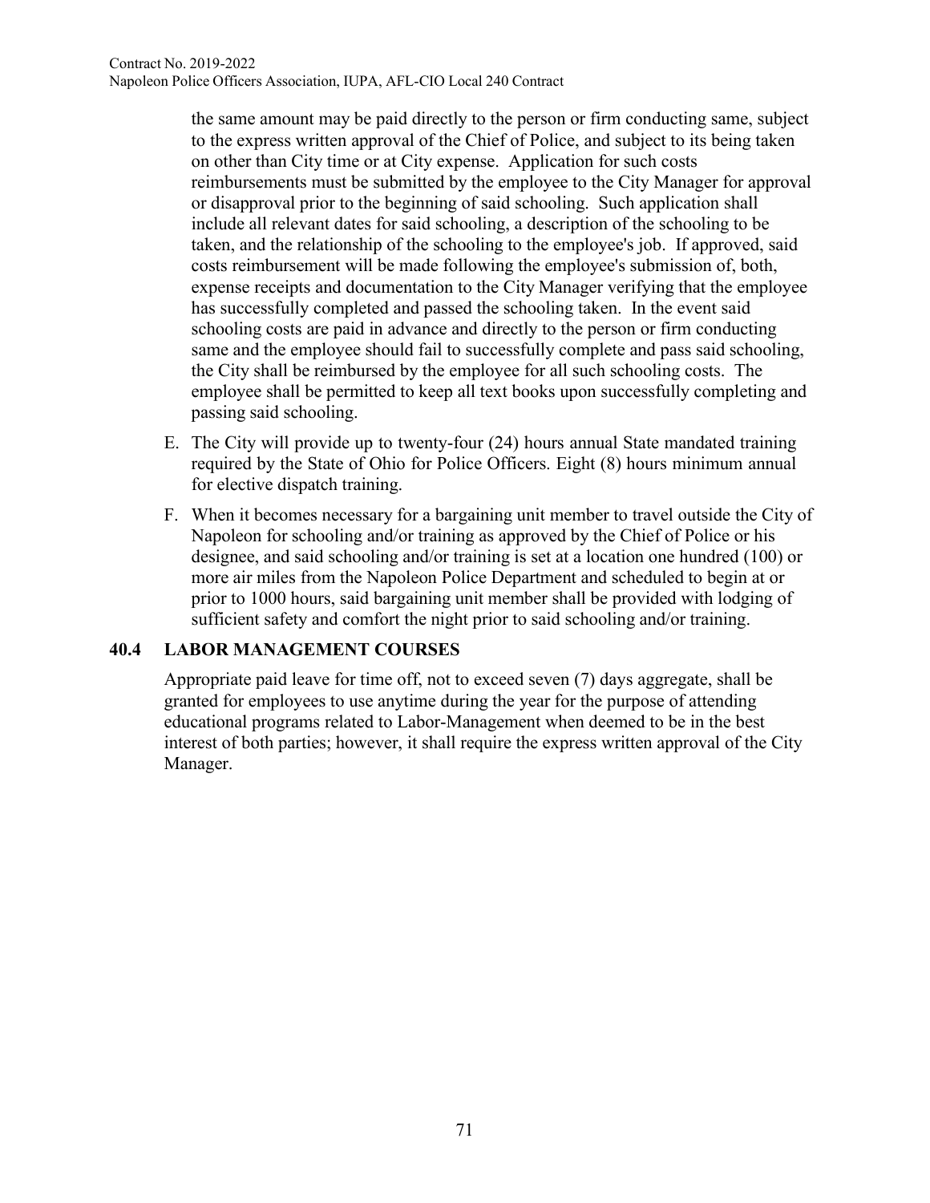the same amount may be paid directly to the person or firm conducting same, subject to the express written approval of the Chief of Police, and subject to its being taken on other than City time or at City expense. Application for such costs reimbursements must be submitted by the employee to the City Manager for approval or disapproval prior to the beginning of said schooling. Such application shall include all relevant dates for said schooling, a description of the schooling to be taken, and the relationship of the schooling to the employee's job. If approved, said costs reimbursement will be made following the employee's submission of, both, expense receipts and documentation to the City Manager verifying that the employee has successfully completed and passed the schooling taken. In the event said schooling costs are paid in advance and directly to the person or firm conducting same and the employee should fail to successfully complete and pass said schooling, the City shall be reimbursed by the employee for all such schooling costs. The employee shall be permitted to keep all text books upon successfully completing and passing said schooling.

E. The City will provide up to twenty-four (24) hours annual State mandated training required by the State of Ohio for Police Officers. Eight (8) hours minimum annual for elective dispatch training.

F. When it becomes necessary for a bargaining unit member to travel outside the City of Napoleon for schooling and/or training as approved by the Chief of Police or his designee, and said schooling and/or training is set at a location one hundred (100) or more air miles from the Napoleon Police Department and scheduled to begin at or prior to 1000 hours, said bargaining unit member shall be provided with lodging of sufficient safety and comfort the night prior to said schooling and/or training.

### 40.4 LABOR MANAGEMENT COURSES

Appropriate paid leave for time off, not to exceed seven (7) days aggregate, shall be granted for employees to use anytime during the year for the purpose of attending educational programs related to Labor-Management when deemed to be in the best interest of both parties; however, it shall require the express written approval of the City Manager.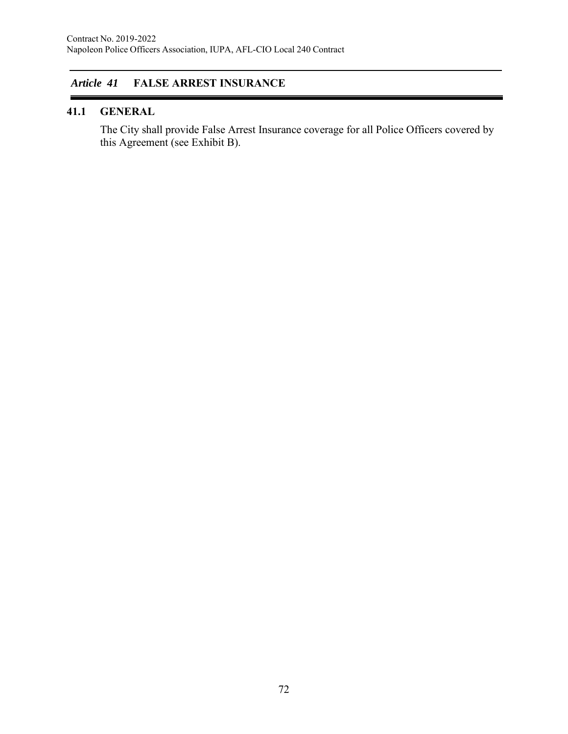## *Article 41* FALSE ARREST INSURANCE

### 41.1 GENERAL

The City shall provide False Arrest Insurance coverage for all Police Officers covered by this Agreement (see Exhibit B).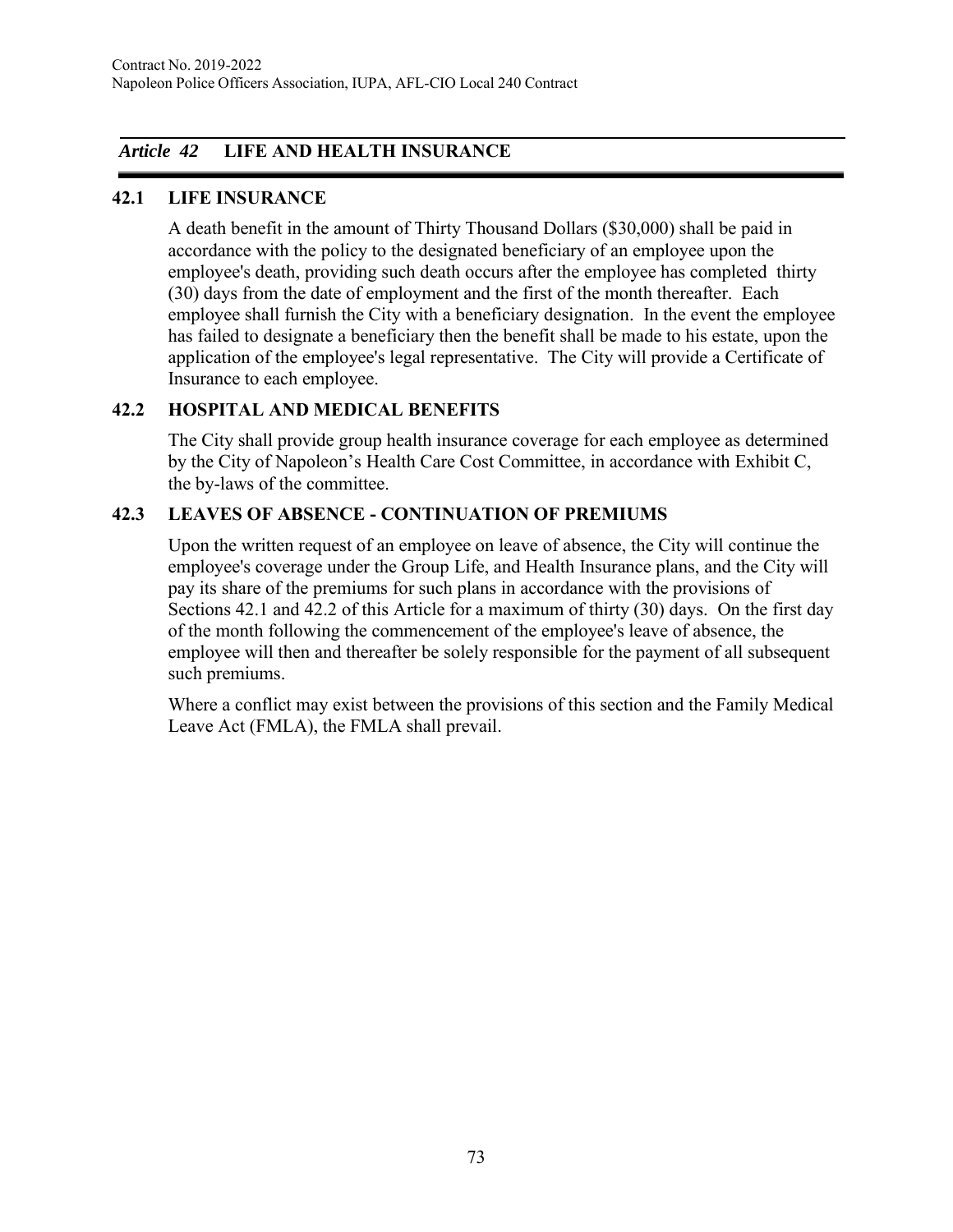## *Article 42* LIFE AND HEALTH INSURANCE

### 42.1 LIFE INSURANCE

A death benefit in the amount of Thirty Thousand Dollars ($30,000) shall be paid in accordance with the policy to the designated beneficiary of an employee upon the employee's death, providing such death occurs after the employee has completed thirty (30) days from the date of employment and the first of the month thereafter. Each employee shall furnish the City with a beneficiary designation. In the event the employee has failed to designate a beneficiary then the benefit shall be made to his estate, upon the application of the employee's legal representative. The City will provide a Certificate of Insurance to each employee.

### 42.2 HOSPITAL AND MEDICAL BENEFITS

The City shall provide group health insurance coverage for each employee as determined by the City of Napoleon's Health Care Cost Committee, in accordance with Exhibit C, the by-laws of the committee.

### 42.3 LEAVES OF ABSENCE - CONTINUATION OF PREMIUMS

Upon the written request of an employee on leave of absence, the City will continue the employee's coverage under the Group Life, and Health Insurance plans, and the City will pay its share of the premiums for such plans in accordance with the provisions of Sections 42.1 and 42.2 of this Article for a maximum of thirty (30) days. On the first day of the month following the commencement of the employee's leave of absence, the employee will then and thereafter be solely responsible for the payment of all subsequent such premiums.

Where a conflict may exist between the provisions of this section and the Family Medical Leave Act (FMLA), the FMLA shall prevail.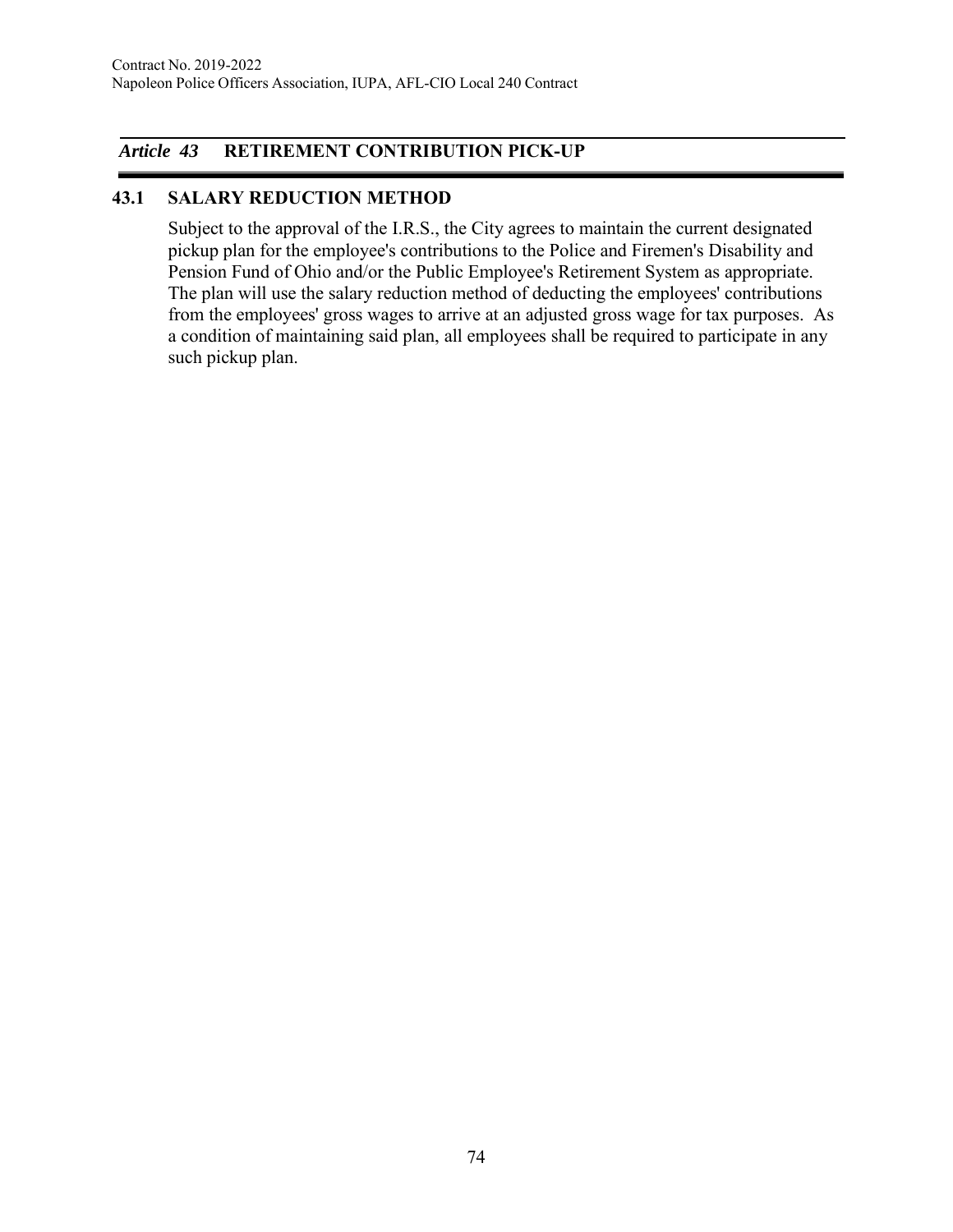## *Article 43* RETIREMENT CONTRIBUTION PICK-UP

### 43.1 SALARY REDUCTION METHOD

Subject to the approval of the I.R.S., the City agrees to maintain the current designated pickup plan for the employee's contributions to the Police and Firemen's Disability and Pension Fund of Ohio and/or the Public Employee's Retirement System as appropriate. The plan will use the salary reduction method of deducting the employees' contributions from the employees' gross wages to arrive at an adjusted gross wage for tax purposes. As a condition of maintaining said plan, all employees shall be required to participate in any such pickup plan.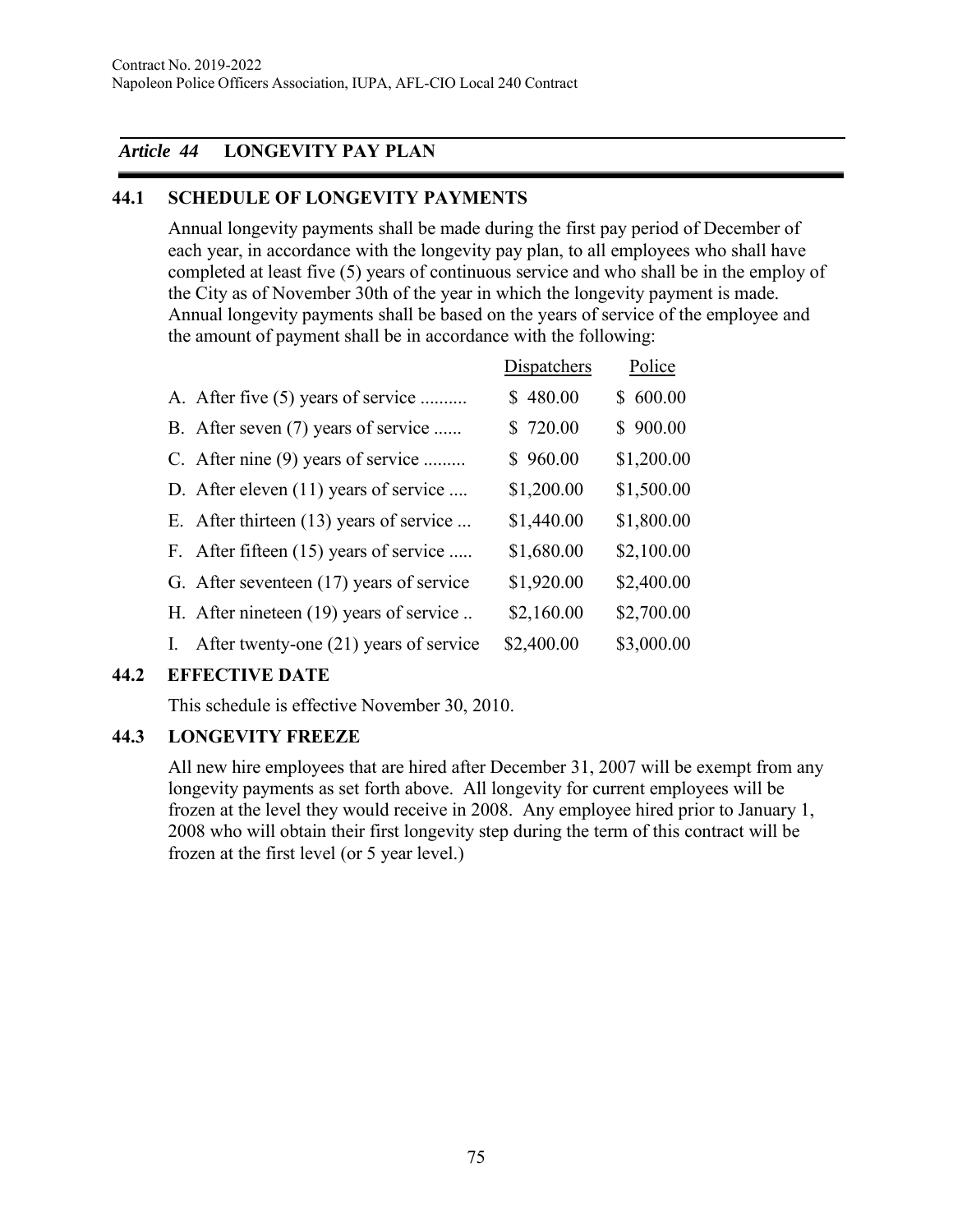## *Article 44* LONGEVITY PAY PLAN

### 44.1 SCHEDULE OF LONGEVITY PAYMENTS

Annual longevity payments shall be made during the first pay period of December of each year, in accordance with the longevity pay plan, to all employees who shall have completed at least five (5) years of continuous service and who shall be in the employ of the City as of November 30th of the year in which the longevity payment is made. Annual longevity payments shall be based on the years of service of the employee and the amount of payment shall be in accordance with the following:

| | Dispatchers | Police |
|---|---|---|
| A. After five (5) years of service .......... | $ 480.00 | $ 600.00 |
| B. After seven (7) years of service ...... | $ 720.00 | $ 900.00 |
| C. After nine (9) years of service ......... | $ 960.00 | $1,200.00 |
| D. After eleven (11) years of service .... | $1,200.00 | $1,500.00 |
| E. After thirteen (13) years of service ... | $1,440.00 | $1,800.00 |
| F. After fifteen (15) years of service ..... | $1,680.00 | $2,100.00 |
| G. After seventeen (17) years of service | $1,920.00 | $2,400.00 |
| H. After nineteen (19) years of service .. | $2,160.00 | $2,700.00 |
| I. After twenty-one (21) years of service | $2,400.00 | $3,000.00 |

### 44.2 EFFECTIVE DATE

This schedule is effective November 30, 2010.

### 44.3 LONGEVITY FREEZE

All new hire employees that are hired after December 31, 2007 will be exempt from any longevity payments as set forth above. All longevity for current employees will be frozen at the level they would receive in 2008. Any employee hired prior to January 1, 2008 who will obtain their first longevity step during the term of this contract will be frozen at the first level (or 5 year level.)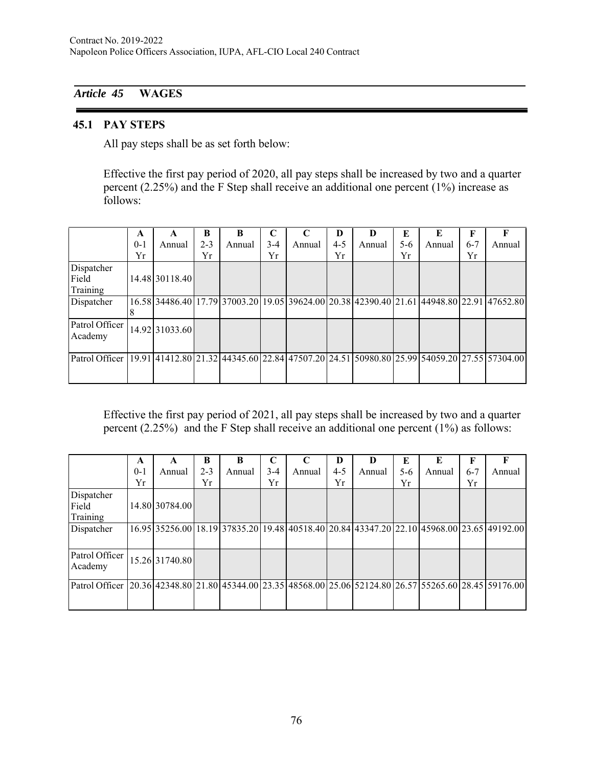## Article 45 WAGES

### 45.1 PAY STEPS

All pay steps shall be as set forth below:

Effective the first pay period of 2020, all pay steps shall be increased by two and a quarter percent (2.25%) and the F Step shall receive an additional one percent (1%) increase as follows:

| | A 0-1 Yr | A Annual | B 2-3 Yr | B Annual | C 3-4 Yr | C Annual | D 4-5 Yr | D Annual | E 5-6 Yr | E Annual | F 6-7 Yr | F Annual |
|---|---|---|---|---|---|---|---|---|---|---|---|---|
| Dispatcher Field Training | 14.48 | 30118.40 | | | | | | | | | | |
| Dispatcher | 16.58 8 | 34486.40 | 17.79 | 37003.20 | 19.05 | 39624.00 | 20.38 | 42390.40 | 21.61 | 44948.80 | 22.91 | 47652.80 |
| Patrol Officer Academy | 14.92 | 31033.60 | | | | | | | | | | |
| Patrol Officer | 19.91 | 41412.80 | 21.32 | 44345.60 | 22.84 | 47507.20 | 24.51 | 50980.80 | 25.99 | 54059.20 | 27.55 | 57304.00 |

Effective the first pay period of 2021, all pay steps shall be increased by two and a quarter percent (2.25%) and the F Step shall receive an additional one percent (1%) as follows:

| | A 0-1 Yr | A Annual | B 2-3 Yr | B Annual | C 3-4 Yr | C Annual | D 4-5 Yr | D Annual | E 5-6 Yr | E Annual | F 6-7 Yr | F Annual |
|---|---|---|---|---|---|---|---|---|---|---|---|---|
| Dispatcher Field Training | 14.80 | 30784.00 | | | | | | | | | | |
| Dispatcher | 16.95 | 35256.00 | 18.19 | 37835.20 | 19.48 | 40518.40 | 20.84 | 43347.20 | 22.10 | 45968.00 | 23.65 | 49192.00 |
| Patrol Officer Academy | 15.26 | 31740.80 | | | | | | | | | | |
| Patrol Officer | 20.36 | 42348.80 | 21.80 | 45344.00 | 23.35 | 48568.00 | 25.06 | 52124.80 | 26.57 | 55265.60 | 28.45 | 59176.00 |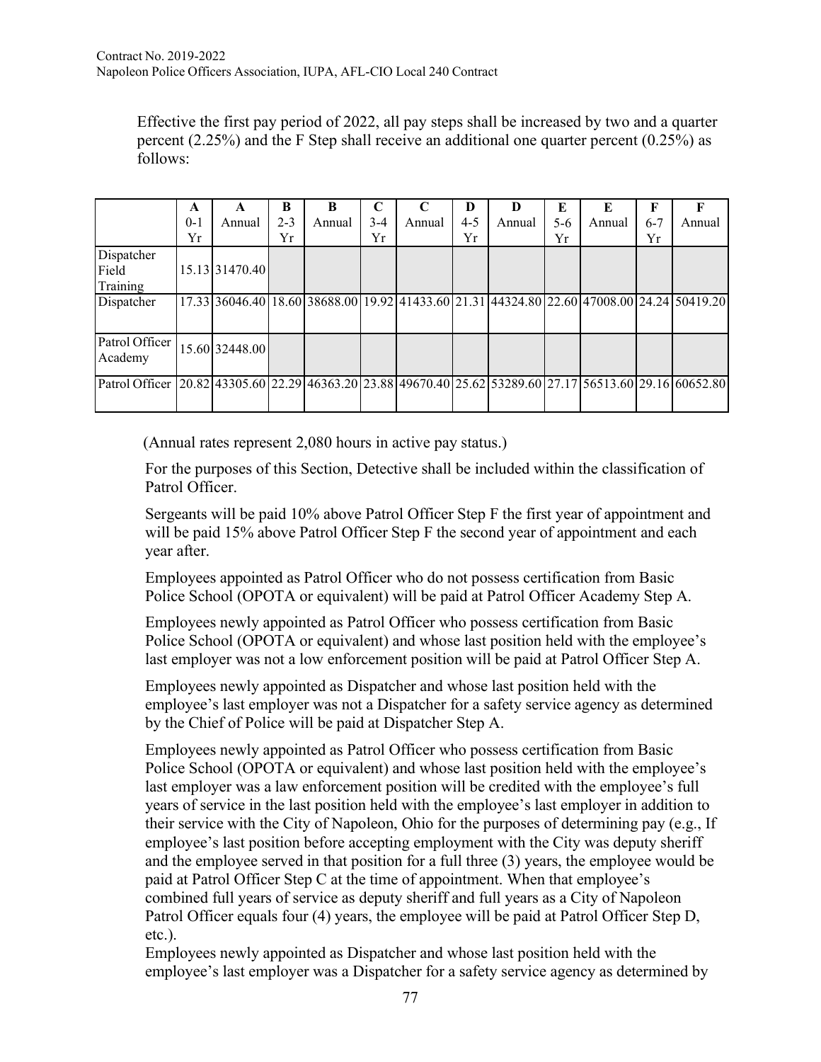Effective the first pay period of 2022, all pay steps shall be increased by two and a quarter percent (2.25%) and the F Step shall receive an additional one quarter percent (0.25%) as follows:

| | A 0-1 Yr | A Annual | B 2-3 Yr | B Annual | C 3-4 Yr | C Annual | D 4-5 Yr | D Annual | E 5-6 Yr | E Annual | F 6-7 Yr | F Annual |
|---|---|---|---|---|---|---|---|---|---|---|---|---|
| Dispatcher Field Training | 15.13 | 31470.40 | | | | | | | | | | |
| Dispatcher | 17.33 | 36046.40 | 18.60 | 38688.00 | 19.92 | 41433.60 | 21.31 | 44324.80 | 22.60 | 47008.00 | 24.24 | 50419.20 |
| Patrol Officer Academy | 15.60 | 32448.00 | | | | | | | | | | |
| Patrol Officer | 20.82 | 43305.60 | 22.29 | 46363.20 | 23.88 | 49670.40 | 25.62 | 53289.60 | 27.17 | 56513.60 | 29.16 | 60652.80 |

(Annual rates represent 2,080 hours in active pay status.)

For the purposes of this Section, Detective shall be included within the classification of Patrol Officer.

Sergeants will be paid 10% above Patrol Officer Step F the first year of appointment and will be paid 15% above Patrol Officer Step F the second year of appointment and each year after.

Employees appointed as Patrol Officer who do not possess certification from Basic Police School (OPOTA or equivalent) will be paid at Patrol Officer Academy Step A.

Employees newly appointed as Patrol Officer who possess certification from Basic Police School (OPOTA or equivalent) and whose last position held with the employee's last employer was not a low enforcement position will be paid at Patrol Officer Step A.

Employees newly appointed as Dispatcher and whose last position held with the employee's last employer was not a Dispatcher for a safety service agency as determined by the Chief of Police will be paid at Dispatcher Step A.

Employees newly appointed as Patrol Officer who possess certification from Basic Police School (OPOTA or equivalent) and whose last position held with the employee's last employer was a law enforcement position will be credited with the employee's full years of service in the last position held with the employee's last employer in addition to their service with the City of Napoleon, Ohio for the purposes of determining pay (e.g., If employee's last position before accepting employment with the City was deputy sheriff and the employee served in that position for a full three (3) years, the employee would be paid at Patrol Officer Step C at the time of appointment. When that employee's combined full years of service as deputy sheriff and full years as a City of Napoleon Patrol Officer equals four (4) years, the employee will be paid at Patrol Officer Step D, etc.).

Employees newly appointed as Dispatcher and whose last position held with the employee's last employer was a Dispatcher for a safety service agency as determined by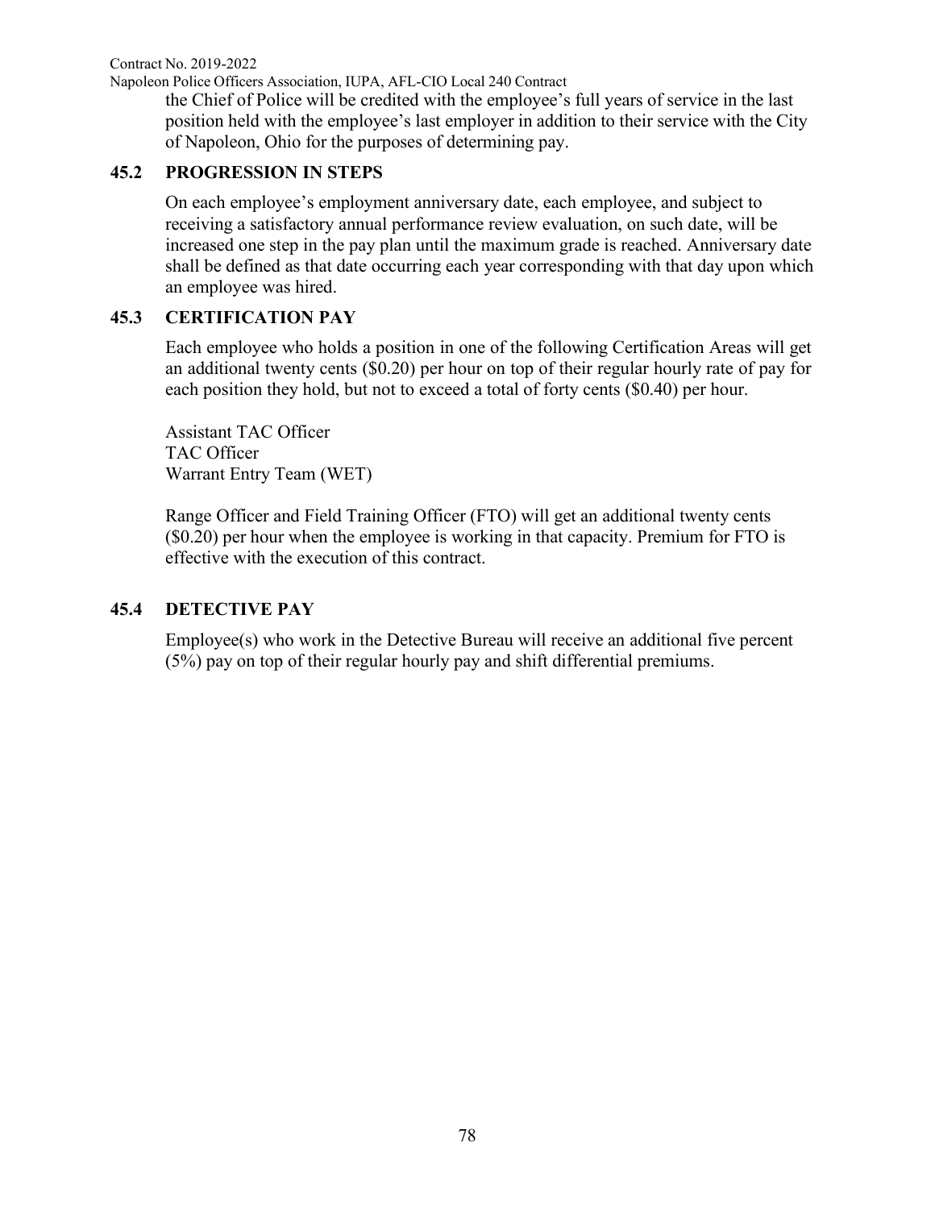the Chief of Police will be credited with the employee's full years of service in the last position held with the employee's last employer in addition to their service with the City of Napoleon, Ohio for the purposes of determining pay.

### 45.2 PROGRESSION IN STEPS

On each employee's employment anniversary date, each employee, and subject to receiving a satisfactory annual performance review evaluation, on such date, will be increased one step in the pay plan until the maximum grade is reached. Anniversary date shall be defined as that date occurring each year corresponding with that day upon which an employee was hired.

### 45.3 CERTIFICATION PAY

Each employee who holds a position in one of the following Certification Areas will get an additional twenty cents ($0.20) per hour on top of their regular hourly rate of pay for each position they hold, but not to exceed a total of forty cents ($0.40) per hour.

Assistant TAC Officer
TAC Officer
Warrant Entry Team (WET)

Range Officer and Field Training Officer (FTO) will get an additional twenty cents ($0.20) per hour when the employee is working in that capacity. Premium for FTO is effective with the execution of this contract.

### 45.4 DETECTIVE PAY

Employee(s) who work in the Detective Bureau will receive an additional five percent (5%) pay on top of their regular hourly pay and shift differential premiums.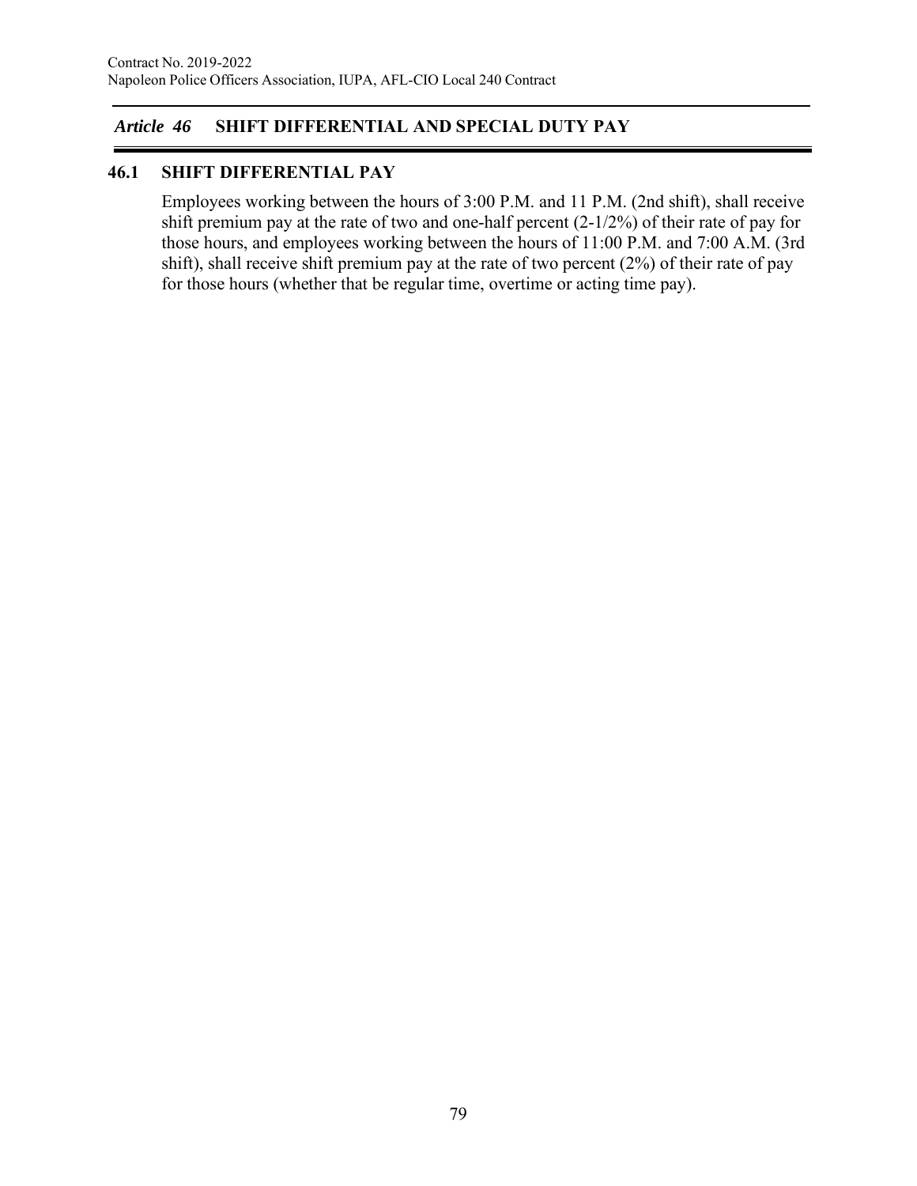## *Article 46* SHIFT DIFFERENTIAL AND SPECIAL DUTY PAY

### 46.1 SHIFT DIFFERENTIAL PAY

Employees working between the hours of 3:00 P.M. and 11 P.M. (2nd shift), shall receive shift premium pay at the rate of two and one-half percent (2-1/2%) of their rate of pay for those hours, and employees working between the hours of 11:00 P.M. and 7:00 A.M. (3rd shift), shall receive shift premium pay at the rate of two percent (2%) of their rate of pay for those hours (whether that be regular time, overtime or acting time pay).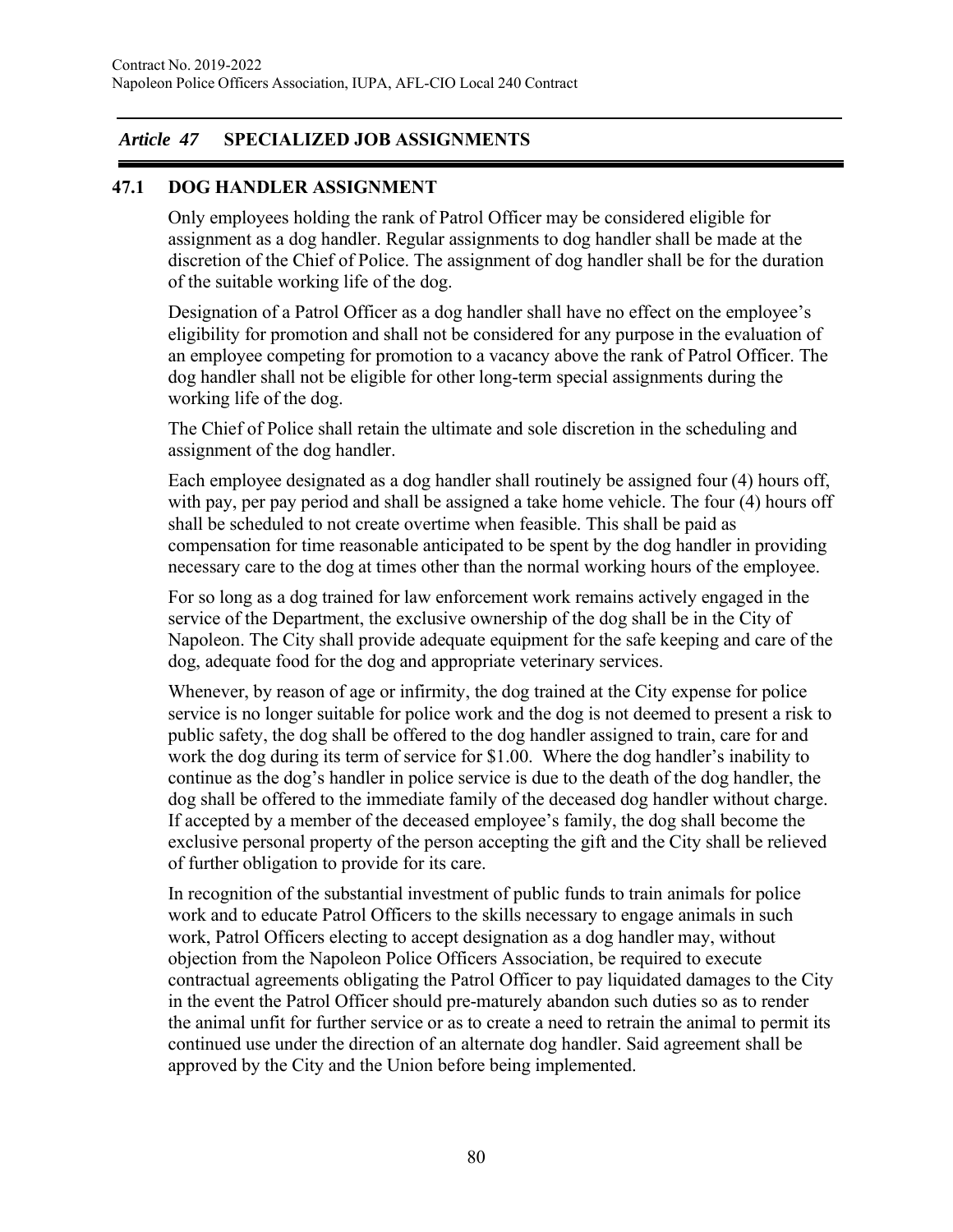## *Article 47* SPECIALIZED JOB ASSIGNMENTS

### 47.1 DOG HANDLER ASSIGNMENT

Only employees holding the rank of Patrol Officer may be considered eligible for assignment as a dog handler. Regular assignments to dog handler shall be made at the discretion of the Chief of Police. The assignment of dog handler shall be for the duration of the suitable working life of the dog.

Designation of a Patrol Officer as a dog handler shall have no effect on the employee's eligibility for promotion and shall not be considered for any purpose in the evaluation of an employee competing for promotion to a vacancy above the rank of Patrol Officer. The dog handler shall not be eligible for other long-term special assignments during the working life of the dog.

The Chief of Police shall retain the ultimate and sole discretion in the scheduling and assignment of the dog handler.

Each employee designated as a dog handler shall routinely be assigned four (4) hours off, with pay, per pay period and shall be assigned a take home vehicle. The four (4) hours off shall be scheduled to not create overtime when feasible. This shall be paid as compensation for time reasonable anticipated to be spent by the dog handler in providing necessary care to the dog at times other than the normal working hours of the employee.

For so long as a dog trained for law enforcement work remains actively engaged in the service of the Department, the exclusive ownership of the dog shall be in the City of Napoleon. The City shall provide adequate equipment for the safe keeping and care of the dog, adequate food for the dog and appropriate veterinary services.

Whenever, by reason of age or infirmity, the dog trained at the City expense for police service is no longer suitable for police work and the dog is not deemed to present a risk to public safety, the dog shall be offered to the dog handler assigned to train, care for and work the dog during its term of service for $1.00. Where the dog handler's inability to continue as the dog's handler in police service is due to the death of the dog handler, the dog shall be offered to the immediate family of the deceased dog handler without charge. If accepted by a member of the deceased employee's family, the dog shall become the exclusive personal property of the person accepting the gift and the City shall be relieved of further obligation to provide for its care.

In recognition of the substantial investment of public funds to train animals for police work and to educate Patrol Officers to the skills necessary to engage animals in such work, Patrol Officers electing to accept designation as a dog handler may, without objection from the Napoleon Police Officers Association, be required to execute contractual agreements obligating the Patrol Officer to pay liquidated damages to the City in the event the Patrol Officer should pre-maturely abandon such duties so as to render the animal unfit for further service or as to create a need to retrain the animal to permit its continued use under the direction of an alternate dog handler. Said agreement shall be approved by the City and the Union before being implemented.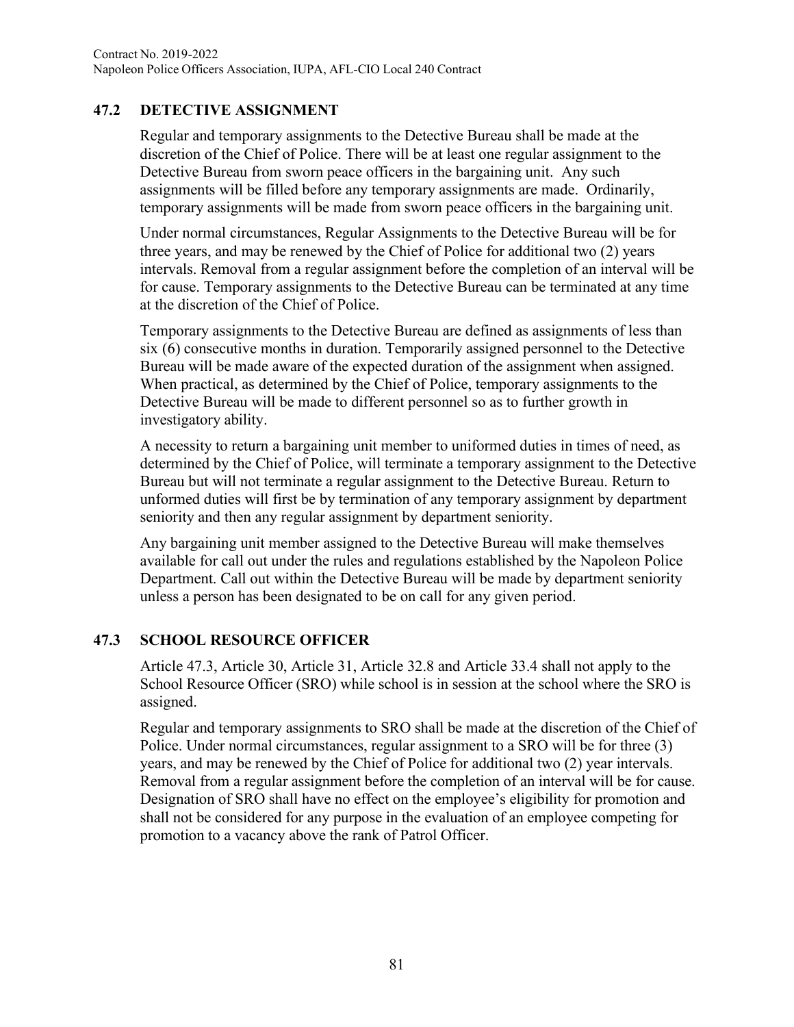## 47.2 DETECTIVE ASSIGNMENT

Regular and temporary assignments to the Detective Bureau shall be made at the discretion of the Chief of Police. There will be at least one regular assignment to the Detective Bureau from sworn peace officers in the bargaining unit. Any such assignments will be filled before any temporary assignments are made. Ordinarily, temporary assignments will be made from sworn peace officers in the bargaining unit.

Under normal circumstances, Regular Assignments to the Detective Bureau will be for three years, and may be renewed by the Chief of Police for additional two (2) years intervals. Removal from a regular assignment before the completion of an interval will be for cause. Temporary assignments to the Detective Bureau can be terminated at any time at the discretion of the Chief of Police.

Temporary assignments to the Detective Bureau are defined as assignments of less than six (6) consecutive months in duration. Temporarily assigned personnel to the Detective Bureau will be made aware of the expected duration of the assignment when assigned. When practical, as determined by the Chief of Police, temporary assignments to the Detective Bureau will be made to different personnel so as to further growth in investigatory ability.

A necessity to return a bargaining unit member to uniformed duties in times of need, as determined by the Chief of Police, will terminate a temporary assignment to the Detective Bureau but will not terminate a regular assignment to the Detective Bureau. Return to unformed duties will first be by termination of any temporary assignment by department seniority and then any regular assignment by department seniority.

Any bargaining unit member assigned to the Detective Bureau will make themselves available for call out under the rules and regulations established by the Napoleon Police Department. Call out within the Detective Bureau will be made by department seniority unless a person has been designated to be on call for any given period.

## 47.3 SCHOOL RESOURCE OFFICER

Article 47.3, Article 30, Article 31, Article 32.8 and Article 33.4 shall not apply to the School Resource Officer (SRO) while school is in session at the school where the SRO is assigned.

Regular and temporary assignments to SRO shall be made at the discretion of the Chief of Police. Under normal circumstances, regular assignment to a SRO will be for three (3) years, and may be renewed by the Chief of Police for additional two (2) year intervals. Removal from a regular assignment before the completion of an interval will be for cause. Designation of SRO shall have no effect on the employee's eligibility for promotion and shall not be considered for any purpose in the evaluation of an employee competing for promotion to a vacancy above the rank of Patrol Officer.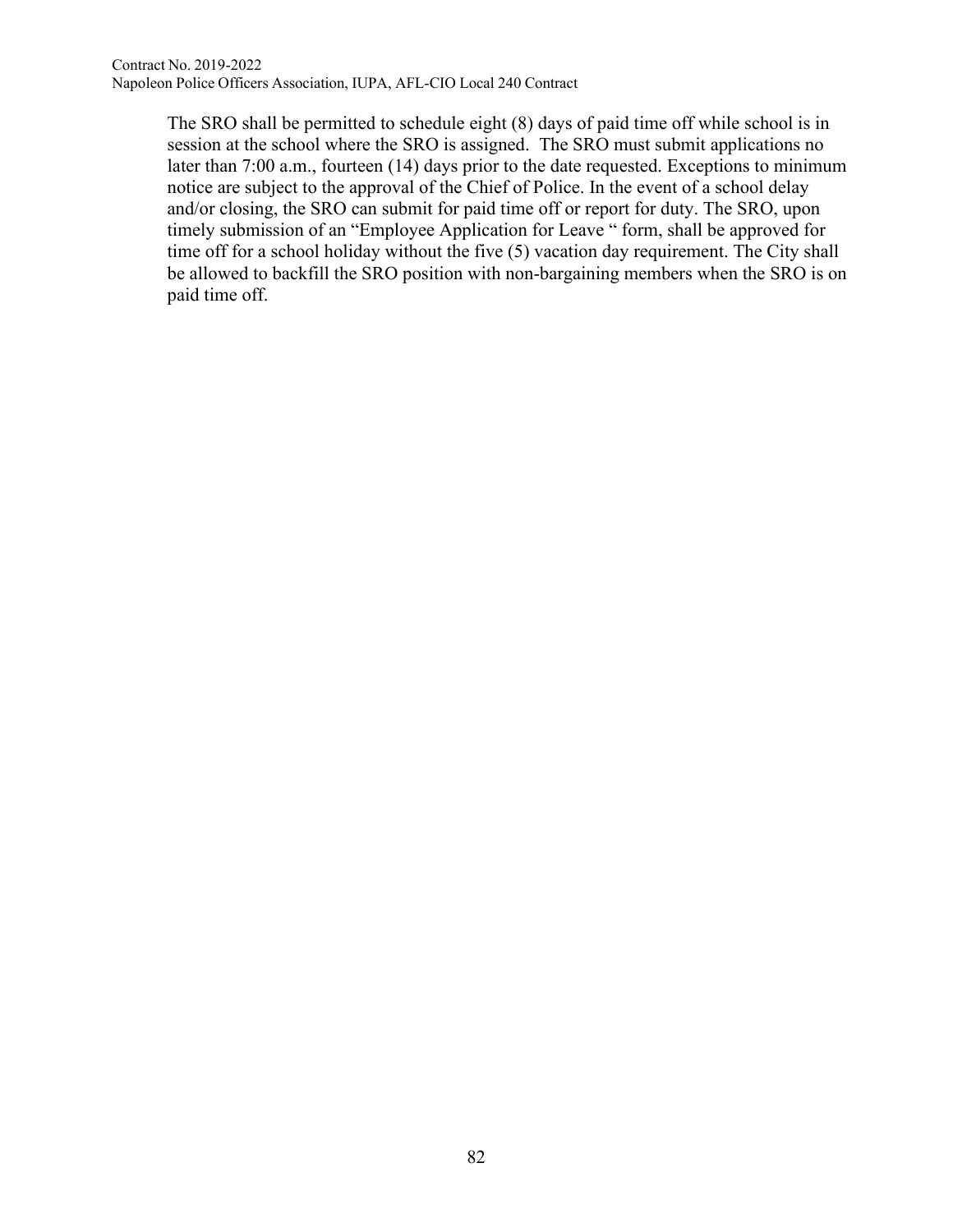The SRO shall be permitted to schedule eight (8) days of paid time off while school is in session at the school where the SRO is assigned. The SRO must submit applications no later than 7:00 a.m., fourteen (14) days prior to the date requested. Exceptions to minimum notice are subject to the approval of the Chief of Police. In the event of a school delay and/or closing, the SRO can submit for paid time off or report for duty. The SRO, upon timely submission of an "Employee Application for Leave " form, shall be approved for time off for a school holiday without the five (5) vacation day requirement. The City shall be allowed to backfill the SRO position with non-bargaining members when the SRO is on paid time off.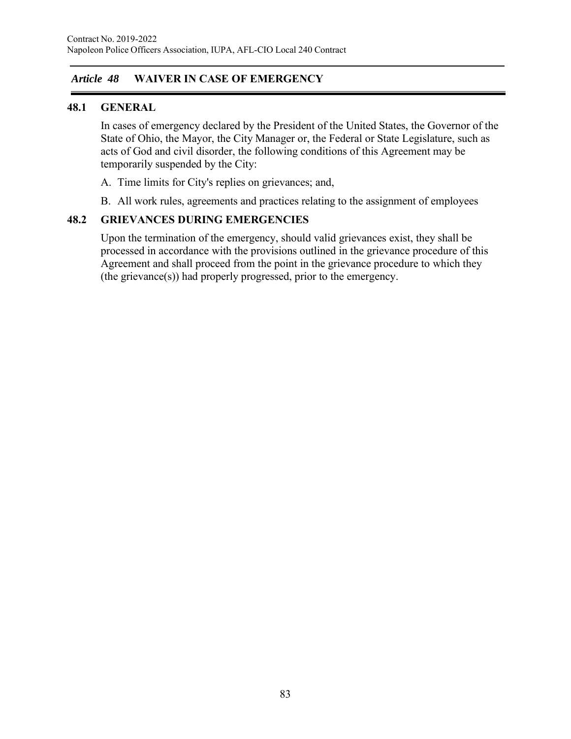## *Article 48* WAIVER IN CASE OF EMERGENCY

### 48.1 GENERAL

In cases of emergency declared by the President of the United States, the Governor of the State of Ohio, the Mayor, the City Manager or, the Federal or State Legislature, such as acts of God and civil disorder, the following conditions of this Agreement may be temporarily suspended by the City:

A. Time limits for City's replies on grievances; and,

B. All work rules, agreements and practices relating to the assignment of employees

### 48.2 GRIEVANCES DURING EMERGENCIES

Upon the termination of the emergency, should valid grievances exist, they shall be processed in accordance with the provisions outlined in the grievance procedure of this Agreement and shall proceed from the point in the grievance procedure to which they (the grievance(s)) had properly progressed, prior to the emergency.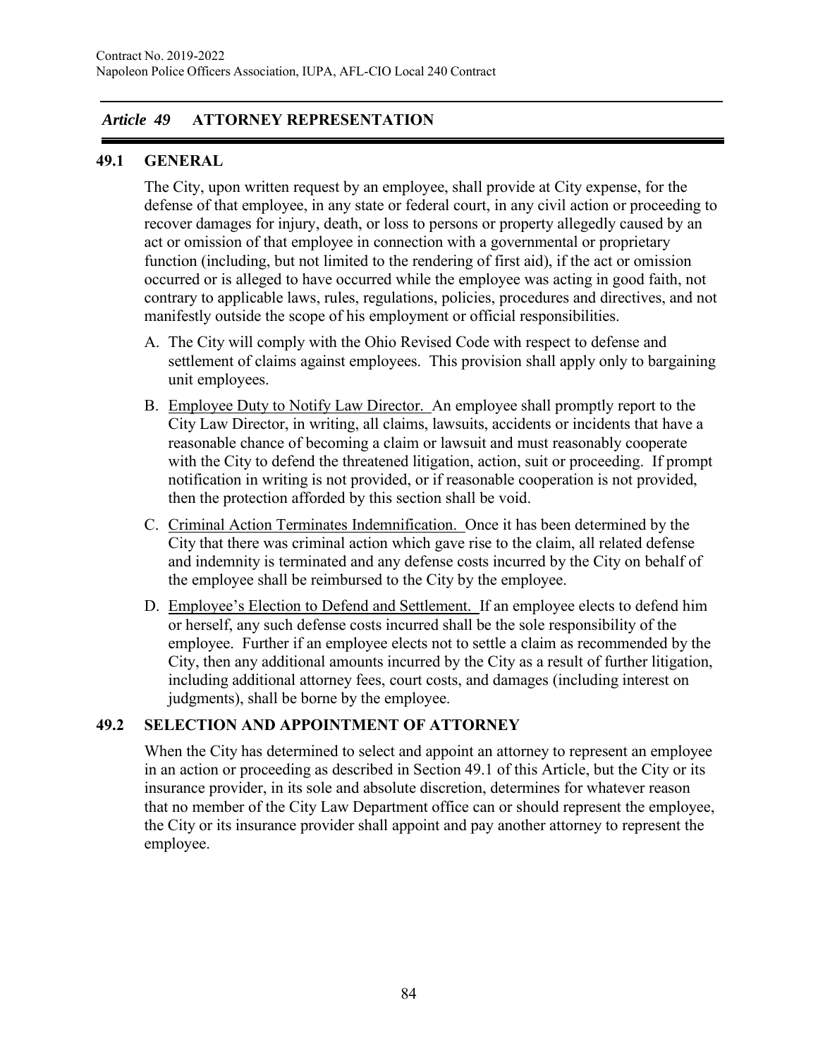## *Article 49* ATTORNEY REPRESENTATION

### 49.1 GENERAL

The City, upon written request by an employee, shall provide at City expense, for the defense of that employee, in any state or federal court, in any civil action or proceeding to recover damages for injury, death, or loss to persons or property allegedly caused by an act or omission of that employee in connection with a governmental or proprietary function (including, but not limited to the rendering of first aid), if the act or omission occurred or is alleged to have occurred while the employee was acting in good faith, not contrary to applicable laws, rules, regulations, policies, procedures and directives, and not manifestly outside the scope of his employment or official responsibilities.

A. The City will comply with the Ohio Revised Code with respect to defense and settlement of claims against employees. This provision shall apply only to bargaining unit employees.

B. Employee Duty to Notify Law Director. An employee shall promptly report to the City Law Director, in writing, all claims, lawsuits, accidents or incidents that have a reasonable chance of becoming a claim or lawsuit and must reasonably cooperate with the City to defend the threatened litigation, action, suit or proceeding. If prompt notification in writing is not provided, or if reasonable cooperation is not provided, then the protection afforded by this section shall be void.

C. Criminal Action Terminates Indemnification. Once it has been determined by the City that there was criminal action which gave rise to the claim, all related defense and indemnity is terminated and any defense costs incurred by the City on behalf of the employee shall be reimbursed to the City by the employee.

D. Employee's Election to Defend and Settlement. If an employee elects to defend him or herself, any such defense costs incurred shall be the sole responsibility of the employee. Further if an employee elects not to settle a claim as recommended by the City, then any additional amounts incurred by the City as a result of further litigation, including additional attorney fees, court costs, and damages (including interest on judgments), shall be borne by the employee.

### 49.2 SELECTION AND APPOINTMENT OF ATTORNEY

When the City has determined to select and appoint an attorney to represent an employee in an action or proceeding as described in Section 49.1 of this Article, but the City or its insurance provider, in its sole and absolute discretion, determines for whatever reason that no member of the City Law Department office can or should represent the employee, the City or its insurance provider shall appoint and pay another attorney to represent the employee.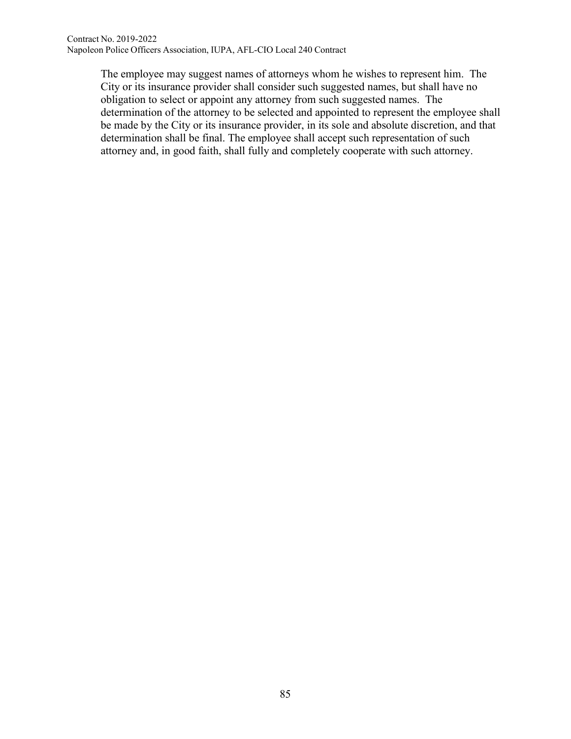The employee may suggest names of attorneys whom he wishes to represent him. The City or its insurance provider shall consider such suggested names, but shall have no obligation to select or appoint any attorney from such suggested names. The determination of the attorney to be selected and appointed to represent the employee shall be made by the City or its insurance provider, in its sole and absolute discretion, and that determination shall be final. The employee shall accept such representation of such attorney and, in good faith, shall fully and completely cooperate with such attorney.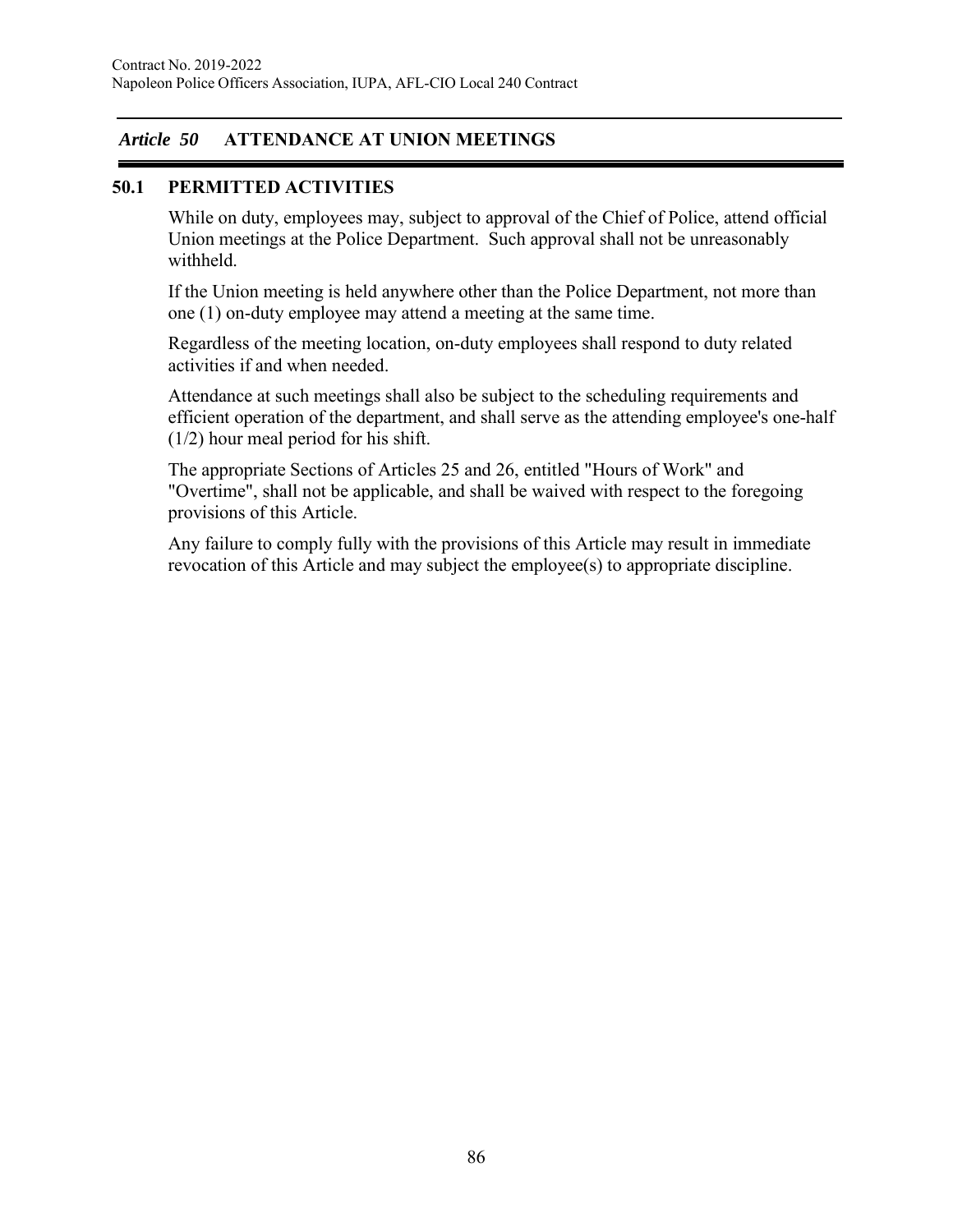## *Article 50* ATTENDANCE AT UNION MEETINGS

### 50.1 PERMITTED ACTIVITIES

While on duty, employees may, subject to approval of the Chief of Police, attend official Union meetings at the Police Department. Such approval shall not be unreasonably withheld.

If the Union meeting is held anywhere other than the Police Department, not more than one (1) on-duty employee may attend a meeting at the same time.

Regardless of the meeting location, on-duty employees shall respond to duty related activities if and when needed.

Attendance at such meetings shall also be subject to the scheduling requirements and efficient operation of the department, and shall serve as the attending employee's one-half (1/2) hour meal period for his shift.

The appropriate Sections of Articles 25 and 26, entitled "Hours of Work" and "Overtime", shall not be applicable, and shall be waived with respect to the foregoing provisions of this Article.

Any failure to comply fully with the provisions of this Article may result in immediate revocation of this Article and may subject the employee(s) to appropriate discipline.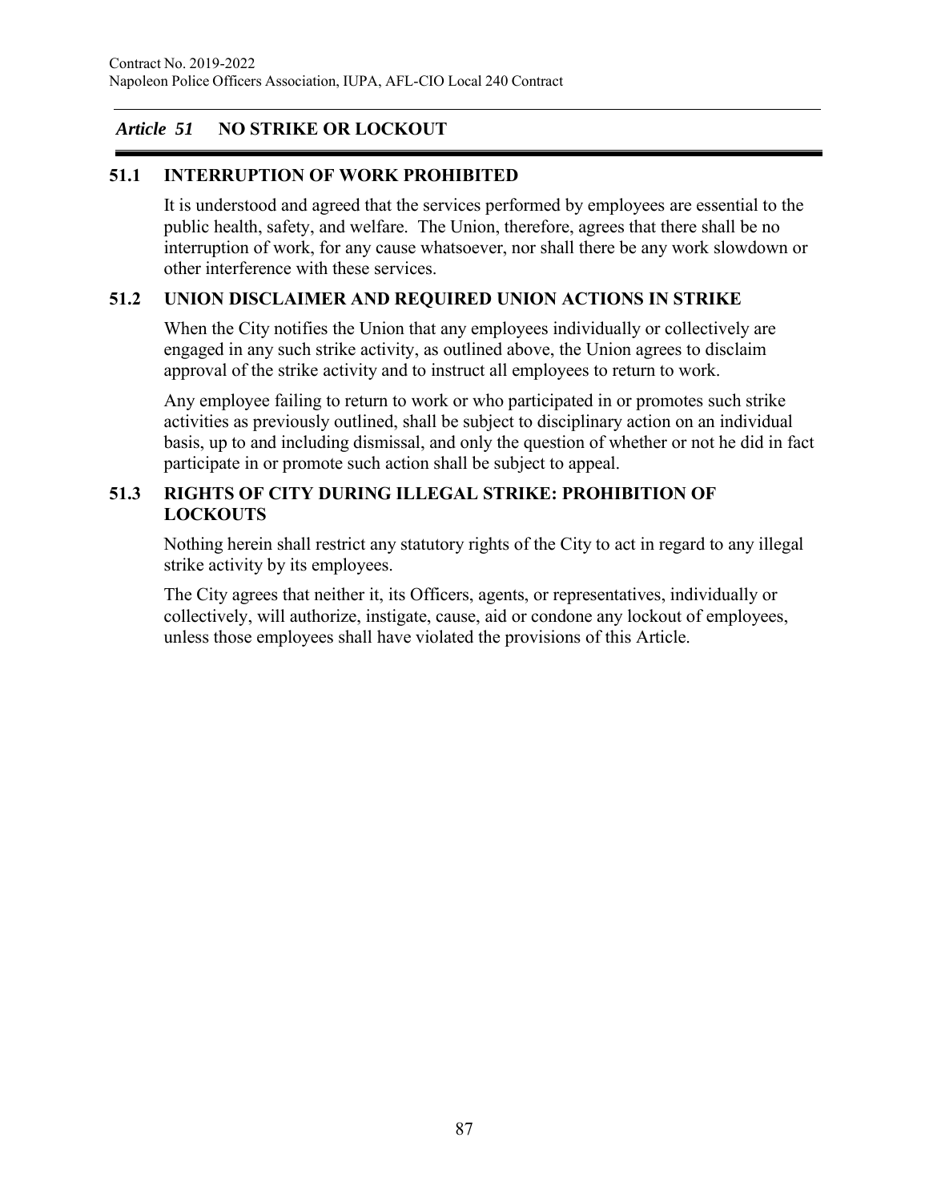## *Article 51* NO STRIKE OR LOCKOUT

### 51.1 INTERRUPTION OF WORK PROHIBITED

It is understood and agreed that the services performed by employees are essential to the public health, safety, and welfare. The Union, therefore, agrees that there shall be no interruption of work, for any cause whatsoever, nor shall there be any work slowdown or other interference with these services.

### 51.2 UNION DISCLAIMER AND REQUIRED UNION ACTIONS IN STRIKE

When the City notifies the Union that any employees individually or collectively are engaged in any such strike activity, as outlined above, the Union agrees to disclaim approval of the strike activity and to instruct all employees to return to work.

Any employee failing to return to work or who participated in or promotes such strike activities as previously outlined, shall be subject to disciplinary action on an individual basis, up to and including dismissal, and only the question of whether or not he did in fact participate in or promote such action shall be subject to appeal.

### 51.3 RIGHTS OF CITY DURING ILLEGAL STRIKE: PROHIBITION OF LOCKOUTS

Nothing herein shall restrict any statutory rights of the City to act in regard to any illegal strike activity by its employees.

The City agrees that neither it, its Officers, agents, or representatives, individually or collectively, will authorize, instigate, cause, aid or condone any lockout of employees, unless those employees shall have violated the provisions of this Article.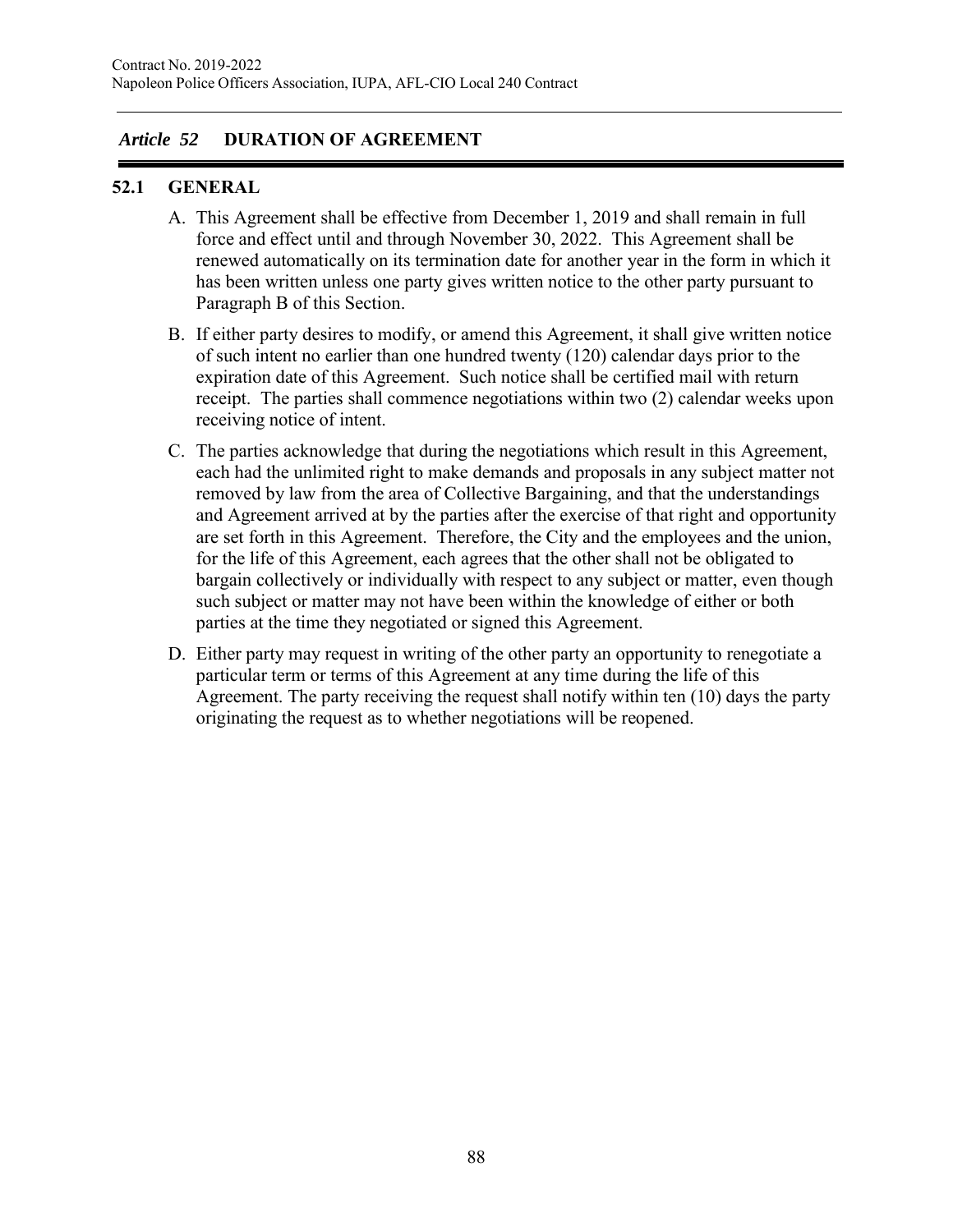## *Article 52* DURATION OF AGREEMENT

### 52.1 GENERAL

A. This Agreement shall be effective from December 1, 2019 and shall remain in full force and effect until and through November 30, 2022. This Agreement shall be renewed automatically on its termination date for another year in the form in which it has been written unless one party gives written notice to the other party pursuant to Paragraph B of this Section.

B. If either party desires to modify, or amend this Agreement, it shall give written notice of such intent no earlier than one hundred twenty (120) calendar days prior to the expiration date of this Agreement. Such notice shall be certified mail with return receipt. The parties shall commence negotiations within two (2) calendar weeks upon receiving notice of intent.

C. The parties acknowledge that during the negotiations which result in this Agreement, each had the unlimited right to make demands and proposals in any subject matter not removed by law from the area of Collective Bargaining, and that the understandings and Agreement arrived at by the parties after the exercise of that right and opportunity are set forth in this Agreement. Therefore, the City and the employees and the union, for the life of this Agreement, each agrees that the other shall not be obligated to bargain collectively or individually with respect to any subject or matter, even though such subject or matter may not have been within the knowledge of either or both parties at the time they negotiated or signed this Agreement.

D. Either party may request in writing of the other party an opportunity to renegotiate a particular term or terms of this Agreement at any time during the life of this Agreement. The party receiving the request shall notify within ten (10) days the party originating the request as to whether negotiations will be reopened.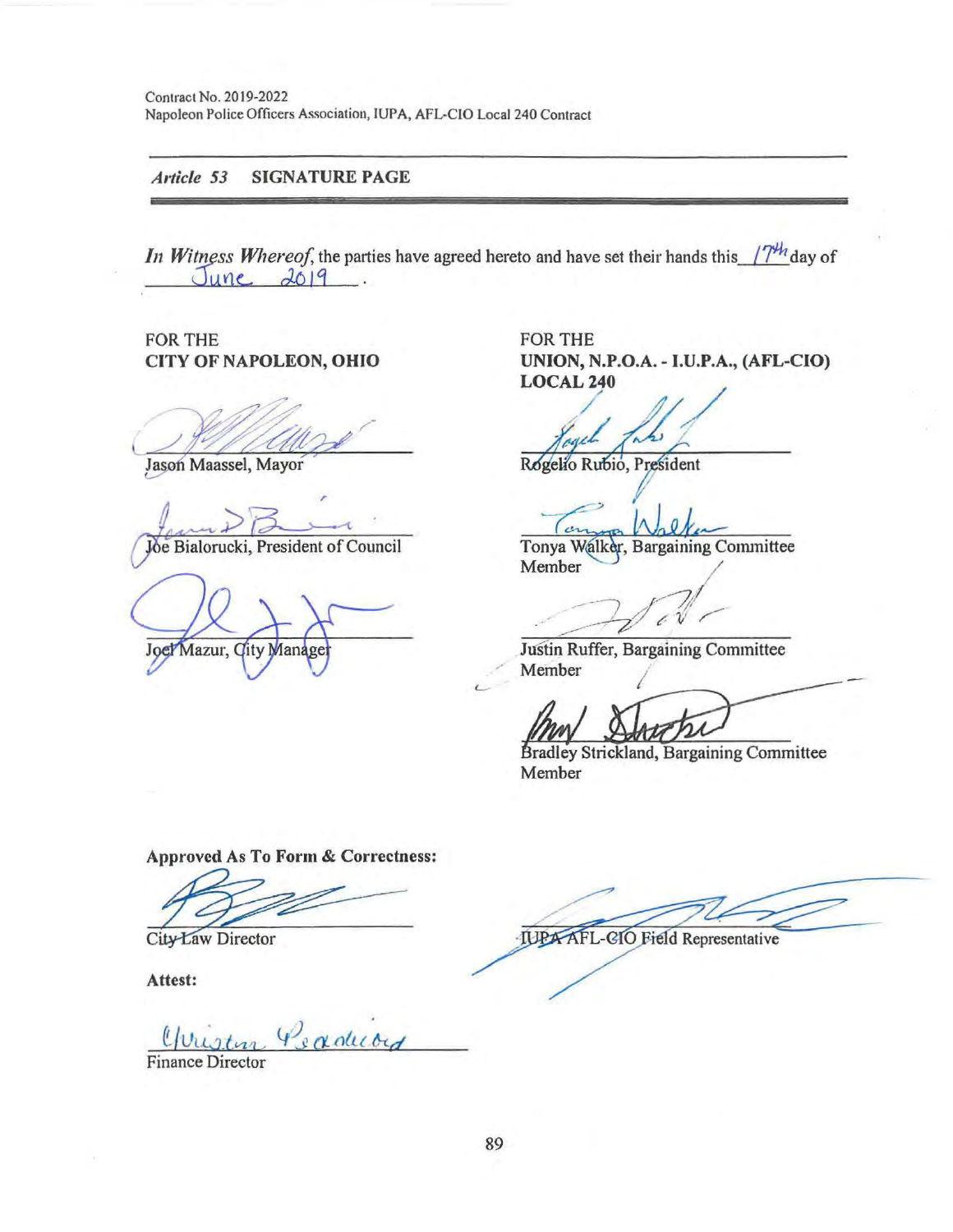Contract No. 2019-2022
Napoleon Police Officers Association, IUPA, AFL-CIO Local 240 Contract

## *Article 53* SIGNATURE PAGE

*In Witness Whereof*, the parties have agreed hereto and have set their hands this 17th day of June 2019.

FOR THE
**CITY OF NAPOLEON, OHIO**

Jason Maassel, Mayor

Joe Bialorucki, President of Council

Joel Mazur, City Manager

FOR THE
**UNION, N.P.O.A. - I.U.P.A., (AFL-CIO) LOCAL 240**

Rogelio Rubio, President

Tonya Walker, Bargaining Committee Member

Justin Ruffer, Bargaining Committee Member

Bradley Strickland, Bargaining Committee Member

**Approved As To Form & Correctness:**

City Law Director

IUPA AFL-CIO Field Representative

**Attest:**

Finance Director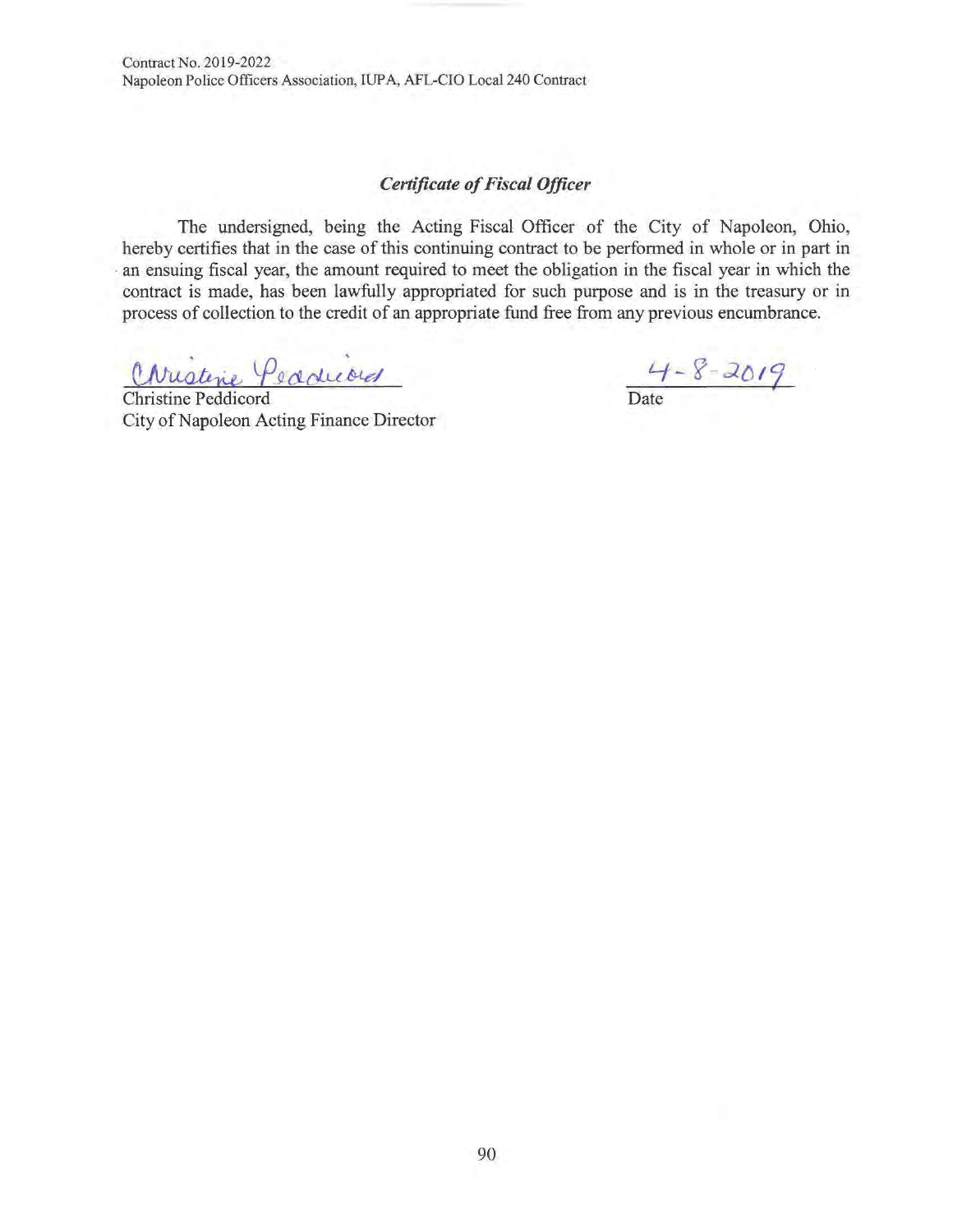### *Certificate of Fiscal Officer*

The undersigned, being the Acting Fiscal Officer of the City of Napoleon, Ohio, hereby certifies that in the case of this continuing contract to be performed in whole or in part in an ensuing fiscal year, the amount required to meet the obligation in the fiscal year in which the contract is made, has been lawfully appropriated for such purpose and is in the treasury or in process of collection to the credit of an appropriate fund free from any previous encumbrance.

Christine Peddicord
Christine Peddicord
City of Napoleon Acting Finance Director

4-8-2019
Date